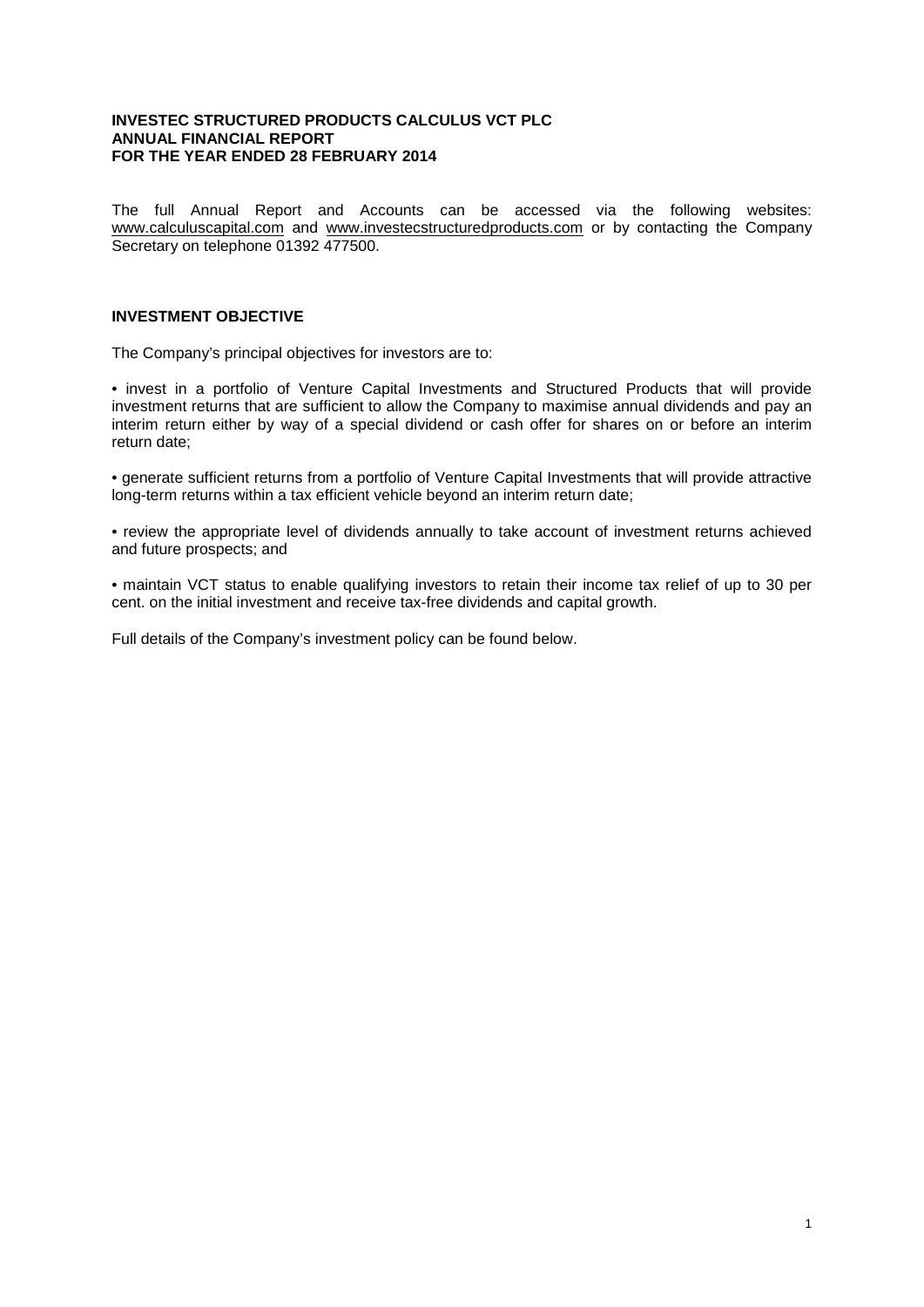**INVESTEC STRUCTURED PRODUCTS CALCULUS VCT PLC**
**ANNUAL FINANCIAL REPORT**
**FOR THE YEAR ENDED 28 FEBRUARY 2014**

The full Annual Report and Accounts can be accessed via the following websites: www.calculuscapital.com and www.investecstructuredproducts.com or by contacting the Company Secretary on telephone 01392 477500.

## INVESTMENT OBJECTIVE

The Company's principal objectives for investors are to:

• invest in a portfolio of Venture Capital Investments and Structured Products that will provide investment returns that are sufficient to allow the Company to maximise annual dividends and pay an interim return either by way of a special dividend or cash offer for shares on or before an interim return date;

• generate sufficient returns from a portfolio of Venture Capital Investments that will provide attractive long-term returns within a tax efficient vehicle beyond an interim return date;

• review the appropriate level of dividends annually to take account of investment returns achieved and future prospects; and

• maintain VCT status to enable qualifying investors to retain their income tax relief of up to 30 per cent. on the initial investment and receive tax-free dividends and capital growth.

Full details of the Company's investment policy can be found below.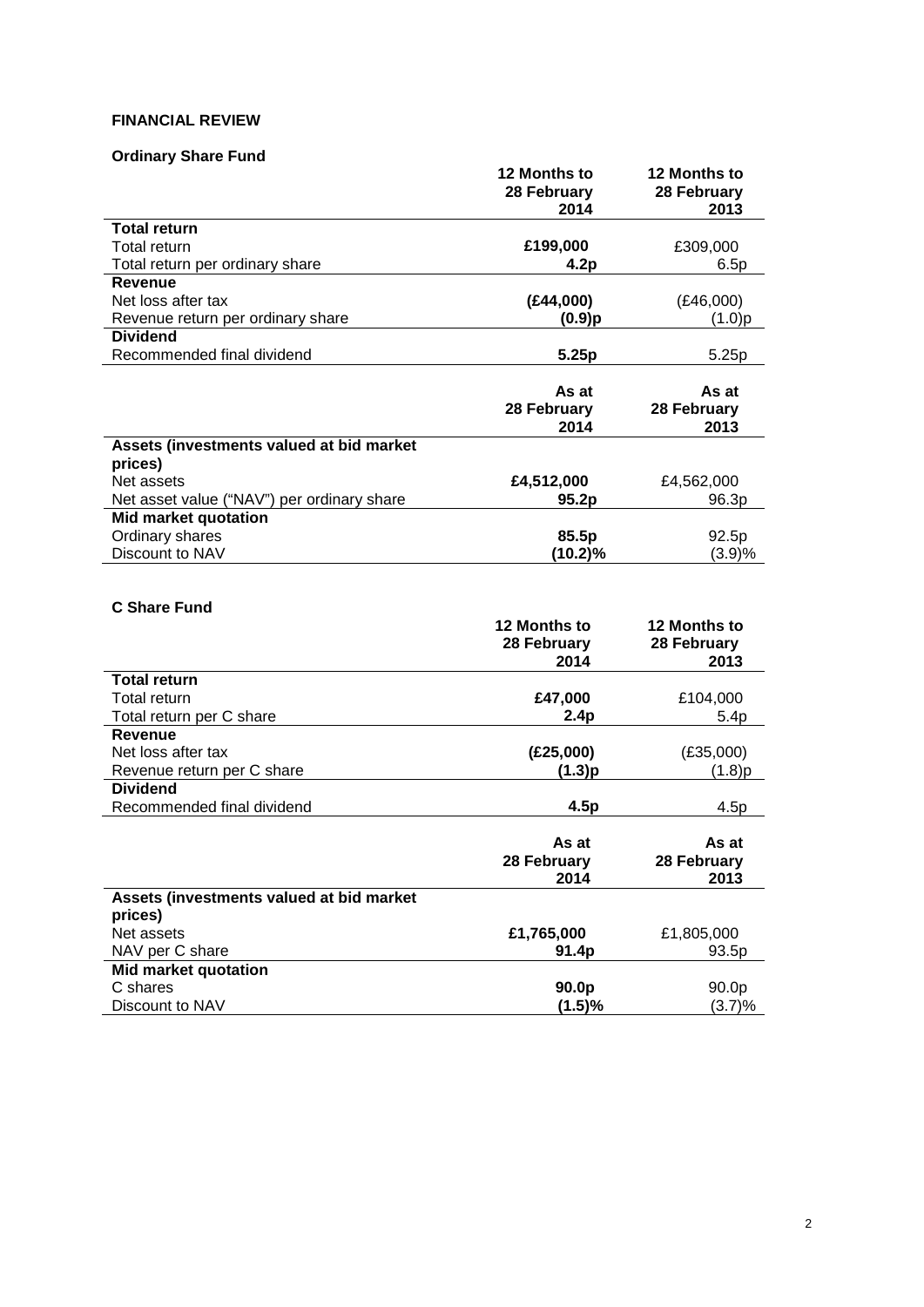**FINANCIAL REVIEW**

**Ordinary Share Fund**

| | **12 Months to 28 February 2014** | **12 Months to 28 February 2013** |
|---|---|---|
| **Total return** | | |
| Total return | **£199,000** | £309,000 |
| Total return per ordinary share | **4.2p** | 6.5p |
| **Revenue** | | |
| Net loss after tax | **(£44,000)** | (£46,000) |
| Revenue return per ordinary share | **(0.9)p** | (1.0)p |
| **Dividend** | | |
| Recommended final dividend | **5.25p** | 5.25p |

| | **As at 28 February 2014** | **As at 28 February 2013** |
|---|---|---|
| **Assets (investments valued at bid market prices)** | | |
| Net assets | **£4,512,000** | £4,562,000 |
| Net asset value ("NAV") per ordinary share | **95.2p** | 96.3p |
| **Mid market quotation** | | |
| Ordinary shares | **85.5p** | 92.5p |
| Discount to NAV | **(10.2)%** | (3.9)% |

**C Share Fund**

| | **12 Months to 28 February 2014** | **12 Months to 28 February 2013** |
|---|---|---|
| **Total return** | | |
| Total return | **£47,000** | £104,000 |
| Total return per C share | **2.4p** | 5.4p |
| **Revenue** | | |
| Net loss after tax | **(£25,000)** | (£35,000) |
| Revenue return per C share | **(1.3)p** | (1.8)p |
| **Dividend** | | |
| Recommended final dividend | **4.5p** | 4.5p |

| | **As at 28 February 2014** | **As at 28 February 2013** |
|---|---|---|
| **Assets (investments valued at bid market prices)** | | |
| Net assets | **£1,765,000** | £1,805,000 |
| NAV per C share | **91.4p** | 93.5p |
| **Mid market quotation** | | |
| C shares | **90.0p** | 90.0p |
| Discount to NAV | **(1.5)%** | (3.7)% |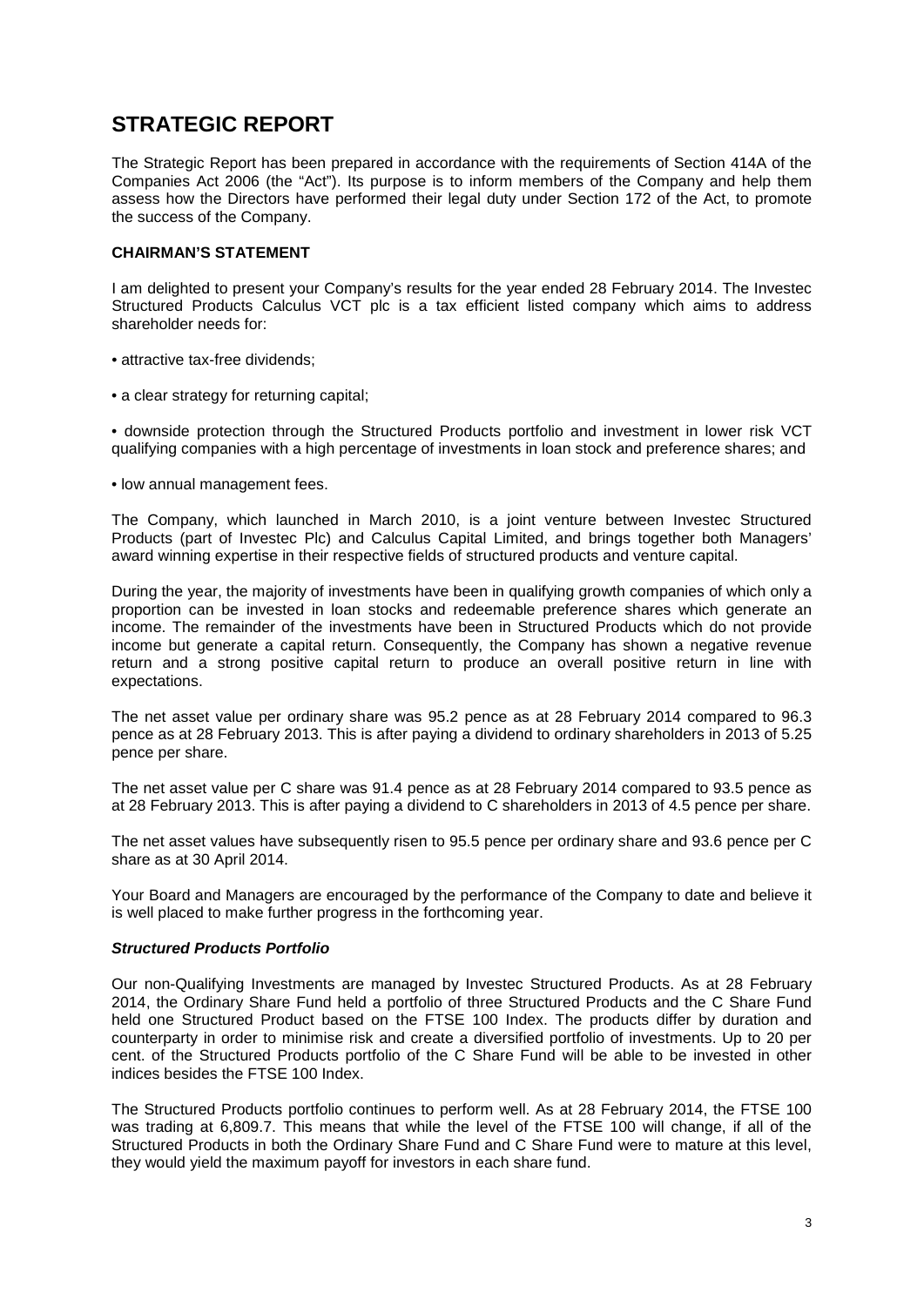# STRATEGIC REPORT

The Strategic Report has been prepared in accordance with the requirements of Section 414A of the Companies Act 2006 (the "Act"). Its purpose is to inform members of the Company and help them assess how the Directors have performed their legal duty under Section 172 of the Act, to promote the success of the Company.

## CHAIRMAN'S STATEMENT

I am delighted to present your Company's results for the year ended 28 February 2014. The Investec Structured Products Calculus VCT plc is a tax efficient listed company which aims to address shareholder needs for:

- attractive tax-free dividends;
- a clear strategy for returning capital;
- downside protection through the Structured Products portfolio and investment in lower risk VCT qualifying companies with a high percentage of investments in loan stock and preference shares; and
- low annual management fees.

The Company, which launched in March 2010, is a joint venture between Investec Structured Products (part of Investec Plc) and Calculus Capital Limited, and brings together both Managers' award winning expertise in their respective fields of structured products and venture capital.

During the year, the majority of investments have been in qualifying growth companies of which only a proportion can be invested in loan stocks and redeemable preference shares which generate an income. The remainder of the investments have been in Structured Products which do not provide income but generate a capital return. Consequently, the Company has shown a negative revenue return and a strong positive capital return to produce an overall positive return in line with expectations.

The net asset value per ordinary share was 95.2 pence as at 28 February 2014 compared to 96.3 pence as at 28 February 2013. This is after paying a dividend to ordinary shareholders in 2013 of 5.25 pence per share.

The net asset value per C share was 91.4 pence as at 28 February 2014 compared to 93.5 pence as at 28 February 2013. This is after paying a dividend to C shareholders in 2013 of 4.5 pence per share.

The net asset values have subsequently risen to 95.5 pence per ordinary share and 93.6 pence per C share as at 30 April 2014.

Your Board and Managers are encouraged by the performance of the Company to date and believe it is well placed to make further progress in the forthcoming year.

### *Structured Products Portfolio*

Our non-Qualifying Investments are managed by Investec Structured Products. As at 28 February 2014, the Ordinary Share Fund held a portfolio of three Structured Products and the C Share Fund held one Structured Product based on the FTSE 100 Index. The products differ by duration and counterparty in order to minimise risk and create a diversified portfolio of investments. Up to 20 per cent. of the Structured Products portfolio of the C Share Fund will be able to be invested in other indices besides the FTSE 100 Index.

The Structured Products portfolio continues to perform well. As at 28 February 2014, the FTSE 100 was trading at 6,809.7. This means that while the level of the FTSE 100 will change, if all of the Structured Products in both the Ordinary Share Fund and C Share Fund were to mature at this level, they would yield the maximum payoff for investors in each share fund.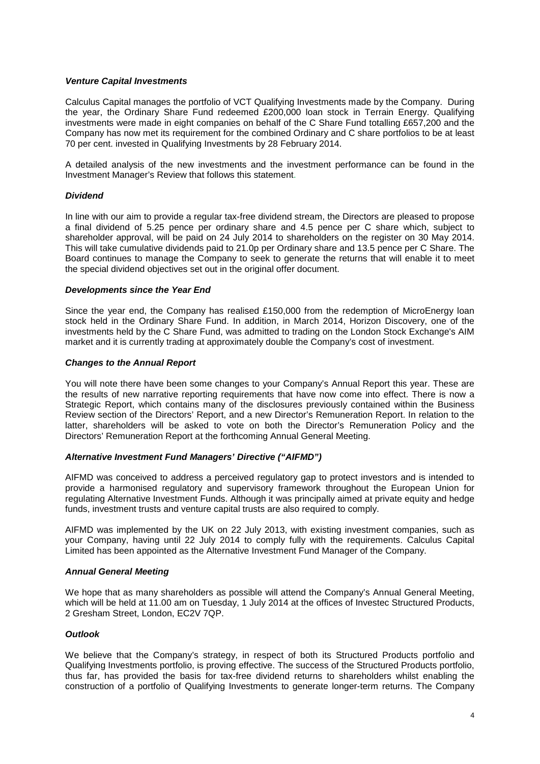### ***Venture Capital Investments***

Calculus Capital manages the portfolio of VCT Qualifying Investments made by the Company. During the year, the Ordinary Share Fund redeemed £200,000 loan stock in Terrain Energy. Qualifying investments were made in eight companies on behalf of the C Share Fund totalling £657,200 and the Company has now met its requirement for the combined Ordinary and C share portfolios to be at least 70 per cent. invested in Qualifying Investments by 28 February 2014.

A detailed analysis of the new investments and the investment performance can be found in the Investment Manager's Review that follows this statement.

### ***Dividend***

In line with our aim to provide a regular tax-free dividend stream, the Directors are pleased to propose a final dividend of 5.25 pence per ordinary share and 4.5 pence per C share which, subject to shareholder approval, will be paid on 24 July 2014 to shareholders on the register on 30 May 2014. This will take cumulative dividends paid to 21.0p per Ordinary share and 13.5 pence per C Share. The Board continues to manage the Company to seek to generate the returns that will enable it to meet the special dividend objectives set out in the original offer document.

### ***Developments since the Year End***

Since the year end, the Company has realised £150,000 from the redemption of MicroEnergy loan stock held in the Ordinary Share Fund. In addition, in March 2014, Horizon Discovery, one of the investments held by the C Share Fund, was admitted to trading on the London Stock Exchange's AIM market and it is currently trading at approximately double the Company's cost of investment.

### ***Changes to the Annual Report***

You will note there have been some changes to your Company's Annual Report this year. These are the results of new narrative reporting requirements that have now come into effect. There is now a Strategic Report, which contains many of the disclosures previously contained within the Business Review section of the Directors' Report, and a new Director's Remuneration Report. In relation to the latter, shareholders will be asked to vote on both the Director's Remuneration Policy and the Directors' Remuneration Report at the forthcoming Annual General Meeting.

### ***Alternative Investment Fund Managers' Directive ("AIFMD")***

AIFMD was conceived to address a perceived regulatory gap to protect investors and is intended to provide a harmonised regulatory and supervisory framework throughout the European Union for regulating Alternative Investment Funds. Although it was principally aimed at private equity and hedge funds, investment trusts and venture capital trusts are also required to comply.

AIFMD was implemented by the UK on 22 July 2013, with existing investment companies, such as your Company, having until 22 July 2014 to comply fully with the requirements. Calculus Capital Limited has been appointed as the Alternative Investment Fund Manager of the Company.

### ***Annual General Meeting***

We hope that as many shareholders as possible will attend the Company's Annual General Meeting, which will be held at 11.00 am on Tuesday, 1 July 2014 at the offices of Investec Structured Products, 2 Gresham Street, London, EC2V 7QP.

### ***Outlook***

We believe that the Company's strategy, in respect of both its Structured Products portfolio and Qualifying Investments portfolio, is proving effective. The success of the Structured Products portfolio, thus far, has provided the basis for tax-free dividend returns to shareholders whilst enabling the construction of a portfolio of Qualifying Investments to generate longer-term returns. The Company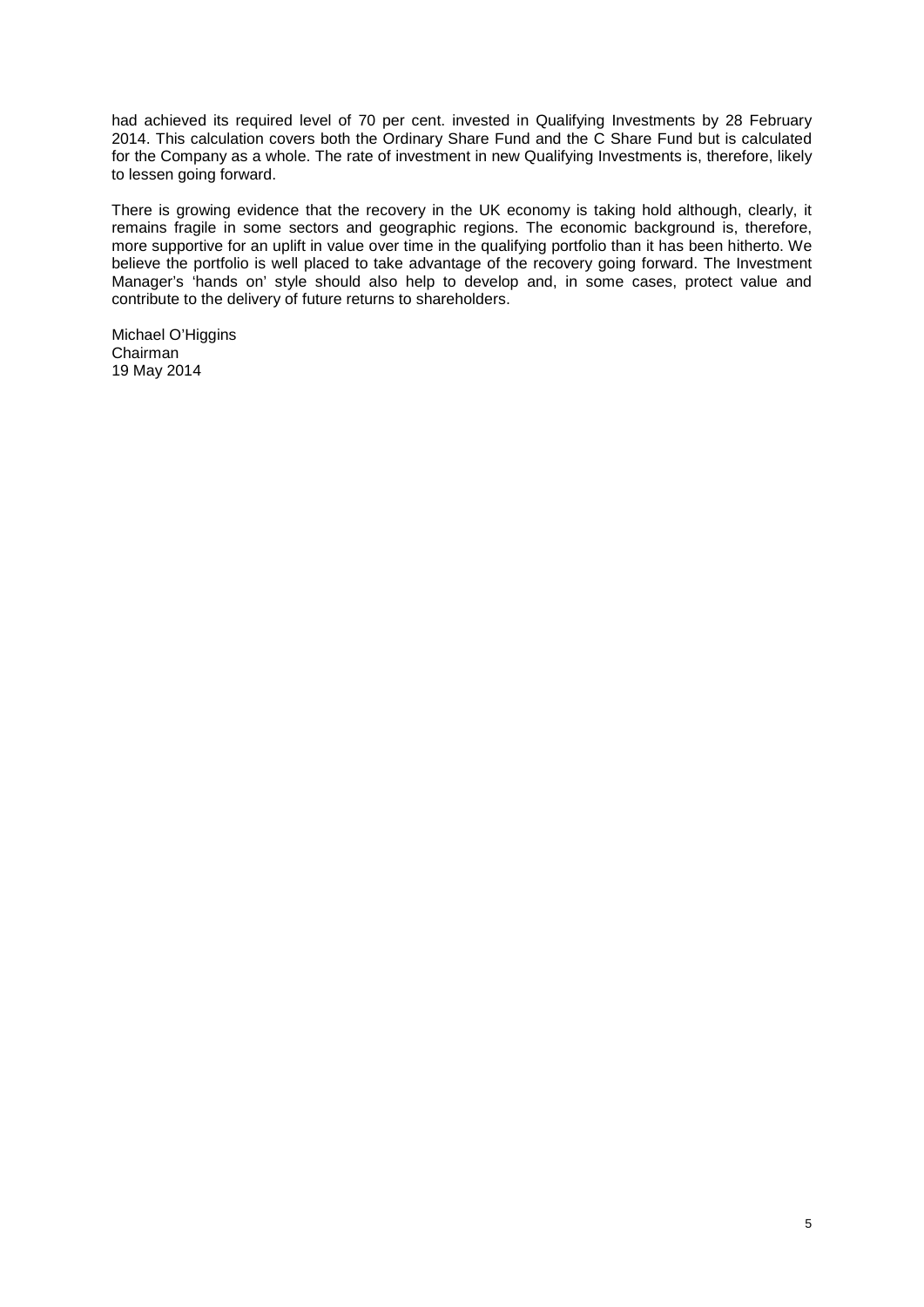had achieved its required level of 70 per cent. invested in Qualifying Investments by 28 February 2014. This calculation covers both the Ordinary Share Fund and the C Share Fund but is calculated for the Company as a whole. The rate of investment in new Qualifying Investments is, therefore, likely to lessen going forward.

There is growing evidence that the recovery in the UK economy is taking hold although, clearly, it remains fragile in some sectors and geographic regions. The economic background is, therefore, more supportive for an uplift in value over time in the qualifying portfolio than it has been hitherto. We believe the portfolio is well placed to take advantage of the recovery going forward. The Investment Manager's 'hands on' style should also help to develop and, in some cases, protect value and contribute to the delivery of future returns to shareholders.

Michael O'Higgins
Chairman
19 May 2014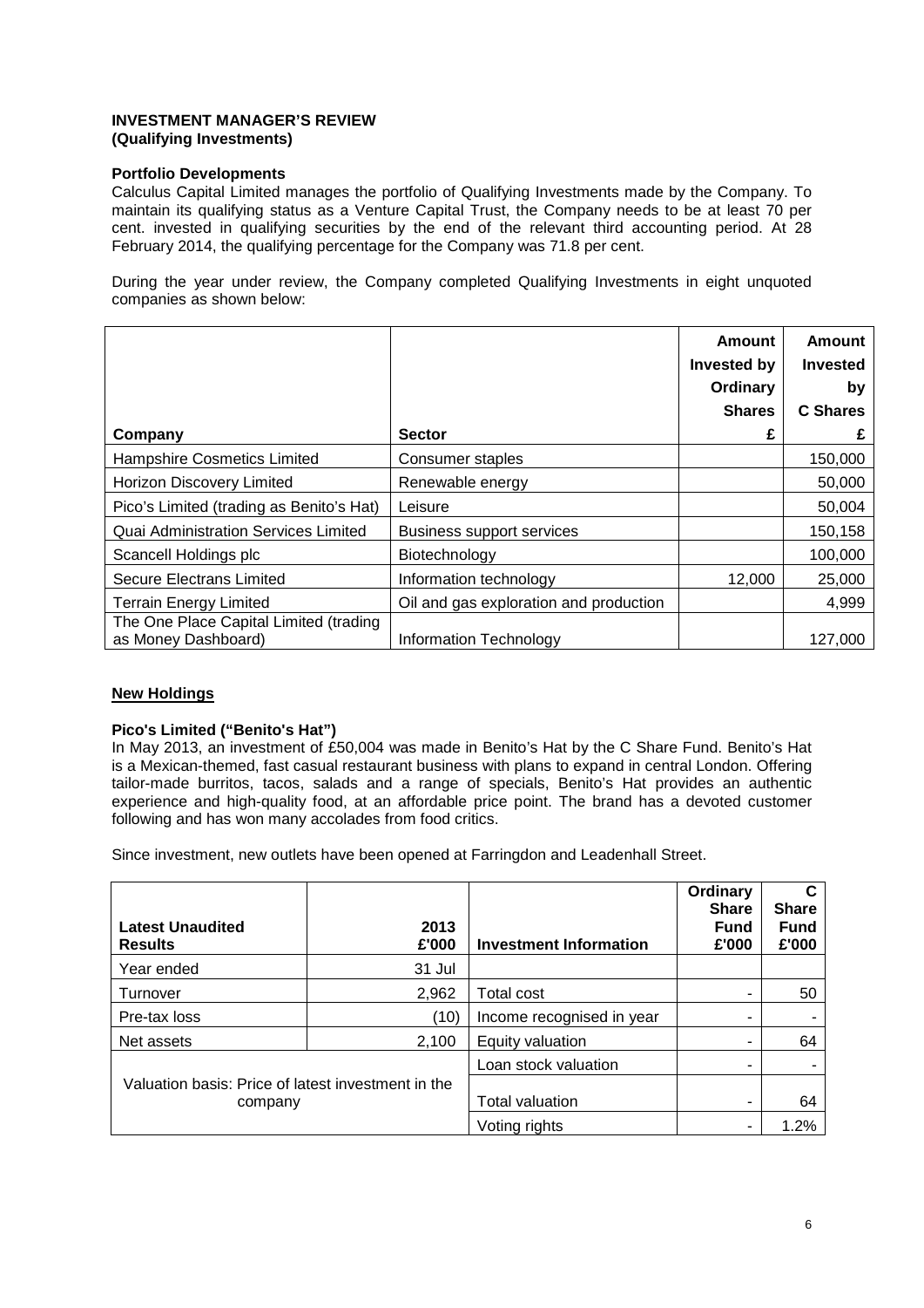**INVESTMENT MANAGER'S REVIEW**
**(Qualifying Investments)**

**Portfolio Developments**

Calculus Capital Limited manages the portfolio of Qualifying Investments made by the Company. To maintain its qualifying status as a Venture Capital Trust, the Company needs to be at least 70 per cent. invested in qualifying securities by the end of the relevant third accounting period. At 28 February 2014, the qualifying percentage for the Company was 71.8 per cent.

During the year under review, the Company completed Qualifying Investments in eight unquoted companies as shown below:

| Company | Sector | Amount Invested by Ordinary Shares £ | Amount Invested by C Shares £ |
|---|---|---|---|
| Hampshire Cosmetics Limited | Consumer staples | | 150,000 |
| Horizon Discovery Limited | Renewable energy | | 50,000 |
| Pico's Limited (trading as Benito's Hat) | Leisure | | 50,004 |
| Quai Administration Services Limited | Business support services | | 150,158 |
| Scancell Holdings plc | Biotechnology | | 100,000 |
| Secure Electrans Limited | Information technology | 12,000 | 25,000 |
| Terrain Energy Limited | Oil and gas exploration and production | | 4,999 |
| The One Place Capital Limited (trading as Money Dashboard) | Information Technology | | 127,000 |

**New Holdings**

**Pico's Limited ("Benito's Hat")**

In May 2013, an investment of £50,004 was made in Benito's Hat by the C Share Fund. Benito's Hat is a Mexican-themed, fast casual restaurant business with plans to expand in central London. Offering tailor-made burritos, tacos, salads and a range of specials, Benito's Hat provides an authentic experience and high-quality food, at an affordable price point. The brand has a devoted customer following and has won many accolades from food critics.

Since investment, new outlets have been opened at Farringdon and Leadenhall Street.

| Latest Unaudited Results | 2013 £'000 | Investment Information | Ordinary Share Fund £'000 | C Share Fund £'000 |
|---|---|---|---|---|
| Year ended | 31 Jul | | | |
| Turnover | 2,962 | Total cost | - | 50 |
| Pre-tax loss | (10) | Income recognised in year | - | - |
| Net assets | 2,100 | Equity valuation | - | 64 |
| Valuation basis: Price of latest investment in the company | | Loan stock valuation | - | - |
| | | Total valuation | - | 64 |
| | | Voting rights | - | 1.2% |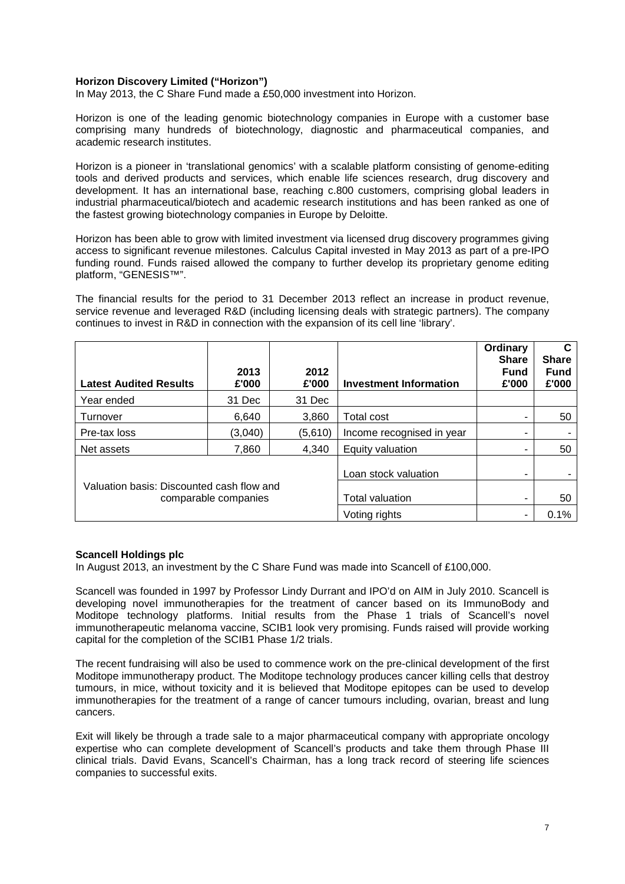**Horizon Discovery Limited ("Horizon")**

In May 2013, the C Share Fund made a £50,000 investment into Horizon.

Horizon is one of the leading genomic biotechnology companies in Europe with a customer base comprising many hundreds of biotechnology, diagnostic and pharmaceutical companies, and academic research institutes.

Horizon is a pioneer in 'translational genomics' with a scalable platform consisting of genome-editing tools and derived products and services, which enable life sciences research, drug discovery and development. It has an international base, reaching c.800 customers, comprising global leaders in industrial pharmaceutical/biotech and academic research institutions and has been ranked as one of the fastest growing biotechnology companies in Europe by Deloitte.

Horizon has been able to grow with limited investment via licensed drug discovery programmes giving access to significant revenue milestones. Calculus Capital invested in May 2013 as part of a pre-IPO funding round. Funds raised allowed the company to further develop its proprietary genome editing platform, "GENESIS™".

The financial results for the period to 31 December 2013 reflect an increase in product revenue, service revenue and leveraged R&D (including licensing deals with strategic partners). The company continues to invest in R&D in connection with the expansion of its cell line 'library'.

| Latest Audited Results | 2013 £'000 | 2012 £'000 | Investment Information | Ordinary Share Fund £'000 | C Share Fund £'000 |
|---|---|---|---|---|---|
| Year ended | 31 Dec | 31 Dec | | | |
| Turnover | 6,640 | 3,860 | Total cost | - | 50 |
| Pre-tax loss | (3,040) | (5,610) | Income recognised in year | - | - |
| Net assets | 7,860 | 4,340 | Equity valuation | - | 50 |
| Valuation basis: Discounted cash flow and comparable companies | | | Loan stock valuation | - | - |
| | | | Total valuation | - | 50 |
| | | | Voting rights | - | 0.1% |

**Scancell Holdings plc**

In August 2013, an investment by the C Share Fund was made into Scancell of £100,000.

Scancell was founded in 1997 by Professor Lindy Durrant and IPO'd on AIM in July 2010. Scancell is developing novel immunotherapies for the treatment of cancer based on its ImmunoBody and Moditope technology platforms. Initial results from the Phase 1 trials of Scancell's novel immunotherapeutic melanoma vaccine, SCIB1 look very promising. Funds raised will provide working capital for the completion of the SCIB1 Phase 1/2 trials.

The recent fundraising will also be used to commence work on the pre-clinical development of the first Moditope immunotherapy product. The Moditope technology produces cancer killing cells that destroy tumours, in mice, without toxicity and it is believed that Moditope epitopes can be used to develop immunotherapies for the treatment of a range of cancer tumours including, ovarian, breast and lung cancers.

Exit will likely be through a trade sale to a major pharmaceutical company with appropriate oncology expertise who can complete development of Scancell's products and take them through Phase III clinical trials. David Evans, Scancell's Chairman, has a long track record of steering life sciences companies to successful exits.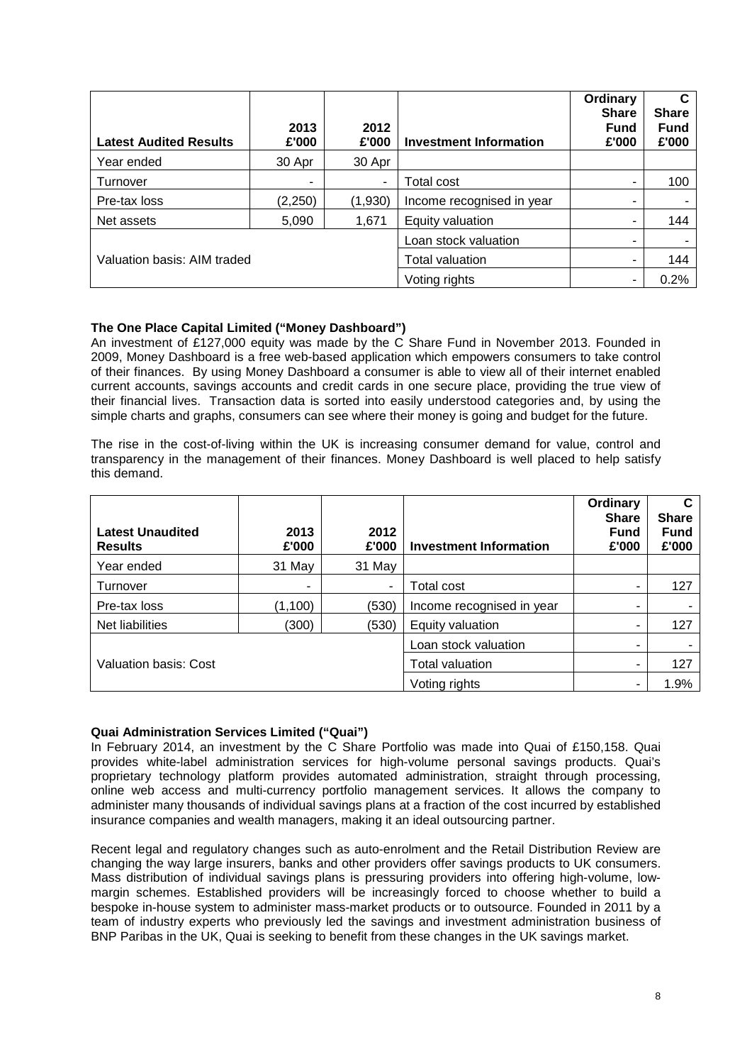| Latest Audited Results | 2013 £'000 | 2012 £'000 | Investment Information | Ordinary Share Fund £'000 | C Share Fund £'000 |
|---|---|---|---|---|---|
| Year ended | 30 Apr | 30 Apr | | | |
| Turnover | - | - | Total cost | - | 100 |
| Pre-tax loss | (2,250) | (1,930) | Income recognised in year | - | - |
| Net assets | 5,090 | 1,671 | Equity valuation | - | 144 |
| Valuation basis: AIM traded | | | Loan stock valuation | - | - |
| | | | Total valuation | - | 144 |
| | | | Voting rights | - | 0.2% |

**The One Place Capital Limited ("Money Dashboard")**

An investment of £127,000 equity was made by the C Share Fund in November 2013. Founded in 2009, Money Dashboard is a free web-based application which empowers consumers to take control of their finances. By using Money Dashboard a consumer is able to view all of their internet enabled current accounts, savings accounts and credit cards in one secure place, providing the true view of their financial lives. Transaction data is sorted into easily understood categories and, by using the simple charts and graphs, consumers can see where their money is going and budget for the future.

The rise in the cost-of-living within the UK is increasing consumer demand for value, control and transparency in the management of their finances. Money Dashboard is well placed to help satisfy this demand.

| Latest Unaudited Results | 2013 £'000 | 2012 £'000 | Investment Information | Ordinary Share Fund £'000 | C Share Fund £'000 |
|---|---|---|---|---|---|
| Year ended | 31 May | 31 May | | | |
| Turnover | - | - | Total cost | - | 127 |
| Pre-tax loss | (1,100) | (530) | Income recognised in year | - | - |
| Net liabilities | (300) | (530) | Equity valuation | - | 127 |
| Valuation basis: Cost | | | Loan stock valuation | - | - |
| | | | Total valuation | - | 127 |
| | | | Voting rights | - | 1.9% |

**Quai Administration Services Limited ("Quai")**

In February 2014, an investment by the C Share Portfolio was made into Quai of £150,158. Quai provides white-label administration services for high-volume personal savings products. Quai's proprietary technology platform provides automated administration, straight through processing, online web access and multi-currency portfolio management services. It allows the company to administer many thousands of individual savings plans at a fraction of the cost incurred by established insurance companies and wealth managers, making it an ideal outsourcing partner.

Recent legal and regulatory changes such as auto-enrolment and the Retail Distribution Review are changing the way large insurers, banks and other providers offer savings products to UK consumers. Mass distribution of individual savings plans is pressuring providers into offering high-volume, low-margin schemes. Established providers will be increasingly forced to choose whether to build a bespoke in-house system to administer mass-market products or to outsource. Founded in 2011 by a team of industry experts who previously led the savings and investment administration business of BNP Paribas in the UK, Quai is seeking to benefit from these changes in the UK savings market.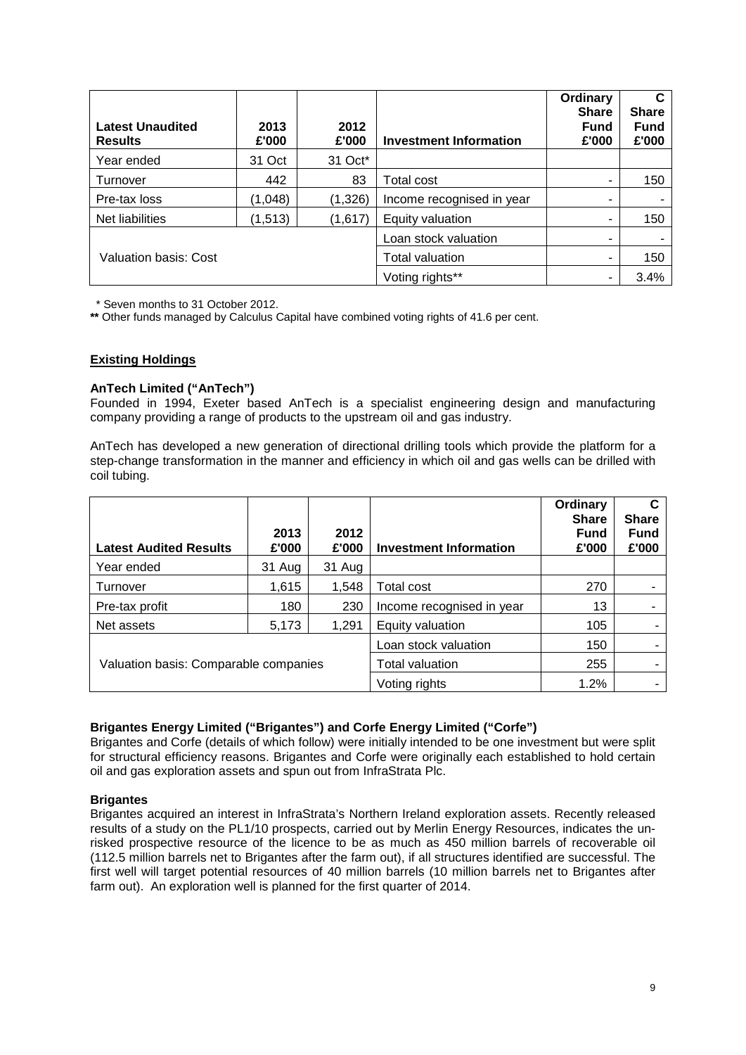| Latest Unaudited Results | 2013 £'000 | 2012 £'000 | Investment Information | Ordinary Share Fund £'000 | C Share Fund £'000 |
|---|---|---|---|---|---|
| Year ended | 31 Oct | 31 Oct* | | | |
| Turnover | 442 | 83 | Total cost | - | 150 |
| Pre-tax loss | (1,048) | (1,326) | Income recognised in year | - | - |
| Net liabilities | (1,513) | (1,617) | Equity valuation | - | 150 |
| Valuation basis: Cost | | | Loan stock valuation | - | - |
| | | | Total valuation | - | 150 |
| | | | Voting rights** | - | 3.4% |

\* Seven months to 31 October 2012.

** Other funds managed by Calculus Capital have combined voting rights of 41.6 per cent.

## Existing Holdings

### AnTech Limited ("AnTech")

Founded in 1994, Exeter based AnTech is a specialist engineering design and manufacturing company providing a range of products to the upstream oil and gas industry.

AnTech has developed a new generation of directional drilling tools which provide the platform for a step-change transformation in the manner and efficiency in which oil and gas wells can be drilled with coil tubing.

| Latest Audited Results | 2013 £'000 | 2012 £'000 | Investment Information | Ordinary Share Fund £'000 | C Share Fund £'000 |
|---|---|---|---|---|---|
| Year ended | 31 Aug | 31 Aug | | | |
| Turnover | 1,615 | 1,548 | Total cost | 270 | - |
| Pre-tax profit | 180 | 230 | Income recognised in year | 13 | - |
| Net assets | 5,173 | 1,291 | Equity valuation | 105 | - |
| Valuation basis: Comparable companies | | | Loan stock valuation | 150 | - |
| | | | Total valuation | 255 | - |
| | | | Voting rights | 1.2% | - |

### Brigantes Energy Limited ("Brigantes") and Corfe Energy Limited ("Corfe")

Brigantes and Corfe (details of which follow) were initially intended to be one investment but were split for structural efficiency reasons. Brigantes and Corfe were originally each established to hold certain oil and gas exploration assets and spun out from InfraStrata Plc.

### Brigantes

Brigantes acquired an interest in InfraStrata's Northern Ireland exploration assets. Recently released results of a study on the PL1/10 prospects, carried out by Merlin Energy Resources, indicates the un-risked prospective resource of the licence to be as much as 450 million barrels of recoverable oil (112.5 million barrels net to Brigantes after the farm out), if all structures identified are successful. The first well will target potential resources of 40 million barrels (10 million barrels net to Brigantes after farm out). An exploration well is planned for the first quarter of 2014.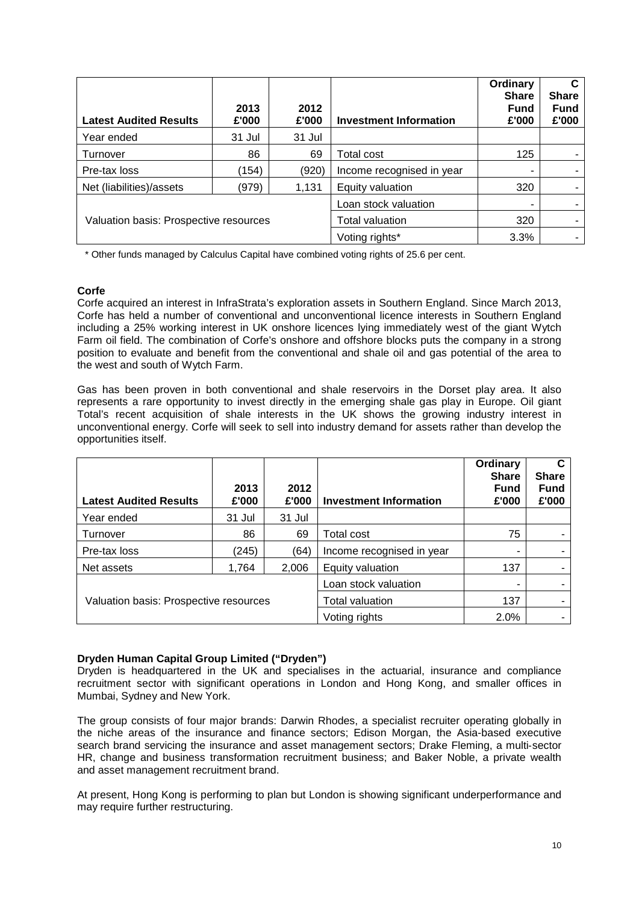| Latest Audited Results | 2013 £'000 | 2012 £'000 | Investment Information | Ordinary Share Fund £'000 | C Share Fund £'000 |
|---|---|---|---|---|---|
| Year ended | 31 Jul | 31 Jul | | | |
| Turnover | 86 | 69 | Total cost | 125 | - |
| Pre-tax loss | (154) | (920) | Income recognised in year | - | - |
| Net (liabilities)/assets | (979) | 1,131 | Equity valuation | 320 | - |
| Valuation basis: Prospective resources | | | Loan stock valuation | - | - |
| | | | Total valuation | 320 | - |
| | | | Voting rights* | 3.3% | - |

\* Other funds managed by Calculus Capital have combined voting rights of 25.6 per cent.

**Corfe**

Corfe acquired an interest in InfraStrata's exploration assets in Southern England. Since March 2013, Corfe has held a number of conventional and unconventional licence interests in Southern England including a 25% working interest in UK onshore licences lying immediately west of the giant Wytch Farm oil field. The combination of Corfe's onshore and offshore blocks puts the company in a strong position to evaluate and benefit from the conventional and shale oil and gas potential of the area to the west and south of Wytch Farm.

Gas has been proven in both conventional and shale reservoirs in the Dorset play area. It also represents a rare opportunity to invest directly in the emerging shale gas play in Europe. Oil giant Total's recent acquisition of shale interests in the UK shows the growing industry interest in unconventional energy. Corfe will seek to sell into industry demand for assets rather than develop the opportunities itself.

| Latest Audited Results | 2013 £'000 | 2012 £'000 | Investment Information | Ordinary Share Fund £'000 | C Share Fund £'000 |
|---|---|---|---|---|---|
| Year ended | 31 Jul | 31 Jul | | | |
| Turnover | 86 | 69 | Total cost | 75 | - |
| Pre-tax loss | (245) | (64) | Income recognised in year | - | - |
| Net assets | 1,764 | 2,006 | Equity valuation | 137 | - |
| Valuation basis: Prospective resources | | | Loan stock valuation | - | - |
| | | | Total valuation | 137 | - |
| | | | Voting rights | 2.0% | - |

**Dryden Human Capital Group Limited ("Dryden")**

Dryden is headquartered in the UK and specialises in the actuarial, insurance and compliance recruitment sector with significant operations in London and Hong Kong, and smaller offices in Mumbai, Sydney and New York.

The group consists of four major brands: Darwin Rhodes, a specialist recruiter operating globally in the niche areas of the insurance and finance sectors; Edison Morgan, the Asia-based executive search brand servicing the insurance and asset management sectors; Drake Fleming, a multi-sector HR, change and business transformation recruitment business; and Baker Noble, a private wealth and asset management recruitment brand.

At present, Hong Kong is performing to plan but London is showing significant underperformance and may require further restructuring.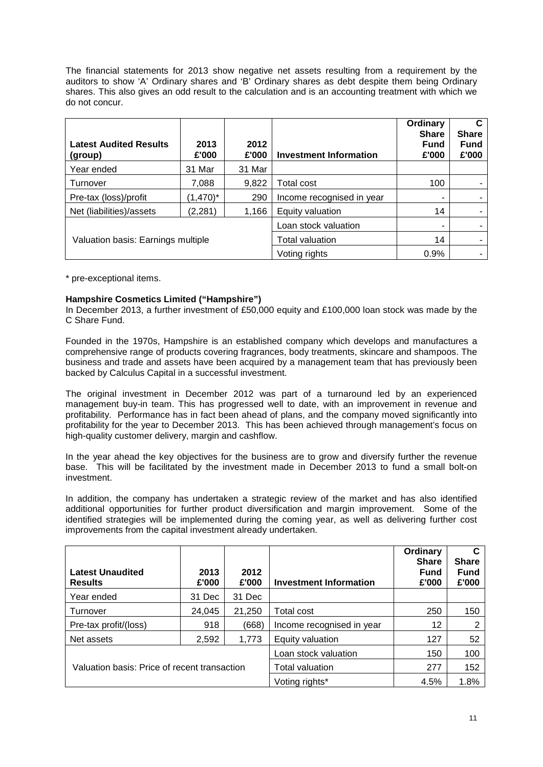The financial statements for 2013 show negative net assets resulting from a requirement by the auditors to show 'A' Ordinary shares and 'B' Ordinary shares as debt despite them being Ordinary shares. This also gives an odd result to the calculation and is an accounting treatment with which we do not concur.

| Latest Audited Results (group) | 2013 £'000 | 2012 £'000 | Investment Information | Ordinary Share Fund £'000 | C Share Fund £'000 |
|---|---|---|---|---|---|
| Year ended | 31 Mar | 31 Mar | | | |
| Turnover | 7,088 | 9,822 | Total cost | 100 | - |
| Pre-tax (loss)/profit | (1,470)* | 290 | Income recognised in year | - | - |
| Net (liabilities)/assets | (2,281) | 1,166 | Equity valuation | 14 | - |
| Valuation basis: Earnings multiple | | | Loan stock valuation | - | - |
| | | | Total valuation | 14 | - |
| | | | Voting rights | 0.9% | - |

* pre-exceptional items.

**Hampshire Cosmetics Limited ("Hampshire")**

In December 2013, a further investment of £50,000 equity and £100,000 loan stock was made by the C Share Fund.

Founded in the 1970s, Hampshire is an established company which develops and manufactures a comprehensive range of products covering fragrances, body treatments, skincare and shampoos. The business and trade and assets have been acquired by a management team that has previously been backed by Calculus Capital in a successful investment.

The original investment in December 2012 was part of a turnaround led by an experienced management buy-in team. This has progressed well to date, with an improvement in revenue and profitability. Performance has in fact been ahead of plans, and the company moved significantly into profitability for the year to December 2013. This has been achieved through management's focus on high-quality customer delivery, margin and cashflow.

In the year ahead the key objectives for the business are to grow and diversify further the revenue base. This will be facilitated by the investment made in December 2013 to fund a small bolt-on investment.

In addition, the company has undertaken a strategic review of the market and has also identified additional opportunities for further product diversification and margin improvement. Some of the identified strategies will be implemented during the coming year, as well as delivering further cost improvements from the capital investment already undertaken.

| Latest Unaudited Results | 2013 £'000 | 2012 £'000 | Investment Information | Ordinary Share Fund £'000 | C Share Fund £'000 |
|---|---|---|---|---|---|
| Year ended | 31 Dec | 31 Dec | | | |
| Turnover | 24,045 | 21,250 | Total cost | 250 | 150 |
| Pre-tax profit/(loss) | 918 | (668) | Income recognised in year | 12 | 2 |
| Net assets | 2,592 | 1,773 | Equity valuation | 127 | 52 |
| Valuation basis: Price of recent transaction | | | Loan stock valuation | 150 | 100 |
| | | | Total valuation | 277 | 152 |
| | | | Voting rights* | 4.5% | 1.8% |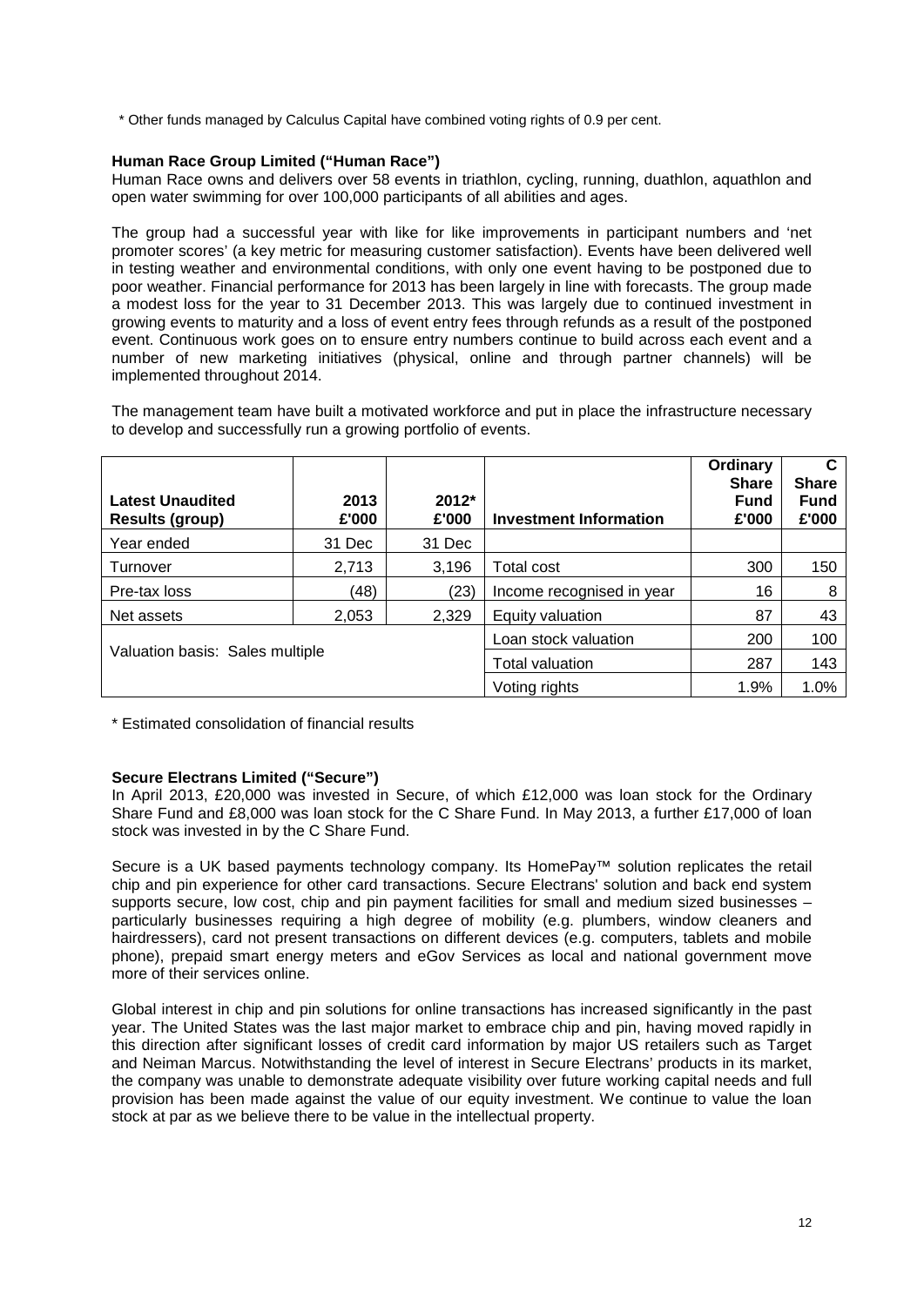\* Other funds managed by Calculus Capital have combined voting rights of 0.9 per cent.

**Human Race Group Limited ("Human Race")**

Human Race owns and delivers over 58 events in triathlon, cycling, running, duathlon, aquathlon and open water swimming for over 100,000 participants of all abilities and ages.

The group had a successful year with like for like improvements in participant numbers and 'net promoter scores' (a key metric for measuring customer satisfaction). Events have been delivered well in testing weather and environmental conditions, with only one event having to be postponed due to poor weather. Financial performance for 2013 has been largely in line with forecasts. The group made a modest loss for the year to 31 December 2013. This was largely due to continued investment in growing events to maturity and a loss of event entry fees through refunds as a result of the postponed event. Continuous work goes on to ensure entry numbers continue to build across each event and a number of new marketing initiatives (physical, online and through partner channels) will be implemented throughout 2014.

The management team have built a motivated workforce and put in place the infrastructure necessary to develop and successfully run a growing portfolio of events.

| Latest Unaudited Results (group) | 2013 £'000 | 2012* £'000 | Investment Information | Ordinary Share Fund £'000 | C Share Fund £'000 |
|---|---|---|---|---|---|
| Year ended | 31 Dec | 31 Dec | | | |
| Turnover | 2,713 | 3,196 | Total cost | 300 | 150 |
| Pre-tax loss | (48) | (23) | Income recognised in year | 16 | 8 |
| Net assets | 2,053 | 2,329 | Equity valuation | 87 | 43 |
| Valuation basis: Sales multiple | | | Loan stock valuation | 200 | 100 |
| | | | Total valuation | 287 | 143 |
| | | | Voting rights | 1.9% | 1.0% |

\* Estimated consolidation of financial results

**Secure Electrans Limited ("Secure")**

In April 2013, £20,000 was invested in Secure, of which £12,000 was loan stock for the Ordinary Share Fund and £8,000 was loan stock for the C Share Fund. In May 2013, a further £17,000 of loan stock was invested in by the C Share Fund.

Secure is a UK based payments technology company. Its HomePay™ solution replicates the retail chip and pin experience for other card transactions. Secure Electrans' solution and back end system supports secure, low cost, chip and pin payment facilities for small and medium sized businesses – particularly businesses requiring a high degree of mobility (e.g. plumbers, window cleaners and hairdressers), card not present transactions on different devices (e.g. computers, tablets and mobile phone), prepaid smart energy meters and eGov Services as local and national government move more of their services online.

Global interest in chip and pin solutions for online transactions has increased significantly in the past year. The United States was the last major market to embrace chip and pin, having moved rapidly in this direction after significant losses of credit card information by major US retailers such as Target and Neiman Marcus. Notwithstanding the level of interest in Secure Electrans' products in its market, the company was unable to demonstrate adequate visibility over future working capital needs and full provision has been made against the value of our equity investment. We continue to value the loan stock at par as we believe there to be value in the intellectual property.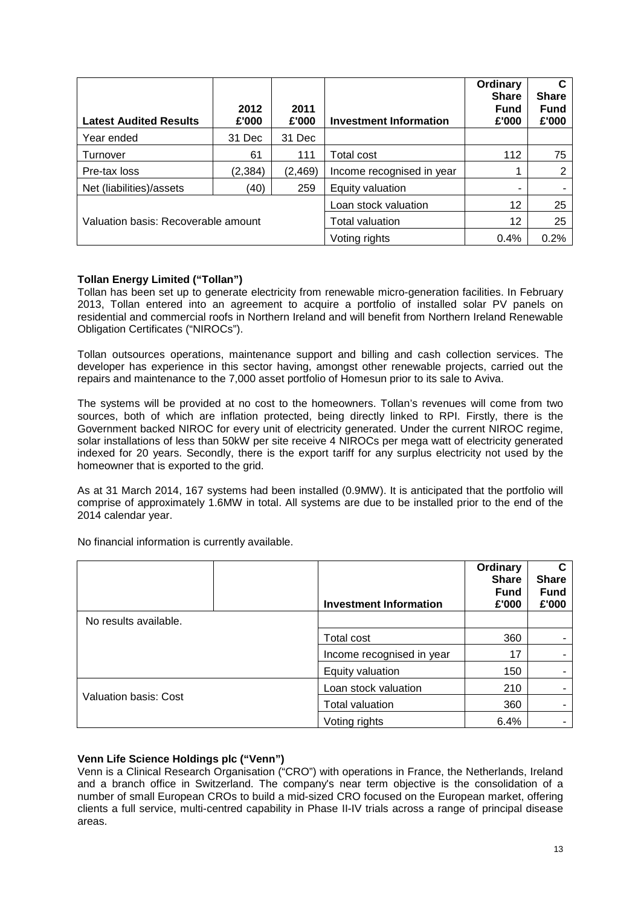| Latest Audited Results | 2012 £'000 | 2011 £'000 | Investment Information | Ordinary Share Fund £'000 | C Share Fund £'000 |
|---|---|---|---|---|---|
| Year ended | 31 Dec | 31 Dec | | | |
| Turnover | 61 | 111 | Total cost | 112 | 75 |
| Pre-tax loss | (2,384) | (2,469) | Income recognised in year | 1 | 2 |
| Net (liabilities)/assets | (40) | 259 | Equity valuation | - | - |
| Valuation basis: Recoverable amount | | | Loan stock valuation | 12 | 25 |
| | | | Total valuation | 12 | 25 |
| | | | Voting rights | 0.4% | 0.2% |

**Tollan Energy Limited ("Tollan")**

Tollan has been set up to generate electricity from renewable micro-generation facilities. In February 2013, Tollan entered into an agreement to acquire a portfolio of installed solar PV panels on residential and commercial roofs in Northern Ireland and will benefit from Northern Ireland Renewable Obligation Certificates ("NIROCs").

Tollan outsources operations, maintenance support and billing and cash collection services. The developer has experience in this sector having, amongst other renewable projects, carried out the repairs and maintenance to the 7,000 asset portfolio of Homesun prior to its sale to Aviva.

The systems will be provided at no cost to the homeowners. Tollan's revenues will come from two sources, both of which are inflation protected, being directly linked to RPI. Firstly, there is the Government backed NIROC for every unit of electricity generated. Under the current NIROC regime, solar installations of less than 50kW per site receive 4 NIROCs per mega watt of electricity generated indexed for 20 years. Secondly, there is the export tariff for any surplus electricity not used by the homeowner that is exported to the grid.

As at 31 March 2014, 167 systems had been installed (0.9MW). It is anticipated that the portfolio will comprise of approximately 1.6MW in total. All systems are due to be installed prior to the end of the 2014 calendar year.

No financial information is currently available.

| | | Investment Information | Ordinary Share Fund £'000 | C Share Fund £'000 |
|---|---|---|---|---|
| No results available. | | | | |
| | | Total cost | 360 | - |
| | | Income recognised in year | 17 | - |
| | | Equity valuation | 150 | - |
| Valuation basis: Cost | | Loan stock valuation | 210 | - |
| | | Total valuation | 360 | - |
| | | Voting rights | 6.4% | - |

**Venn Life Science Holdings plc ("Venn")**

Venn is a Clinical Research Organisation ("CRO") with operations in France, the Netherlands, Ireland and a branch office in Switzerland. The company's near term objective is the consolidation of a number of small European CROs to build a mid-sized CRO focused on the European market, offering clients a full service, multi-centred capability in Phase II-IV trials across a range of principal disease areas.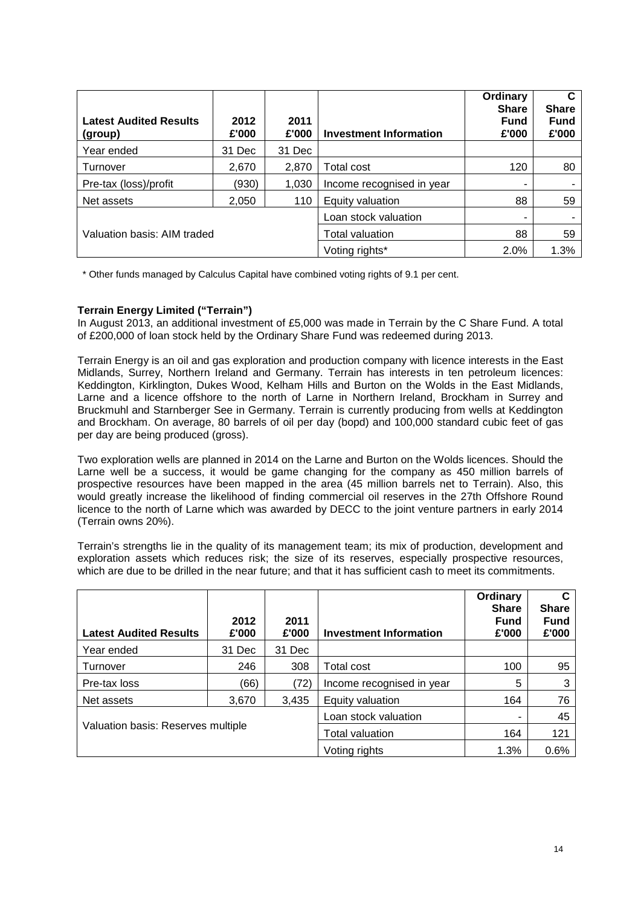| Latest Audited Results (group) | 2012 £'000 | 2011 £'000 | Investment Information | Ordinary Share Fund £'000 | C Share Fund £'000 |
|---|---|---|---|---|---|
| Year ended | 31 Dec | 31 Dec | | | |
| Turnover | 2,670 | 2,870 | Total cost | 120 | 80 |
| Pre-tax (loss)/profit | (930) | 1,030 | Income recognised in year | - | - |
| Net assets | 2,050 | 110 | Equity valuation | 88 | 59 |
| Valuation basis: AIM traded | | | Loan stock valuation | - | - |
| | | | Total valuation | 88 | 59 |
| | | | Voting rights* | 2.0% | 1.3% |

\* Other funds managed by Calculus Capital have combined voting rights of 9.1 per cent.

**Terrain Energy Limited ("Terrain")**

In August 2013, an additional investment of £5,000 was made in Terrain by the C Share Fund. A total of £200,000 of loan stock held by the Ordinary Share Fund was redeemed during 2013.

Terrain Energy is an oil and gas exploration and production company with licence interests in the East Midlands, Surrey, Northern Ireland and Germany. Terrain has interests in ten petroleum licences: Keddington, Kirklington, Dukes Wood, Kelham Hills and Burton on the Wolds in the East Midlands, Larne and a licence offshore to the north of Larne in Northern Ireland, Brockham in Surrey and Bruckmuhl and Starnberger See in Germany. Terrain is currently producing from wells at Keddington and Brockham. On average, 80 barrels of oil per day (bopd) and 100,000 standard cubic feet of gas per day are being produced (gross).

Two exploration wells are planned in 2014 on the Larne and Burton on the Wolds licences. Should the Larne well be a success, it would be game changing for the company as 450 million barrels of prospective resources have been mapped in the area (45 million barrels net to Terrain). Also, this would greatly increase the likelihood of finding commercial oil reserves in the 27th Offshore Round licence to the north of Larne which was awarded by DECC to the joint venture partners in early 2014 (Terrain owns 20%).

Terrain's strengths lie in the quality of its management team; its mix of production, development and exploration assets which reduces risk; the size of its reserves, especially prospective resources, which are due to be drilled in the near future; and that it has sufficient cash to meet its commitments.

| Latest Audited Results | 2012 £'000 | 2011 £'000 | Investment Information | Ordinary Share Fund £'000 | C Share Fund £'000 |
|---|---|---|---|---|---|
| Year ended | 31 Dec | 31 Dec | | | |
| Turnover | 246 | 308 | Total cost | 100 | 95 |
| Pre-tax loss | (66) | (72) | Income recognised in year | 5 | 3 |
| Net assets | 3,670 | 3,435 | Equity valuation | 164 | 76 |
| Valuation basis: Reserves multiple | | | Loan stock valuation | - | 45 |
| | | | Total valuation | 164 | 121 |
| | | | Voting rights | 1.3% | 0.6% |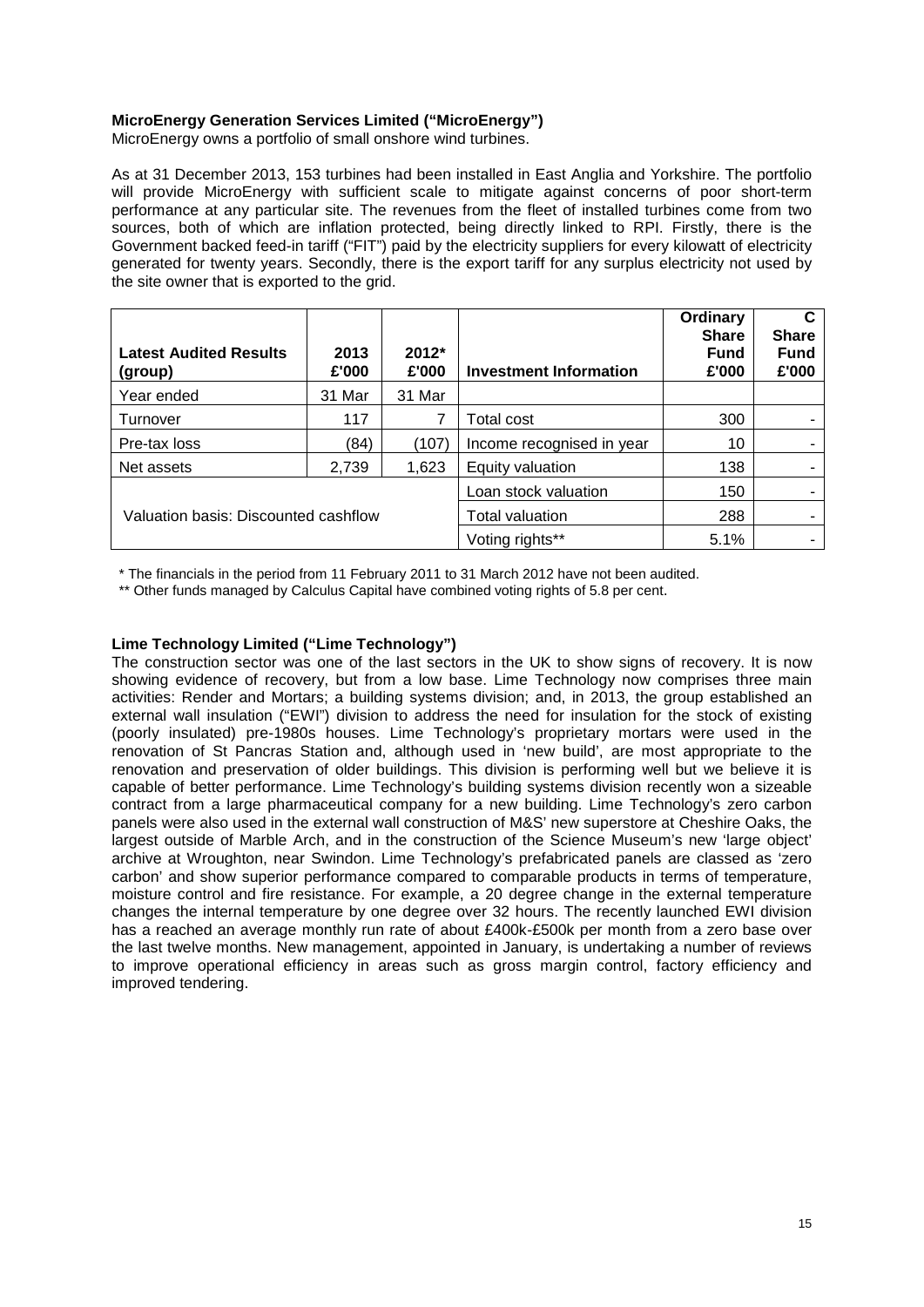**MicroEnergy Generation Services Limited ("MicroEnergy")**

MicroEnergy owns a portfolio of small onshore wind turbines.

As at 31 December 2013, 153 turbines had been installed in East Anglia and Yorkshire. The portfolio will provide MicroEnergy with sufficient scale to mitigate against concerns of poor short-term performance at any particular site. The revenues from the fleet of installed turbines come from two sources, both of which are inflation protected, being directly linked to RPI. Firstly, there is the Government backed feed-in tariff ("FIT") paid by the electricity suppliers for every kilowatt of electricity generated for twenty years. Secondly, there is the export tariff for any surplus electricity not used by the site owner that is exported to the grid.

| Latest Audited Results (group) | 2013 £'000 | 2012* £'000 | Investment Information | Ordinary Share Fund £'000 | C Share Fund £'000 |
|---|---|---|---|---|---|
| Year ended | 31 Mar | 31 Mar | | | |
| Turnover | 117 | 7 | Total cost | 300 | - |
| Pre-tax loss | (84) | (107) | Income recognised in year | 10 | - |
| Net assets | 2,739 | 1,623 | Equity valuation | 138 | - |
| Valuation basis: Discounted cashflow | | | Loan stock valuation | 150 | - |
| | | | Total valuation | 288 | - |
| | | | Voting rights** | 5.1% | - |

\* The financials in the period from 11 February 2011 to 31 March 2012 have not been audited.

** Other funds managed by Calculus Capital have combined voting rights of 5.8 per cent.

**Lime Technology Limited ("Lime Technology")**

The construction sector was one of the last sectors in the UK to show signs of recovery. It is now showing evidence of recovery, but from a low base. Lime Technology now comprises three main activities: Render and Mortars; a building systems division; and, in 2013, the group established an external wall insulation ("EWI") division to address the need for insulation for the stock of existing (poorly insulated) pre-1980s houses. Lime Technology's proprietary mortars were used in the renovation of St Pancras Station and, although used in 'new build', are most appropriate to the renovation and preservation of older buildings. This division is performing well but we believe it is capable of better performance. Lime Technology's building systems division recently won a sizeable contract from a large pharmaceutical company for a new building. Lime Technology's zero carbon panels were also used in the external wall construction of M&S' new superstore at Cheshire Oaks, the largest outside of Marble Arch, and in the construction of the Science Museum's new 'large object' archive at Wroughton, near Swindon. Lime Technology's prefabricated panels are classed as 'zero carbon' and show superior performance compared to comparable products in terms of temperature, moisture control and fire resistance. For example, a 20 degree change in the external temperature changes the internal temperature by one degree over 32 hours. The recently launched EWI division has a reached an average monthly run rate of about £400k-£500k per month from a zero base over the last twelve months. New management, appointed in January, is undertaking a number of reviews to improve operational efficiency in areas such as gross margin control, factory efficiency and improved tendering.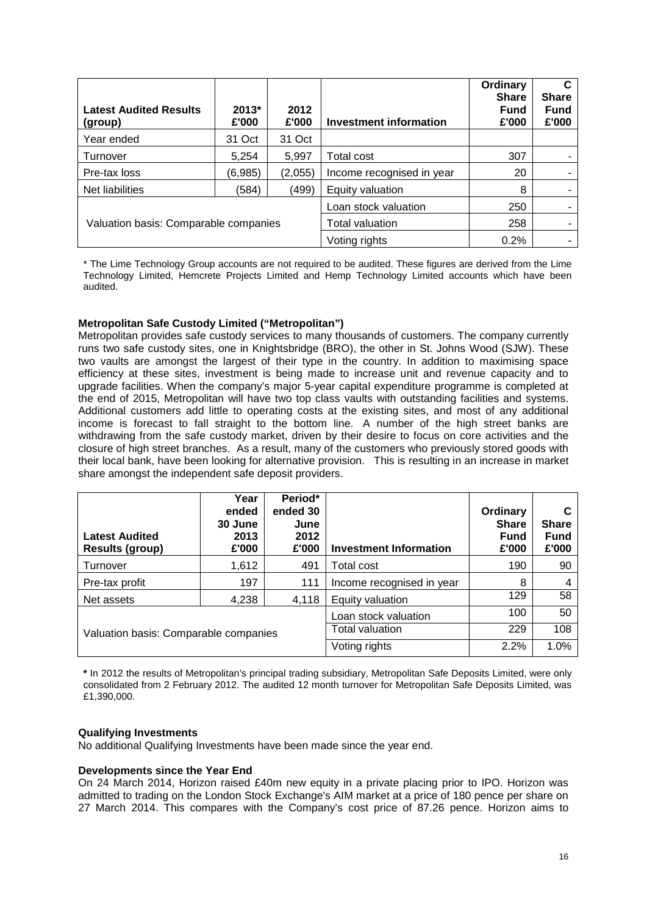| Latest Audited Results (group) | 2013* £'000 | 2012 £'000 | Investment information | Ordinary Share Fund £'000 | C Share Fund £'000 |
|---|---|---|---|---|---|
| Year ended | 31 Oct | 31 Oct | | | |
| Turnover | 5,254 | 5,997 | Total cost | 307 | - |
| Pre-tax loss | (6,985) | (2,055) | Income recognised in year | 20 | - |
| Net liabilities | (584) | (499) | Equity valuation | 8 | - |
| Valuation basis: Comparable companies | | | Loan stock valuation | 250 | - |
| | | | Total valuation | 258 | - |
| | | | Voting rights | 0.2% | - |

\* The Lime Technology Group accounts are not required to be audited. These figures are derived from the Lime Technology Limited, Hemcrete Projects Limited and Hemp Technology Limited accounts which have been audited.

**Metropolitan Safe Custody Limited ("Metropolitan")**

Metropolitan provides safe custody services to many thousands of customers. The company currently runs two safe custody sites, one in Knightsbridge (BRO), the other in St. Johns Wood (SJW). These two vaults are amongst the largest of their type in the country. In addition to maximising space efficiency at these sites, investment is being made to increase unit and revenue capacity and to upgrade facilities. When the company's major 5-year capital expenditure programme is completed at the end of 2015, Metropolitan will have two top class vaults with outstanding facilities and systems. Additional customers add little to operating costs at the existing sites, and most of any additional income is forecast to fall straight to the bottom line. A number of the high street banks are withdrawing from the safe custody market, driven by their desire to focus on core activities and the closure of high street branches. As a result, many of the customers who previously stored goods with their local bank, have been looking for alternative provision. This is resulting in an increase in market share amongst the independent safe deposit providers.

| Latest Audited Results (group) | Year ended 30 June 2013 £'000 | Period* ended 30 June 2012 £'000 | Investment Information | Ordinary Share Fund £'000 | C Share Fund £'000 |
|---|---|---|---|---|---|
| Turnover | 1,612 | 491 | Total cost | 190 | 90 |
| Pre-tax profit | 197 | 111 | Income recognised in year | 8 | 4 |
| Net assets | 4,238 | 4,118 | Equity valuation | 129 | 58 |
| Valuation basis: Comparable companies | | | Loan stock valuation | 100 | 50 |
| | | | Total valuation | 229 | 108 |
| | | | Voting rights | 2.2% | 1.0% |

**\*** In 2012 the results of Metropolitan's principal trading subsidiary, Metropolitan Safe Deposits Limited, were only consolidated from 2 February 2012. The audited 12 month turnover for Metropolitan Safe Deposits Limited, was £1,390,000.

**Qualifying Investments**

No additional Qualifying Investments have been made since the year end.

**Developments since the Year End**

On 24 March 2014, Horizon raised £40m new equity in a private placing prior to IPO. Horizon was admitted to trading on the London Stock Exchange's AIM market at a price of 180 pence per share on 27 March 2014. This compares with the Company's cost price of 87.26 pence. Horizon aims to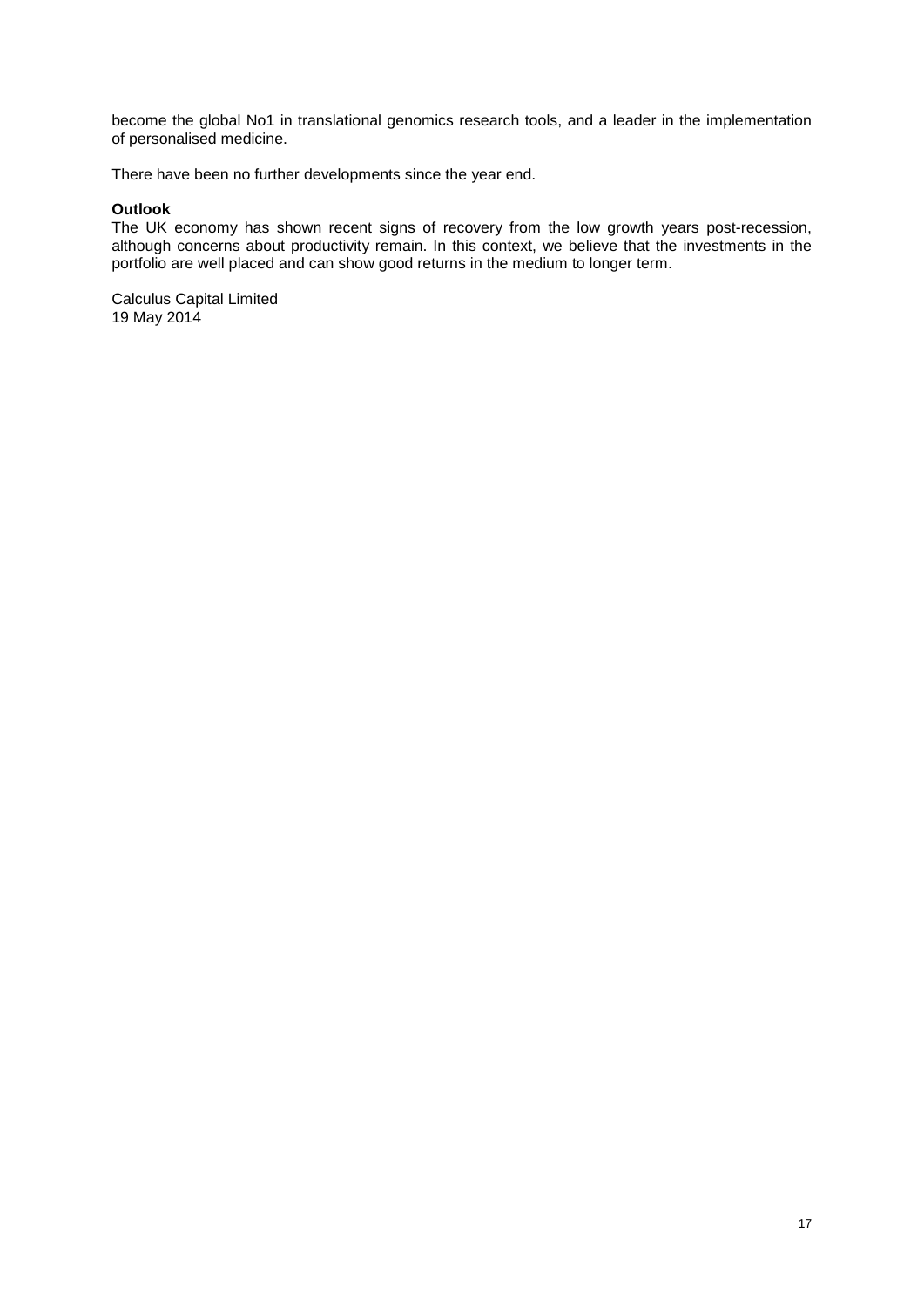become the global No1 in translational genomics research tools, and a leader in the implementation of personalised medicine.

There have been no further developments since the year end.

**Outlook**

The UK economy has shown recent signs of recovery from the low growth years post-recession, although concerns about productivity remain. In this context, we believe that the investments in the portfolio are well placed and can show good returns in the medium to longer term.

Calculus Capital Limited
19 May 2014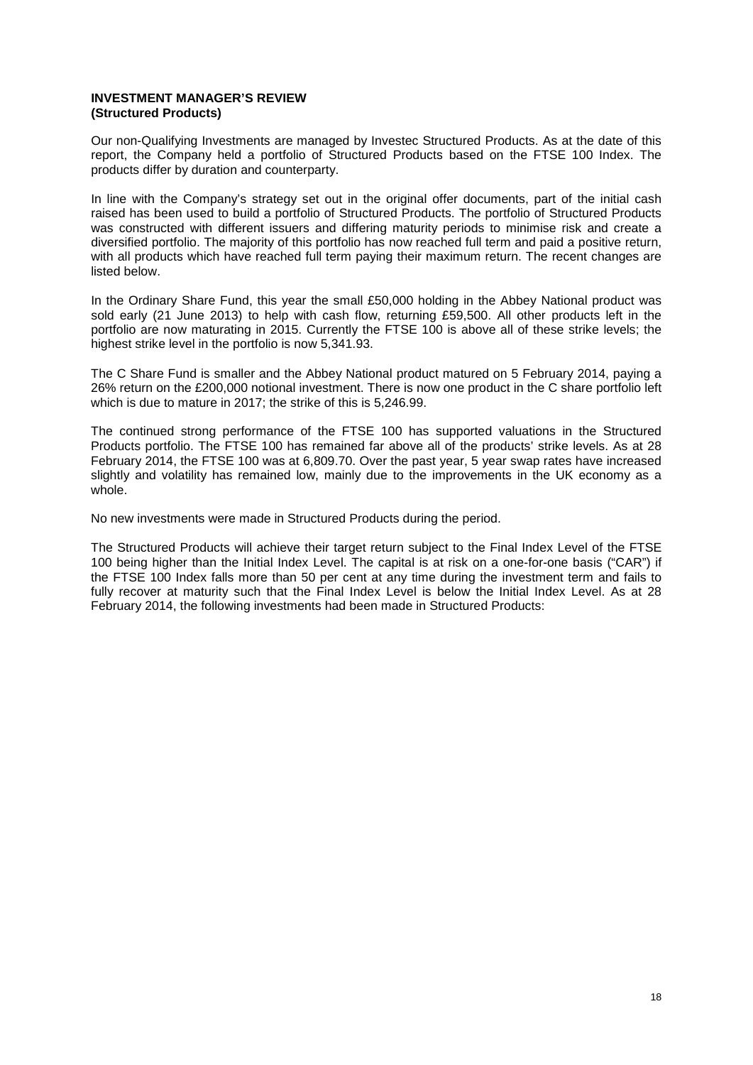**INVESTMENT MANAGER'S REVIEW**
**(Structured Products)**

Our non-Qualifying Investments are managed by Investec Structured Products. As at the date of this report, the Company held a portfolio of Structured Products based on the FTSE 100 Index. The products differ by duration and counterparty.

In line with the Company's strategy set out in the original offer documents, part of the initial cash raised has been used to build a portfolio of Structured Products. The portfolio of Structured Products was constructed with different issuers and differing maturity periods to minimise risk and create a diversified portfolio. The majority of this portfolio has now reached full term and paid a positive return, with all products which have reached full term paying their maximum return. The recent changes are listed below.

In the Ordinary Share Fund, this year the small £50,000 holding in the Abbey National product was sold early (21 June 2013) to help with cash flow, returning £59,500. All other products left in the portfolio are now maturating in 2015. Currently the FTSE 100 is above all of these strike levels; the highest strike level in the portfolio is now 5,341.93.

The C Share Fund is smaller and the Abbey National product matured on 5 February 2014, paying a 26% return on the £200,000 notional investment. There is now one product in the C share portfolio left which is due to mature in 2017; the strike of this is 5,246.99.

The continued strong performance of the FTSE 100 has supported valuations in the Structured Products portfolio. The FTSE 100 has remained far above all of the products' strike levels. As at 28 February 2014, the FTSE 100 was at 6,809.70. Over the past year, 5 year swap rates have increased slightly and volatility has remained low, mainly due to the improvements in the UK economy as a whole.

No new investments were made in Structured Products during the period.

The Structured Products will achieve their target return subject to the Final Index Level of the FTSE 100 being higher than the Initial Index Level. The capital is at risk on a one-for-one basis ("CAR") if the FTSE 100 Index falls more than 50 per cent at any time during the investment term and fails to fully recover at maturity such that the Final Index Level is below the Initial Index Level. As at 28 February 2014, the following investments had been made in Structured Products: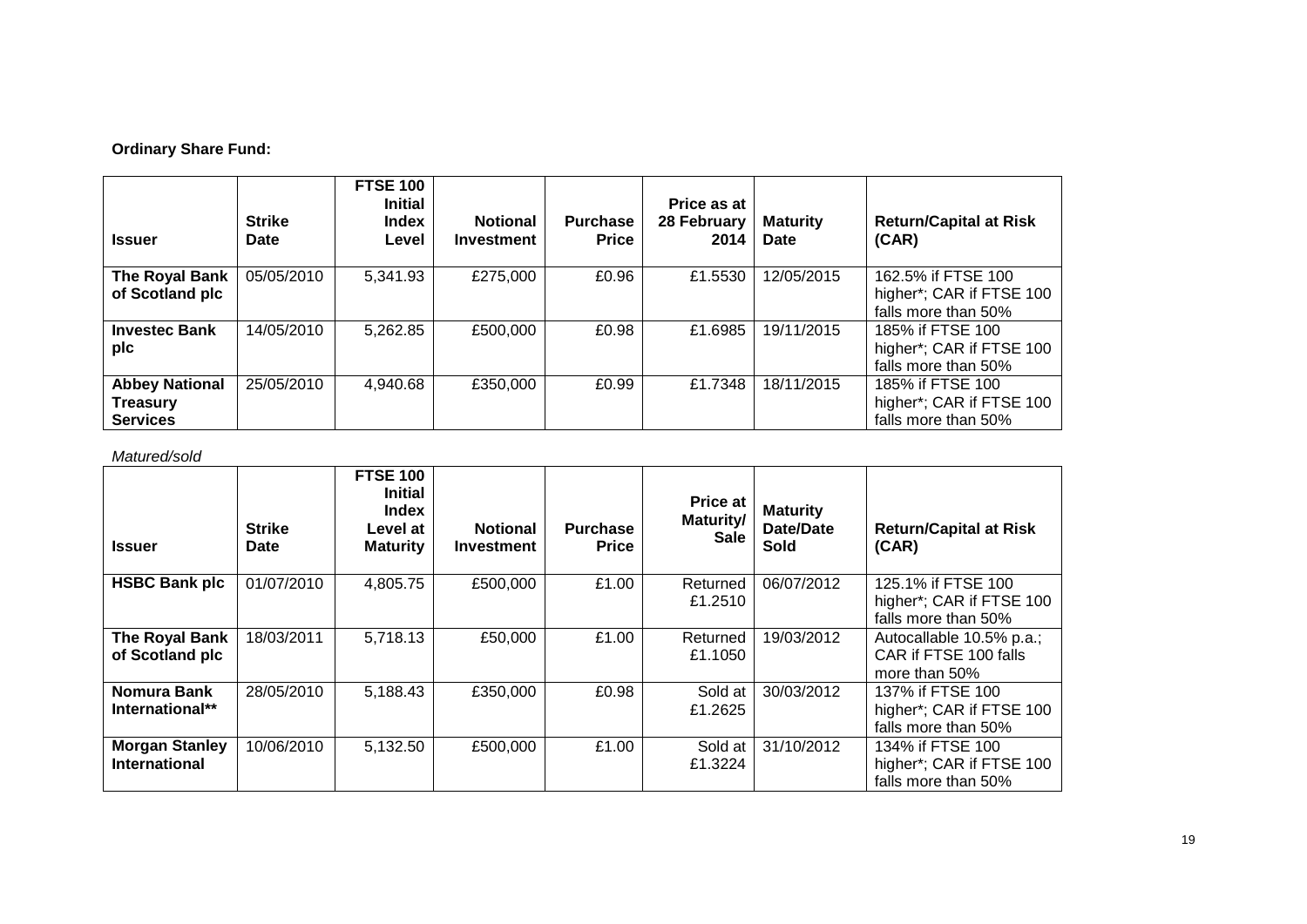**Ordinary Share Fund:**

| Issuer | Strike Date | FTSE 100 Initial Index Level | Notional Investment | Purchase Price | Price as at 28 February 2014 | Maturity Date | Return/Capital at Risk (CAR) |
|---|---|---|---|---|---|---|---|
| **The Royal Bank of Scotland plc** | 05/05/2010 | 5,341.93 | £275,000 | £0.96 | £1.5530 | 12/05/2015 | 162.5% if FTSE 100 higher*; CAR if FTSE 100 falls more than 50% |
| **Investec Bank plc** | 14/05/2010 | 5,262.85 | £500,000 | £0.98 | £1.6985 | 19/11/2015 | 185% if FTSE 100 higher*; CAR if FTSE 100 falls more than 50% |
| **Abbey National Treasury Services** | 25/05/2010 | 4,940.68 | £350,000 | £0.99 | £1.7348 | 18/11/2015 | 185% if FTSE 100 higher*; CAR if FTSE 100 falls more than 50% |

*Matured/sold*

| Issuer | Strike Date | FTSE 100 Initial Index Level at Maturity | Notional Investment | Purchase Price | Price at Maturity/ Sale | Maturity Date/Date Sold | Return/Capital at Risk (CAR) |
|---|---|---|---|---|---|---|---|
| **HSBC Bank plc** | 01/07/2010 | 4,805.75 | £500,000 | £1.00 | Returned £1.2510 | 06/07/2012 | 125.1% if FTSE 100 higher*; CAR if FTSE 100 falls more than 50% |
| **The Royal Bank of Scotland plc** | 18/03/2011 | 5,718.13 | £50,000 | £1.00 | Returned £1.1050 | 19/03/2012 | Autocallable 10.5% p.a.; CAR if FTSE 100 falls more than 50% |
| **Nomura Bank International**** | 28/05/2010 | 5,188.43 | £350,000 | £0.98 | Sold at £1.2625 | 30/03/2012 | 137% if FTSE 100 higher*; CAR if FTSE 100 falls more than 50% |
| **Morgan Stanley International** | 10/06/2010 | 5,132.50 | £500,000 | £1.00 | Sold at £1.3224 | 31/10/2012 | 134% if FTSE 100 higher*; CAR if FTSE 100 falls more than 50% |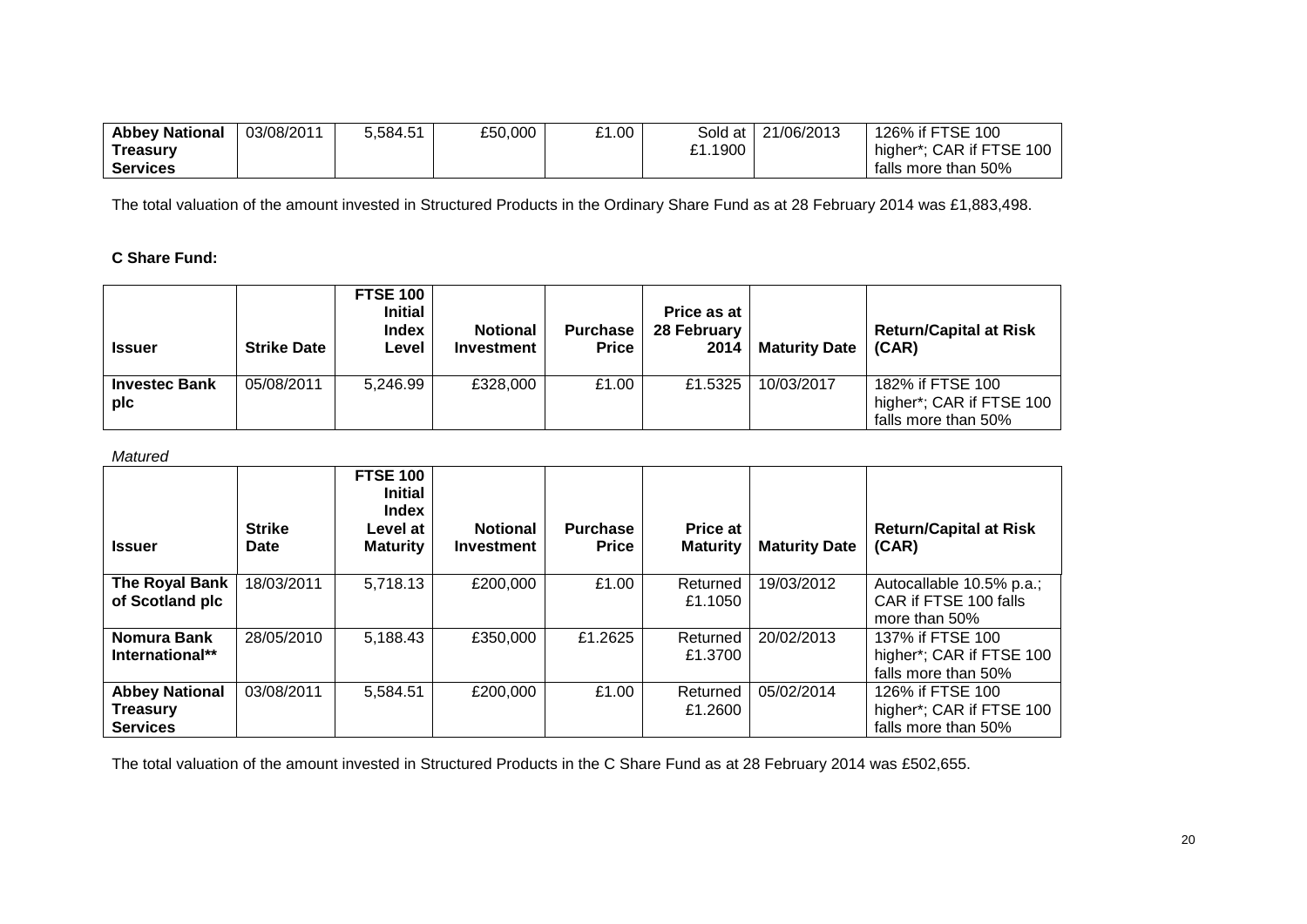| Abbey National Treasury Services | 03/08/2011 | 5,584.51 | £50,000 | £1.00 | Sold at £1.1900 | 21/06/2013 | 126% if FTSE 100 higher*; CAR if FTSE 100 falls more than 50% |
|---|---|---|---|---|---|---|---|

The total valuation of the amount invested in Structured Products in the Ordinary Share Fund as at 28 February 2014 was £1,883,498.

**C Share Fund:**

| Issuer | Strike Date | FTSE 100 Initial Index Level | Notional Investment | Purchase Price | Price as at 28 February 2014 | Maturity Date | Return/Capital at Risk (CAR) |
|---|---|---|---|---|---|---|---|
| **Investec Bank plc** | 05/08/2011 | 5,246.99 | £328,000 | £1.00 | £1.5325 | 10/03/2017 | 182% if FTSE 100 higher*; CAR if FTSE 100 falls more than 50% |

*Matured*

| Issuer | Strike Date | FTSE 100 Initial Index Level at Maturity | Notional Investment | Purchase Price | Price at Maturity | Maturity Date | Return/Capital at Risk (CAR) |
|---|---|---|---|---|---|---|---|
| **The Royal Bank of Scotland plc** | 18/03/2011 | 5,718.13 | £200,000 | £1.00 | Returned £1.1050 | 19/03/2012 | Autocallable 10.5% p.a.; CAR if FTSE 100 falls more than 50% |
| **Nomura Bank International**** | 28/05/2010 | 5,188.43 | £350,000 | £1.2625 | Returned £1.3700 | 20/02/2013 | 137% if FTSE 100 higher*; CAR if FTSE 100 falls more than 50% |
| **Abbey National Treasury Services** | 03/08/2011 | 5,584.51 | £200,000 | £1.00 | Returned £1.2600 | 05/02/2014 | 126% if FTSE 100 higher*; CAR if FTSE 100 falls more than 50% |

The total valuation of the amount invested in Structured Products in the C Share Fund as at 28 February 2014 was £502,655.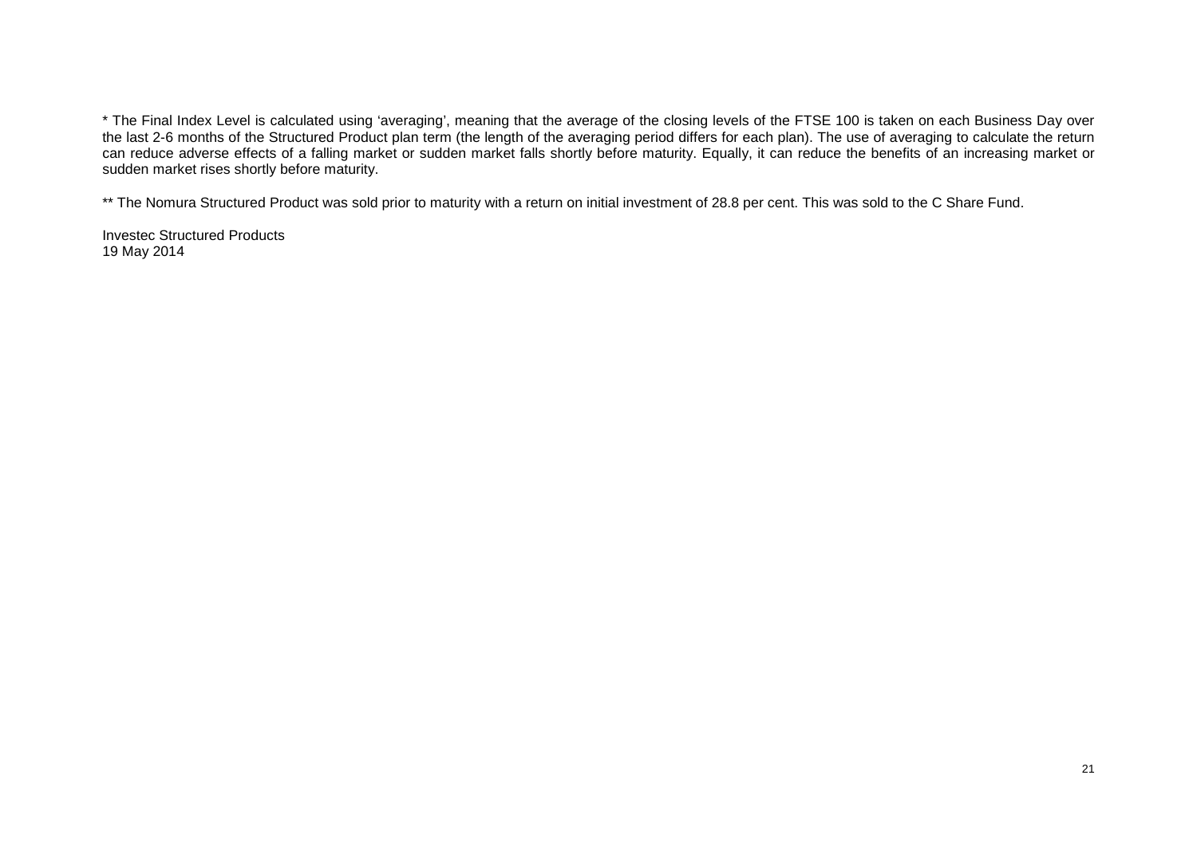* The Final Index Level is calculated using 'averaging', meaning that the average of the closing levels of the FTSE 100 is taken on each Business Day over the last 2-6 months of the Structured Product plan term (the length of the averaging period differs for each plan). The use of averaging to calculate the return can reduce adverse effects of a falling market or sudden market falls shortly before maturity. Equally, it can reduce the benefits of an increasing market or sudden market rises shortly before maturity.

** The Nomura Structured Product was sold prior to maturity with a return on initial investment of 28.8 per cent. This was sold to the C Share Fund.

Investec Structured Products
19 May 2014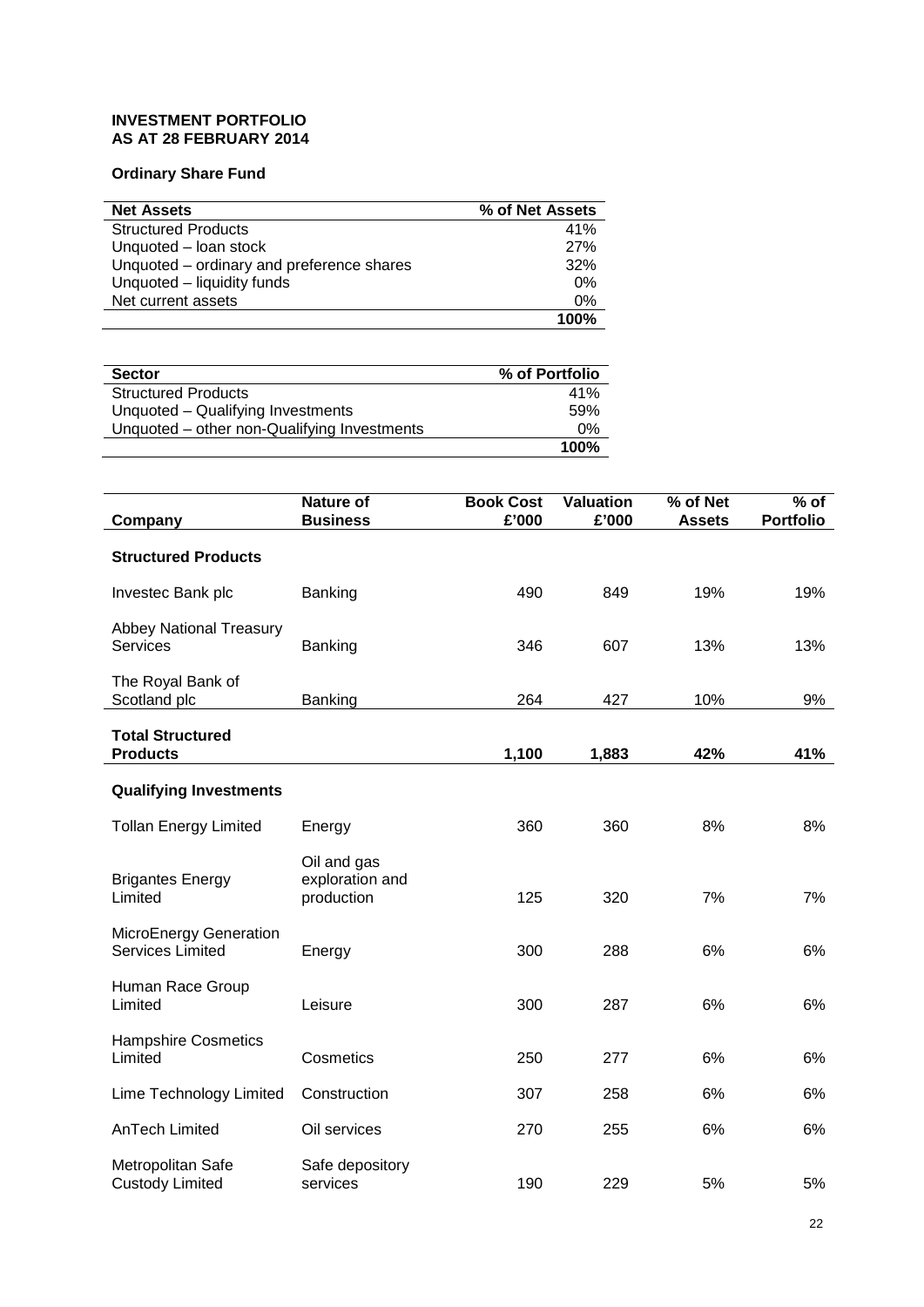**INVESTMENT PORTFOLIO**
**AS AT 28 FEBRUARY 2014**

**Ordinary Share Fund**

| Net Assets | % of Net Assets |
|---|---|
| Structured Products | 41% |
| Unquoted – loan stock | 27% |
| Unquoted – ordinary and preference shares | 32% |
| Unquoted – liquidity funds | 0% |
| Net current assets | 0% |
| | **100%** |

| Sector | % of Portfolio |
|---|---|
| Structured Products | 41% |
| Unquoted – Qualifying Investments | 59% |
| Unquoted – other non-Qualifying Investments | 0% |
| | **100%** |

| Company | Nature of Business | Book Cost £'000 | Valuation £'000 | % of Net Assets | % of Portfolio |
|---|---|---|---|---|---|
| **Structured Products** | | | | | |
| Investec Bank plc | Banking | 490 | 849 | 19% | 19% |
| Abbey National Treasury Services | Banking | 346 | 607 | 13% | 13% |
| The Royal Bank of Scotland plc | Banking | 264 | 427 | 10% | 9% |
| **Total Structured Products** | | **1,100** | **1,883** | **42%** | **41%** |
| **Qualifying Investments** | | | | | |
| Tollan Energy Limited | Energy | 360 | 360 | 8% | 8% |
| Brigantes Energy Limited | Oil and gas exploration and production | 125 | 320 | 7% | 7% |
| MicroEnergy Generation Services Limited | Energy | 300 | 288 | 6% | 6% |
| Human Race Group Limited | Leisure | 300 | 287 | 6% | 6% |
| Hampshire Cosmetics Limited | Cosmetics | 250 | 277 | 6% | 6% |
| Lime Technology Limited | Construction | 307 | 258 | 6% | 6% |
| AnTech Limited | Oil services | 270 | 255 | 6% | 6% |
| Metropolitan Safe Custody Limited | Safe depository services | 190 | 229 | 5% | 5% |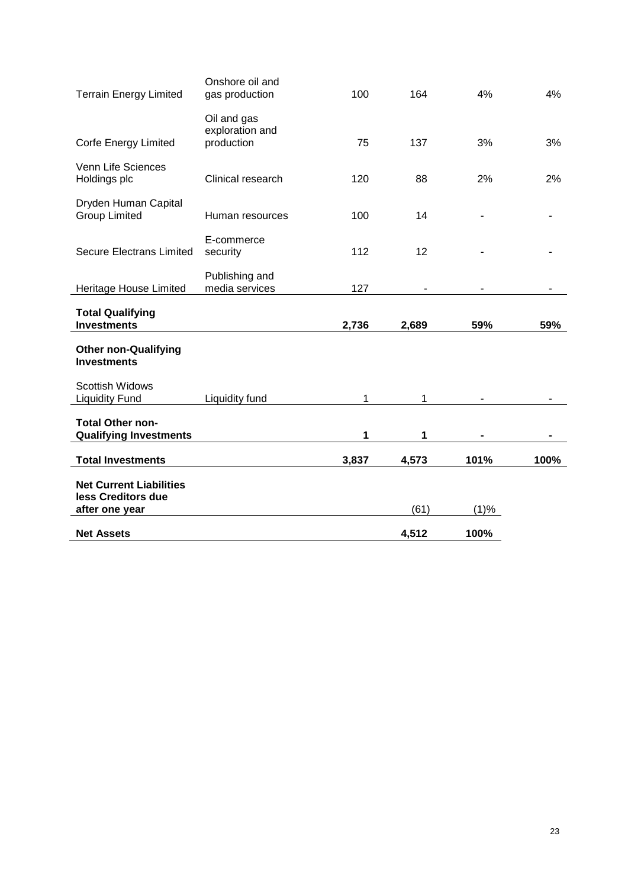| | | | | | |
|---|---|---|---|---|---|
| Terrain Energy Limited | Onshore oil and gas production | 100 | 164 | 4% | 4% |
| Corfe Energy Limited | Oil and gas exploration and production | 75 | 137 | 3% | 3% |
| Venn Life Sciences Holdings plc | Clinical research | 120 | 88 | 2% | 2% |
| Dryden Human Capital Group Limited | Human resources | 100 | 14 | - | - |
| Secure Electrans Limited | E-commerce security | 112 | 12 | - | - |
| Heritage House Limited | Publishing and media services | 127 | - | - | - |
| **Total Qualifying Investments** | | **2,736** | **2,689** | **59%** | **59%** |
| **Other non-Qualifying Investments** | | | | | |
| Scottish Widows Liquidity Fund | Liquidity fund | 1 | 1 | - | - |
| **Total Other non-Qualifying Investments** | | **1** | **1** | **-** | **-** |
| **Total Investments** | | **3,837** | **4,573** | **101%** | **100%** |
| **Net Current Liabilities less Creditors due after one year** | | | (61) | (1)% | |
| **Net Assets** | | | **4,512** | **100%** | |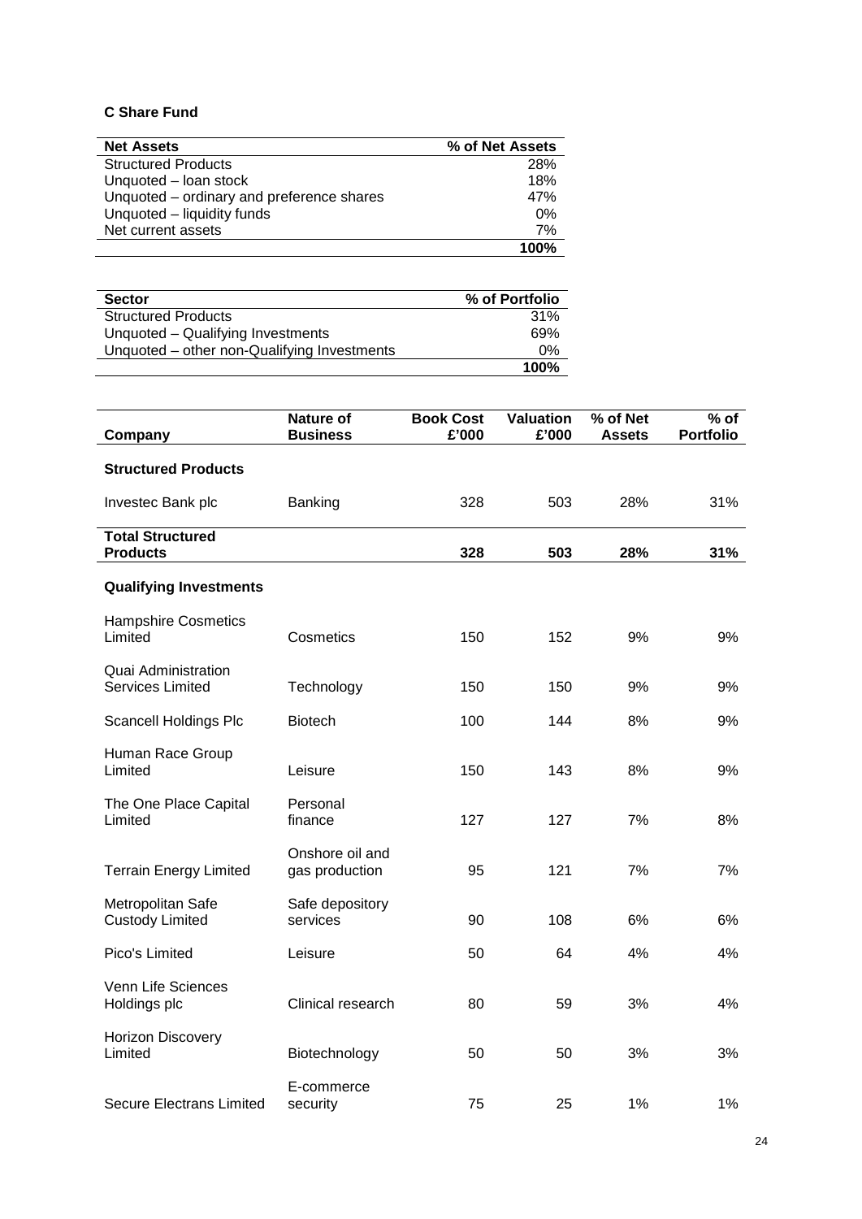**C Share Fund**

| Net Assets | % of Net Assets |
|---|---|
| Structured Products | 28% |
| Unquoted – loan stock | 18% |
| Unquoted – ordinary and preference shares | 47% |
| Unquoted – liquidity funds | 0% |
| Net current assets | 7% |
| | **100%** |

| Sector | % of Portfolio |
|---|---|
| Structured Products | 31% |
| Unquoted – Qualifying Investments | 69% |
| Unquoted – other non-Qualifying Investments | 0% |
| | **100%** |

| Company | Nature of Business | Book Cost £'000 | Valuation £'000 | % of Net Assets | % of Portfolio |
|---|---|---|---|---|---|
| **Structured Products** | | | | | |
| Investec Bank plc | Banking | 328 | 503 | 28% | 31% |
| **Total Structured Products** | | **328** | **503** | **28%** | **31%** |
| **Qualifying Investments** | | | | | |
| Hampshire Cosmetics Limited | Cosmetics | 150 | 152 | 9% | 9% |
| Quai Administration Services Limited | Technology | 150 | 150 | 9% | 9% |
| Scancell Holdings Plc | Biotech | 100 | 144 | 8% | 9% |
| Human Race Group Limited | Leisure | 150 | 143 | 8% | 9% |
| The One Place Capital Limited | Personal finance | 127 | 127 | 7% | 8% |
| Terrain Energy Limited | Onshore oil and gas production | 95 | 121 | 7% | 7% |
| Metropolitan Safe Custody Limited | Safe depository services | 90 | 108 | 6% | 6% |
| Pico's Limited | Leisure | 50 | 64 | 4% | 4% |
| Venn Life Sciences Holdings plc | Clinical research | 80 | 59 | 3% | 4% |
| Horizon Discovery Limited | Biotechnology | 50 | 50 | 3% | 3% |
| Secure Electrans Limited | E-commerce security | 75 | 25 | 1% | 1% |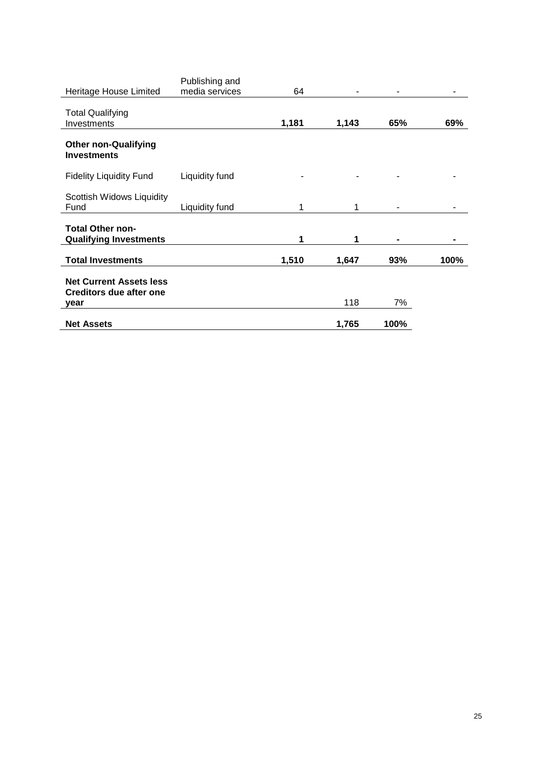| | | | | | |
|---|---|---|---|---|---|
| Heritage House Limited | Publishing and media services | 64 | - | - | - |
| Total Qualifying Investments | | **1,181** | **1,143** | **65%** | **69%** |
| **Other non-Qualifying Investments** | | | | | |
| Fidelity Liquidity Fund | Liquidity fund | - | - | - | - |
| Scottish Widows Liquidity Fund | Liquidity fund | 1 | 1 | - | - |
| **Total Other non-Qualifying Investments** | | **1** | **1** | **-** | **-** |
| **Total Investments** | | **1,510** | **1,647** | **93%** | **100%** |
| **Net Current Assets less Creditors due after one year** | | | 118 | 7% | |
| **Net Assets** | | | **1,765** | **100%** | |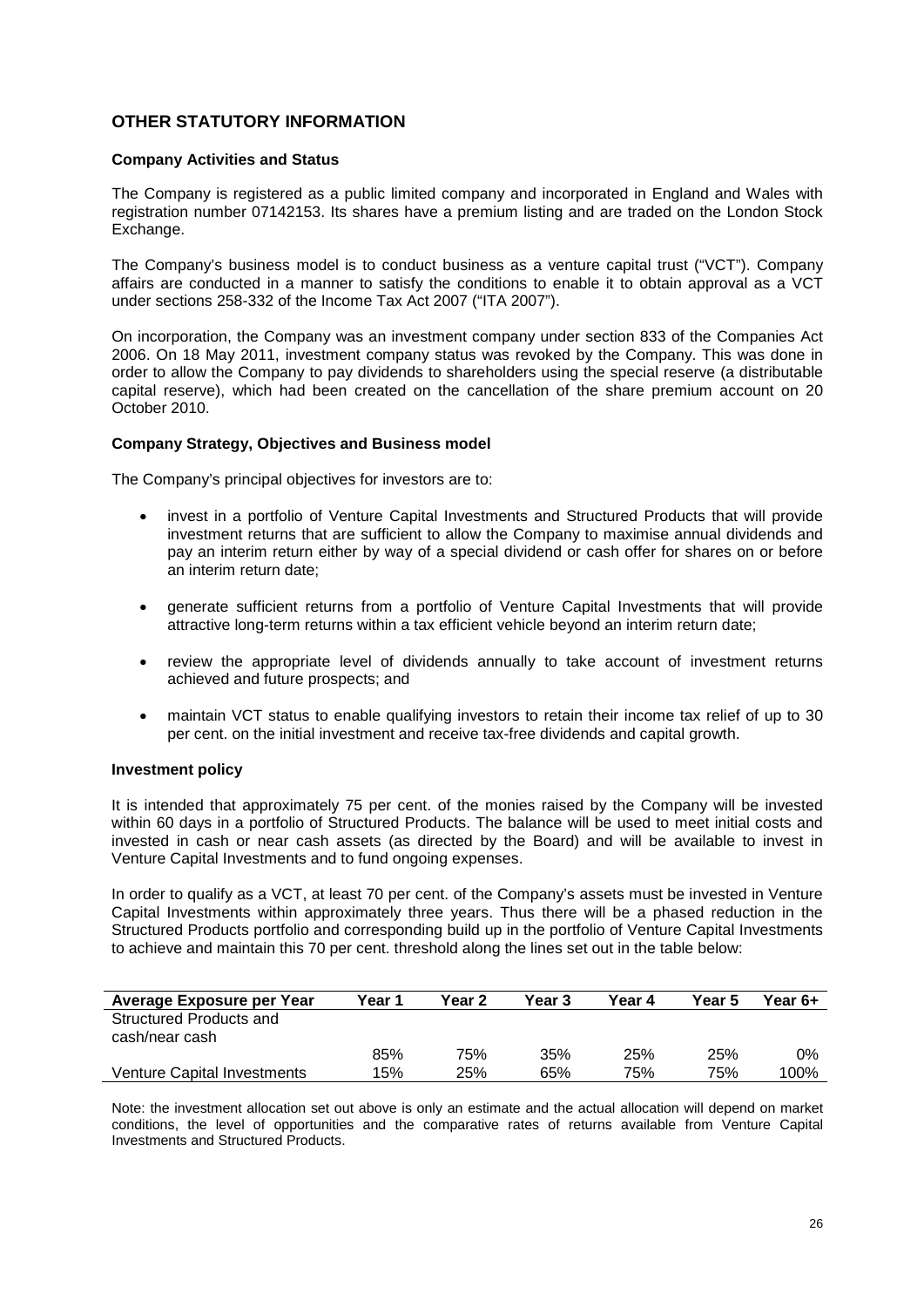## OTHER STATUTORY INFORMATION

### Company Activities and Status

The Company is registered as a public limited company and incorporated in England and Wales with registration number 07142153. Its shares have a premium listing and are traded on the London Stock Exchange.

The Company's business model is to conduct business as a venture capital trust ("VCT"). Company affairs are conducted in a manner to satisfy the conditions to enable it to obtain approval as a VCT under sections 258-332 of the Income Tax Act 2007 ("ITA 2007").

On incorporation, the Company was an investment company under section 833 of the Companies Act 2006. On 18 May 2011, investment company status was revoked by the Company. This was done in order to allow the Company to pay dividends to shareholders using the special reserve (a distributable capital reserve), which had been created on the cancellation of the share premium account on 20 October 2010.

### Company Strategy, Objectives and Business model

The Company's principal objectives for investors are to:

- invest in a portfolio of Venture Capital Investments and Structured Products that will provide investment returns that are sufficient to allow the Company to maximise annual dividends and pay an interim return either by way of a special dividend or cash offer for shares on or before an interim return date;
- generate sufficient returns from a portfolio of Venture Capital Investments that will provide attractive long-term returns within a tax efficient vehicle beyond an interim return date;
- review the appropriate level of dividends annually to take account of investment returns achieved and future prospects; and
- maintain VCT status to enable qualifying investors to retain their income tax relief of up to 30 per cent. on the initial investment and receive tax-free dividends and capital growth.

### Investment policy

It is intended that approximately 75 per cent. of the monies raised by the Company will be invested within 60 days in a portfolio of Structured Products. The balance will be used to meet initial costs and invested in cash or near cash assets (as directed by the Board) and will be available to invest in Venture Capital Investments and to fund ongoing expenses.

In order to qualify as a VCT, at least 70 per cent. of the Company's assets must be invested in Venture Capital Investments within approximately three years. Thus there will be a phased reduction in the Structured Products portfolio and corresponding build up in the portfolio of Venture Capital Investments to achieve and maintain this 70 per cent. threshold along the lines set out in the table below:

| Average Exposure per Year | Year 1 | Year 2 | Year 3 | Year 4 | Year 5 | Year 6+ |
|---|---|---|---|---|---|---|
| Structured Products and cash/near cash | 85% | 75% | 35% | 25% | 25% | 0% |
| Venture Capital Investments | 15% | 25% | 65% | 75% | 75% | 100% |

Note: the investment allocation set out above is only an estimate and the actual allocation will depend on market conditions, the level of opportunities and the comparative rates of returns available from Venture Capital Investments and Structured Products.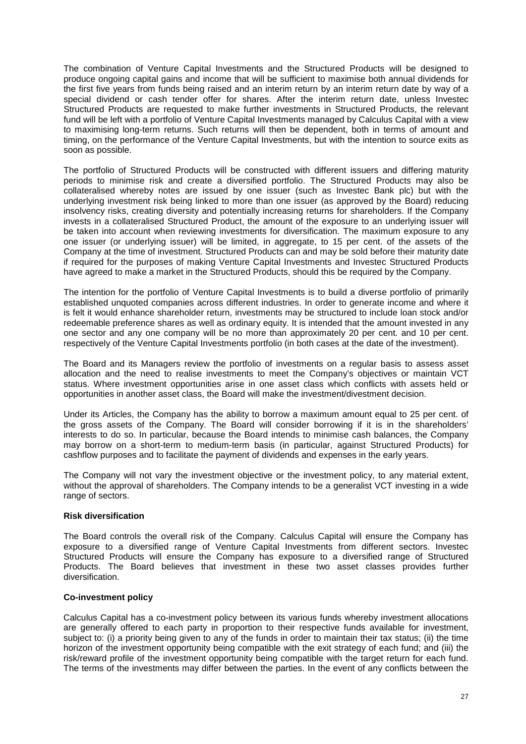The combination of Venture Capital Investments and the Structured Products will be designed to produce ongoing capital gains and income that will be sufficient to maximise both annual dividends for the first five years from funds being raised and an interim return by an interim return date by way of a special dividend or cash tender offer for shares. After the interim return date, unless Investec Structured Products are requested to make further investments in Structured Products, the relevant fund will be left with a portfolio of Venture Capital Investments managed by Calculus Capital with a view to maximising long-term returns. Such returns will then be dependent, both in terms of amount and timing, on the performance of the Venture Capital Investments, but with the intention to source exits as soon as possible.

The portfolio of Structured Products will be constructed with different issuers and differing maturity periods to minimise risk and create a diversified portfolio. The Structured Products may also be collateralised whereby notes are issued by one issuer (such as Investec Bank plc) but with the underlying investment risk being linked to more than one issuer (as approved by the Board) reducing insolvency risks, creating diversity and potentially increasing returns for shareholders. If the Company invests in a collateralised Structured Product, the amount of the exposure to an underlying issuer will be taken into account when reviewing investments for diversification. The maximum exposure to any one issuer (or underlying issuer) will be limited, in aggregate, to 15 per cent. of the assets of the Company at the time of investment. Structured Products can and may be sold before their maturity date if required for the purposes of making Venture Capital Investments and Investec Structured Products have agreed to make a market in the Structured Products, should this be required by the Company.

The intention for the portfolio of Venture Capital Investments is to build a diverse portfolio of primarily established unquoted companies across different industries. In order to generate income and where it is felt it would enhance shareholder return, investments may be structured to include loan stock and/or redeemable preference shares as well as ordinary equity. It is intended that the amount invested in any one sector and any one company will be no more than approximately 20 per cent. and 10 per cent. respectively of the Venture Capital Investments portfolio (in both cases at the date of the investment).

The Board and its Managers review the portfolio of investments on a regular basis to assess asset allocation and the need to realise investments to meet the Company's objectives or maintain VCT status. Where investment opportunities arise in one asset class which conflicts with assets held or opportunities in another asset class, the Board will make the investment/divestment decision.

Under its Articles, the Company has the ability to borrow a maximum amount equal to 25 per cent. of the gross assets of the Company. The Board will consider borrowing if it is in the shareholders' interests to do so. In particular, because the Board intends to minimise cash balances, the Company may borrow on a short-term to medium-term basis (in particular, against Structured Products) for cashflow purposes and to facilitate the payment of dividends and expenses in the early years.

The Company will not vary the investment objective or the investment policy, to any material extent, without the approval of shareholders. The Company intends to be a generalist VCT investing in a wide range of sectors.

**Risk diversification**

The Board controls the overall risk of the Company. Calculus Capital will ensure the Company has exposure to a diversified range of Venture Capital Investments from different sectors. Investec Structured Products will ensure the Company has exposure to a diversified range of Structured Products. The Board believes that investment in these two asset classes provides further diversification.

**Co-investment policy**

Calculus Capital has a co-investment policy between its various funds whereby investment allocations are generally offered to each party in proportion to their respective funds available for investment, subject to: (i) a priority being given to any of the funds in order to maintain their tax status; (ii) the time horizon of the investment opportunity being compatible with the exit strategy of each fund; and (iii) the risk/reward profile of the investment opportunity being compatible with the target return for each fund. The terms of the investments may differ between the parties. In the event of any conflicts between the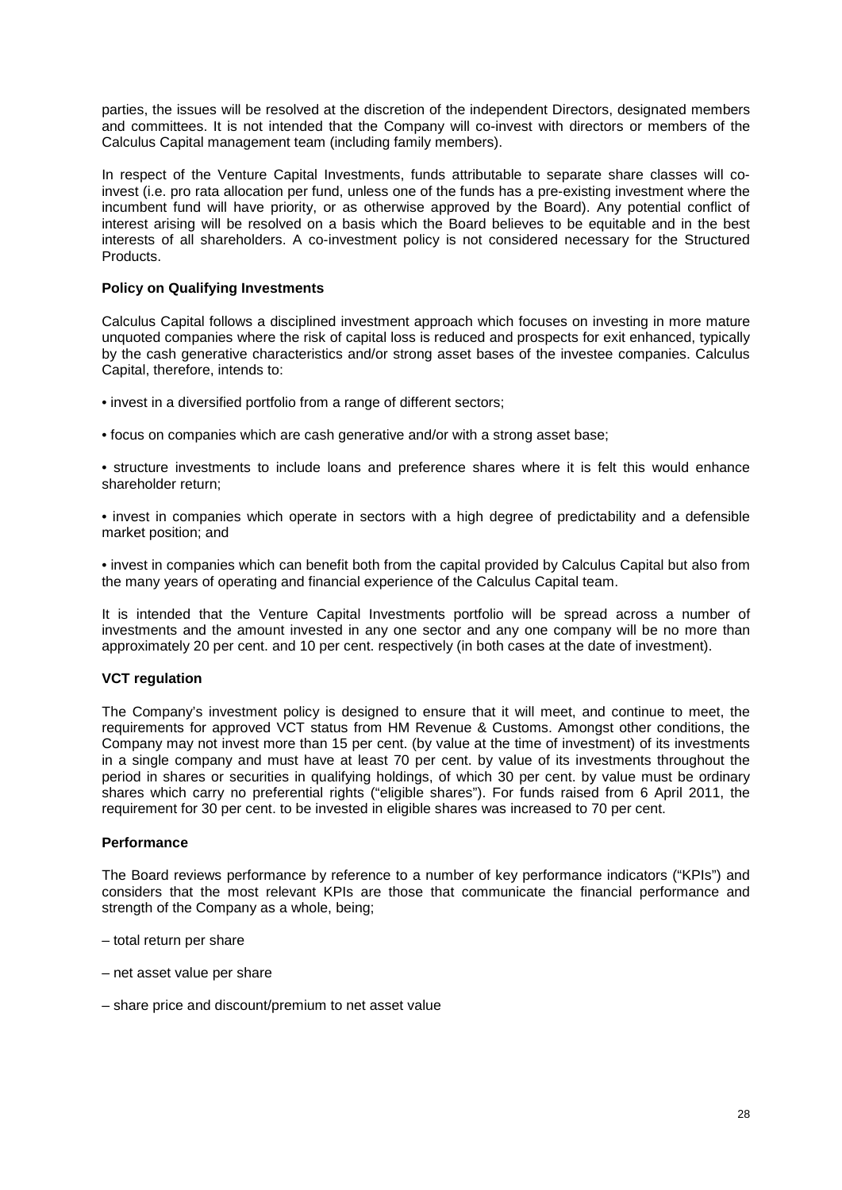parties, the issues will be resolved at the discretion of the independent Directors, designated members and committees. It is not intended that the Company will co-invest with directors or members of the Calculus Capital management team (including family members).

In respect of the Venture Capital Investments, funds attributable to separate share classes will co-invest (i.e. pro rata allocation per fund, unless one of the funds has a pre-existing investment where the incumbent fund will have priority, or as otherwise approved by the Board). Any potential conflict of interest arising will be resolved on a basis which the Board believes to be equitable and in the best interests of all shareholders. A co-investment policy is not considered necessary for the Structured Products.

**Policy on Qualifying Investments**

Calculus Capital follows a disciplined investment approach which focuses on investing in more mature unquoted companies where the risk of capital loss is reduced and prospects for exit enhanced, typically by the cash generative characteristics and/or strong asset bases of the investee companies. Calculus Capital, therefore, intends to:

• invest in a diversified portfolio from a range of different sectors;

• focus on companies which are cash generative and/or with a strong asset base;

• structure investments to include loans and preference shares where it is felt this would enhance shareholder return;

• invest in companies which operate in sectors with a high degree of predictability and a defensible market position; and

• invest in companies which can benefit both from the capital provided by Calculus Capital but also from the many years of operating and financial experience of the Calculus Capital team.

It is intended that the Venture Capital Investments portfolio will be spread across a number of investments and the amount invested in any one sector and any one company will be no more than approximately 20 per cent. and 10 per cent. respectively (in both cases at the date of investment).

**VCT regulation**

The Company's investment policy is designed to ensure that it will meet, and continue to meet, the requirements for approved VCT status from HM Revenue & Customs. Amongst other conditions, the Company may not invest more than 15 per cent. (by value at the time of investment) of its investments in a single company and must have at least 70 per cent. by value of its investments throughout the period in shares or securities in qualifying holdings, of which 30 per cent. by value must be ordinary shares which carry no preferential rights ("eligible shares"). For funds raised from 6 April 2011, the requirement for 30 per cent. to be invested in eligible shares was increased to 70 per cent.

**Performance**

The Board reviews performance by reference to a number of key performance indicators ("KPIs") and considers that the most relevant KPIs are those that communicate the financial performance and strength of the Company as a whole, being;

– total return per share

– net asset value per share

– share price and discount/premium to net asset value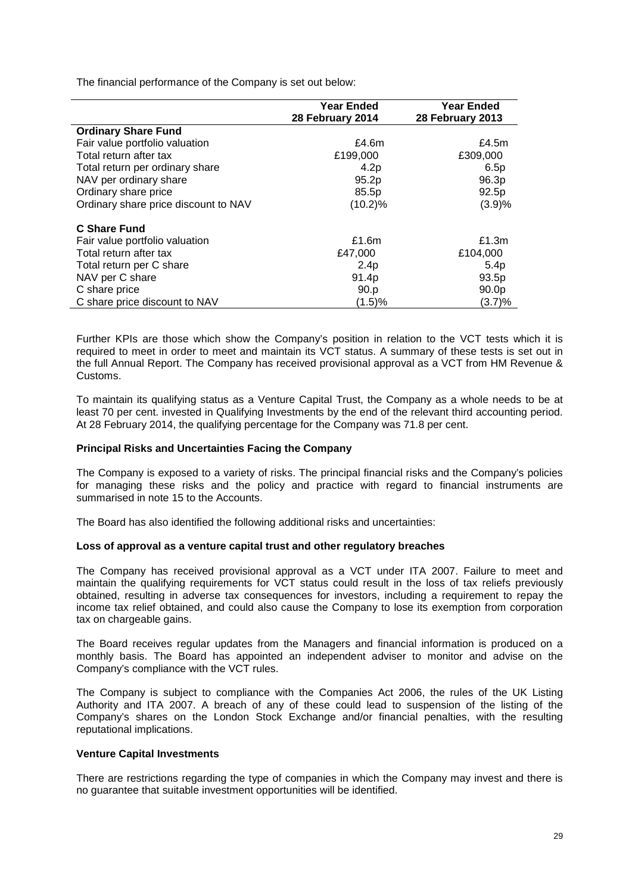The financial performance of the Company is set out below:

| | Year Ended 28 February 2014 | Year Ended 28 February 2013 |
|---|---|---|
| **Ordinary Share Fund** | | |
| Fair value portfolio valuation | £4.6m | £4.5m |
| Total return after tax | £199,000 | £309,000 |
| Total return per ordinary share | 4.2p | 6.5p |
| NAV per ordinary share | 95.2p | 96.3p |
| Ordinary share price | 85.5p | 92.5p |
| Ordinary share price discount to NAV | (10.2)% | (3.9)% |
| | | |
| **C Share Fund** | | |
| Fair value portfolio valuation | £1.6m | £1.3m |
| Total return after tax | £47,000 | £104,000 |
| Total return per C share | 2.4p | 5.4p |
| NAV per C share | 91.4p | 93.5p |
| C share price | 90.p | 90.0p |
| C share price discount to NAV | (1.5)% | (3.7)% |

Further KPIs are those which show the Company's position in relation to the VCT tests which it is required to meet in order to meet and maintain its VCT status. A summary of these tests is set out in the full Annual Report. The Company has received provisional approval as a VCT from HM Revenue & Customs.

To maintain its qualifying status as a Venture Capital Trust, the Company as a whole needs to be at least 70 per cent. invested in Qualifying Investments by the end of the relevant third accounting period. At 28 February 2014, the qualifying percentage for the Company was 71.8 per cent.

**Principal Risks and Uncertainties Facing the Company**

The Company is exposed to a variety of risks. The principal financial risks and the Company's policies for managing these risks and the policy and practice with regard to financial instruments are summarised in note 15 to the Accounts.

The Board has also identified the following additional risks and uncertainties:

**Loss of approval as a venture capital trust and other regulatory breaches**

The Company has received provisional approval as a VCT under ITA 2007. Failure to meet and maintain the qualifying requirements for VCT status could result in the loss of tax reliefs previously obtained, resulting in adverse tax consequences for investors, including a requirement to repay the income tax relief obtained, and could also cause the Company to lose its exemption from corporation tax on chargeable gains.

The Board receives regular updates from the Managers and financial information is produced on a monthly basis. The Board has appointed an independent adviser to monitor and advise on the Company's compliance with the VCT rules.

The Company is subject to compliance with the Companies Act 2006, the rules of the UK Listing Authority and ITA 2007. A breach of any of these could lead to suspension of the listing of the Company's shares on the London Stock Exchange and/or financial penalties, with the resulting reputational implications.

**Venture Capital Investments**

There are restrictions regarding the type of companies in which the Company may invest and there is no guarantee that suitable investment opportunities will be identified.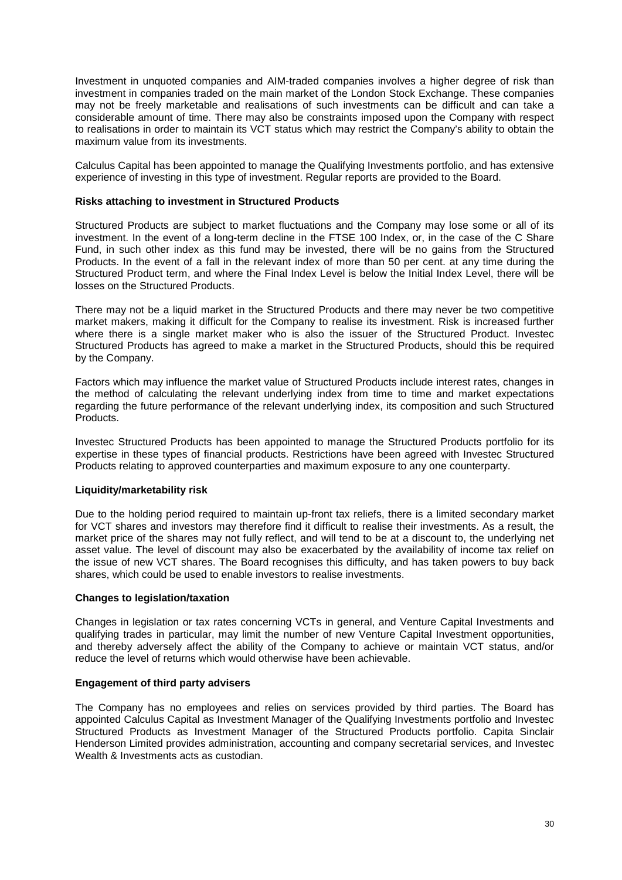Investment in unquoted companies and AIM-traded companies involves a higher degree of risk than investment in companies traded on the main market of the London Stock Exchange. These companies may not be freely marketable and realisations of such investments can be difficult and can take a considerable amount of time. There may also be constraints imposed upon the Company with respect to realisations in order to maintain its VCT status which may restrict the Company's ability to obtain the maximum value from its investments.

Calculus Capital has been appointed to manage the Qualifying Investments portfolio, and has extensive experience of investing in this type of investment. Regular reports are provided to the Board.

**Risks attaching to investment in Structured Products**

Structured Products are subject to market fluctuations and the Company may lose some or all of its investment. In the event of a long-term decline in the FTSE 100 Index, or, in the case of the C Share Fund, in such other index as this fund may be invested, there will be no gains from the Structured Products. In the event of a fall in the relevant index of more than 50 per cent. at any time during the Structured Product term, and where the Final Index Level is below the Initial Index Level, there will be losses on the Structured Products.

There may not be a liquid market in the Structured Products and there may never be two competitive market makers, making it difficult for the Company to realise its investment. Risk is increased further where there is a single market maker who is also the issuer of the Structured Product. Investec Structured Products has agreed to make a market in the Structured Products, should this be required by the Company.

Factors which may influence the market value of Structured Products include interest rates, changes in the method of calculating the relevant underlying index from time to time and market expectations regarding the future performance of the relevant underlying index, its composition and such Structured Products.

Investec Structured Products has been appointed to manage the Structured Products portfolio for its expertise in these types of financial products. Restrictions have been agreed with Investec Structured Products relating to approved counterparties and maximum exposure to any one counterparty.

**Liquidity/marketability risk**

Due to the holding period required to maintain up-front tax reliefs, there is a limited secondary market for VCT shares and investors may therefore find it difficult to realise their investments. As a result, the market price of the shares may not fully reflect, and will tend to be at a discount to, the underlying net asset value. The level of discount may also be exacerbated by the availability of income tax relief on the issue of new VCT shares. The Board recognises this difficulty, and has taken powers to buy back shares, which could be used to enable investors to realise investments.

**Changes to legislation/taxation**

Changes in legislation or tax rates concerning VCTs in general, and Venture Capital Investments and qualifying trades in particular, may limit the number of new Venture Capital Investment opportunities, and thereby adversely affect the ability of the Company to achieve or maintain VCT status, and/or reduce the level of returns which would otherwise have been achievable.

**Engagement of third party advisers**

The Company has no employees and relies on services provided by third parties. The Board has appointed Calculus Capital as Investment Manager of the Qualifying Investments portfolio and Investec Structured Products as Investment Manager of the Structured Products portfolio. Capita Sinclair Henderson Limited provides administration, accounting and company secretarial services, and Investec Wealth & Investments acts as custodian.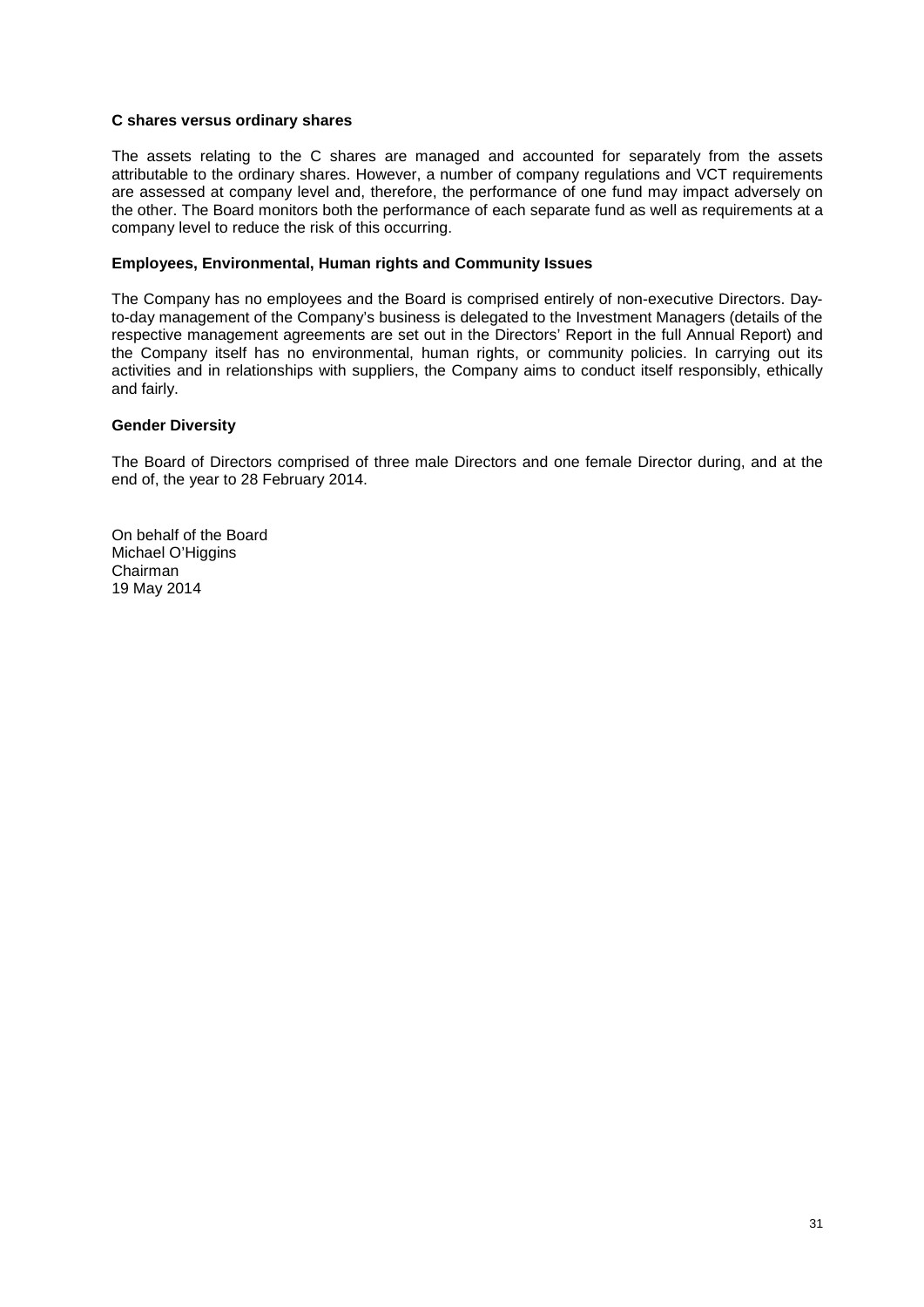**C shares versus ordinary shares**

The assets relating to the C shares are managed and accounted for separately from the assets attributable to the ordinary shares. However, a number of company regulations and VCT requirements are assessed at company level and, therefore, the performance of one fund may impact adversely on the other. The Board monitors both the performance of each separate fund as well as requirements at a company level to reduce the risk of this occurring.

**Employees, Environmental, Human rights and Community Issues**

The Company has no employees and the Board is comprised entirely of non-executive Directors. Day-to-day management of the Company's business is delegated to the Investment Managers (details of the respective management agreements are set out in the Directors' Report in the full Annual Report) and the Company itself has no environmental, human rights, or community policies. In carrying out its activities and in relationships with suppliers, the Company aims to conduct itself responsibly, ethically and fairly.

**Gender Diversity**

The Board of Directors comprised of three male Directors and one female Director during, and at the end of, the year to 28 February 2014.

On behalf of the Board
Michael O'Higgins
Chairman
19 May 2014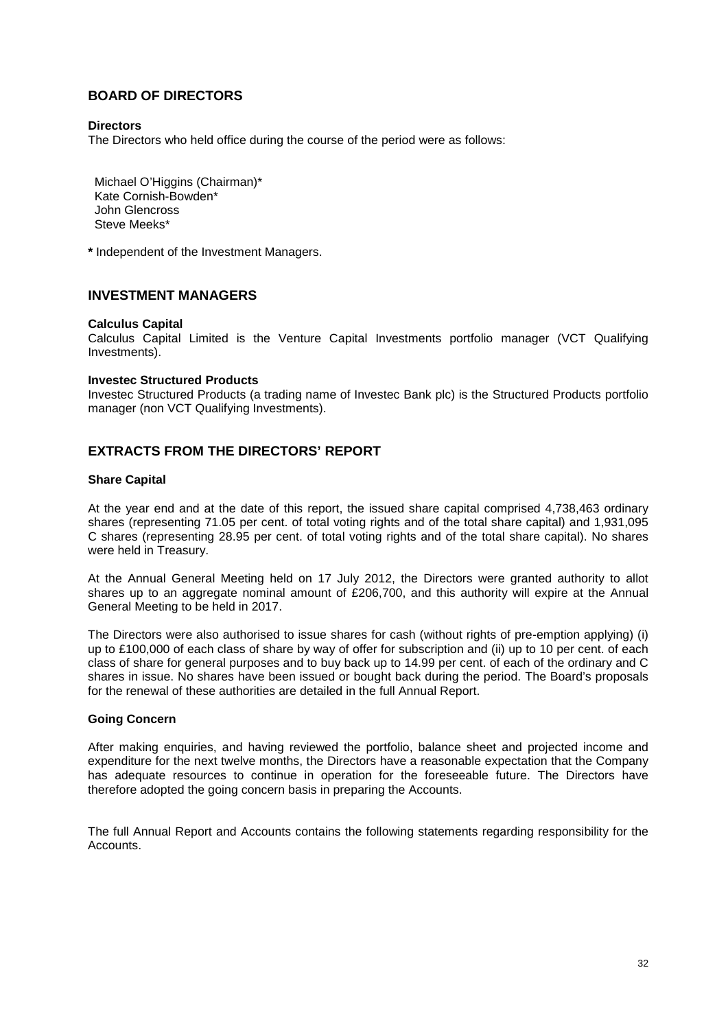## BOARD OF DIRECTORS

**Directors**

The Directors who held office during the course of the period were as follows:

Michael O'Higgins (Chairman)*
Kate Cornish-Bowden*
John Glencross
Steve Meeks*

**\*** Independent of the Investment Managers.

## INVESTMENT MANAGERS

**Calculus Capital**

Calculus Capital Limited is the Venture Capital Investments portfolio manager (VCT Qualifying Investments).

**Investec Structured Products**

Investec Structured Products (a trading name of Investec Bank plc) is the Structured Products portfolio manager (non VCT Qualifying Investments).

## EXTRACTS FROM THE DIRECTORS' REPORT

**Share Capital**

At the year end and at the date of this report, the issued share capital comprised 4,738,463 ordinary shares (representing 71.05 per cent. of total voting rights and of the total share capital) and 1,931,095 C shares (representing 28.95 per cent. of total voting rights and of the total share capital). No shares were held in Treasury.

At the Annual General Meeting held on 17 July 2012, the Directors were granted authority to allot shares up to an aggregate nominal amount of £206,700, and this authority will expire at the Annual General Meeting to be held in 2017.

The Directors were also authorised to issue shares for cash (without rights of pre-emption applying) (i) up to £100,000 of each class of share by way of offer for subscription and (ii) up to 10 per cent. of each class of share for general purposes and to buy back up to 14.99 per cent. of each of the ordinary and C shares in issue. No shares have been issued or bought back during the period. The Board's proposals for the renewal of these authorities are detailed in the full Annual Report.

**Going Concern**

After making enquiries, and having reviewed the portfolio, balance sheet and projected income and expenditure for the next twelve months, the Directors have a reasonable expectation that the Company has adequate resources to continue in operation for the foreseeable future. The Directors have therefore adopted the going concern basis in preparing the Accounts.

The full Annual Report and Accounts contains the following statements regarding responsibility for the Accounts.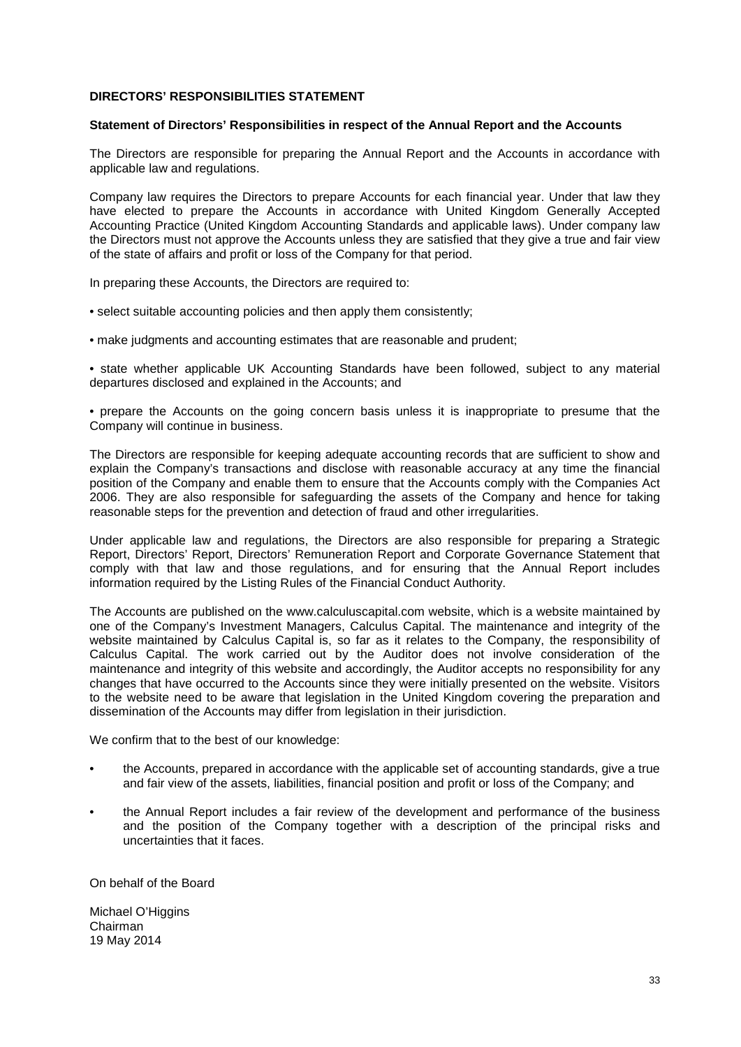## DIRECTORS' RESPONSIBILITIES STATEMENT

### Statement of Directors' Responsibilities in respect of the Annual Report and the Accounts

The Directors are responsible for preparing the Annual Report and the Accounts in accordance with applicable law and regulations.

Company law requires the Directors to prepare Accounts for each financial year. Under that law they have elected to prepare the Accounts in accordance with United Kingdom Generally Accepted Accounting Practice (United Kingdom Accounting Standards and applicable laws). Under company law the Directors must not approve the Accounts unless they are satisfied that they give a true and fair view of the state of affairs and profit or loss of the Company for that period.

In preparing these Accounts, the Directors are required to:

- select suitable accounting policies and then apply them consistently;
- make judgments and accounting estimates that are reasonable and prudent;
- state whether applicable UK Accounting Standards have been followed, subject to any material departures disclosed and explained in the Accounts; and
- prepare the Accounts on the going concern basis unless it is inappropriate to presume that the Company will continue in business.

The Directors are responsible for keeping adequate accounting records that are sufficient to show and explain the Company's transactions and disclose with reasonable accuracy at any time the financial position of the Company and enable them to ensure that the Accounts comply with the Companies Act 2006. They are also responsible for safeguarding the assets of the Company and hence for taking reasonable steps for the prevention and detection of fraud and other irregularities.

Under applicable law and regulations, the Directors are also responsible for preparing a Strategic Report, Directors' Report, Directors' Remuneration Report and Corporate Governance Statement that comply with that law and those regulations, and for ensuring that the Annual Report includes information required by the Listing Rules of the Financial Conduct Authority.

The Accounts are published on the www.calculuscapital.com website, which is a website maintained by one of the Company's Investment Managers, Calculus Capital. The maintenance and integrity of the website maintained by Calculus Capital is, so far as it relates to the Company, the responsibility of Calculus Capital. The work carried out by the Auditor does not involve consideration of the maintenance and integrity of this website and accordingly, the Auditor accepts no responsibility for any changes that have occurred to the Accounts since they were initially presented on the website. Visitors to the website need to be aware that legislation in the United Kingdom covering the preparation and dissemination of the Accounts may differ from legislation in their jurisdiction.

We confirm that to the best of our knowledge:

- the Accounts, prepared in accordance with the applicable set of accounting standards, give a true and fair view of the assets, liabilities, financial position and profit or loss of the Company; and
- the Annual Report includes a fair review of the development and performance of the business and the position of the Company together with a description of the principal risks and uncertainties that it faces.

On behalf of the Board

Michael O'Higgins
Chairman
19 May 2014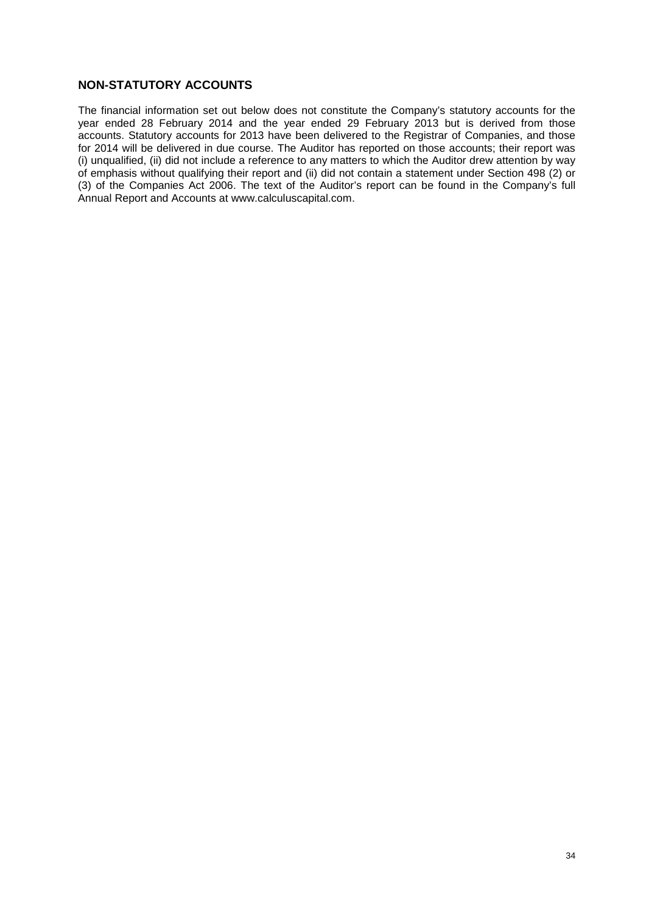## NON-STATUTORY ACCOUNTS

The financial information set out below does not constitute the Company's statutory accounts for the year ended 28 February 2014 and the year ended 29 February 2013 but is derived from those accounts. Statutory accounts for 2013 have been delivered to the Registrar of Companies, and those for 2014 will be delivered in due course. The Auditor has reported on those accounts; their report was (i) unqualified, (ii) did not include a reference to any matters to which the Auditor drew attention by way of emphasis without qualifying their report and (ii) did not contain a statement under Section 498 (2) or (3) of the Companies Act 2006. The text of the Auditor's report can be found in the Company's full Annual Report and Accounts at www.calculuscapital.com.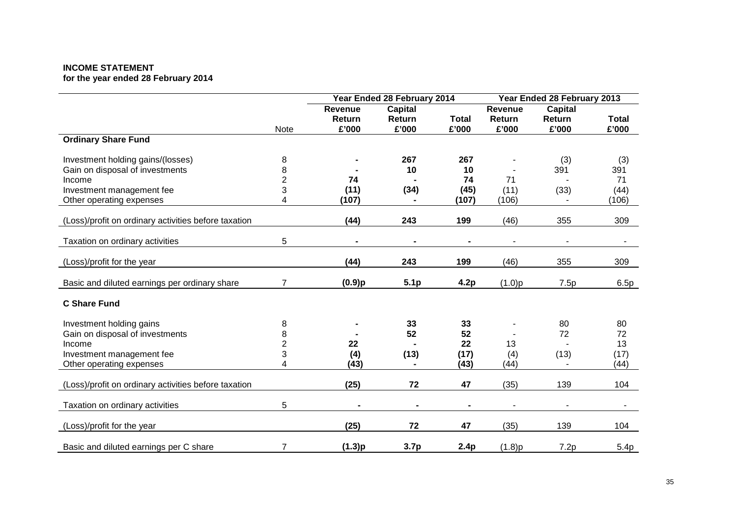**INCOME STATEMENT**
**for the year ended 28 February 2014**

| | Note | Year Ended 28 February 2014 | | | Year Ended 28 February 2013 | | |
|---|---|---|---|---|---|---|---|
| | | Revenue Return £'000 | Capital Return £'000 | Total £'000 | Revenue Return £'000 | Capital Return £'000 | Total £'000 |
| **Ordinary Share Fund** | | | | | | | |
| Investment holding gains/(losses) | 8 | **-** | **267** | **267** | - | (3) | (3) |
| Gain on disposal of investments | 8 | **-** | **10** | **10** | - | 391 | 391 |
| Income | 2 | **74** | **-** | **74** | 71 | - | 71 |
| Investment management fee | 3 | **(11)** | **(34)** | **(45)** | (11) | (33) | (44) |
| Other operating expenses | 4 | **(107)** | **-** | **(107)** | (106) | - | (106) |
| (Loss)/profit on ordinary activities before taxation | | **(44)** | **243** | **199** | (46) | 355 | 309 |
| Taxation on ordinary activities | 5 | **-** | **-** | **-** | - | - | - |
| (Loss)/profit for the year | | **(44)** | **243** | **199** | (46) | 355 | 309 |
| Basic and diluted earnings per ordinary share | 7 | **(0.9)p** | **5.1p** | **4.2p** | (1.0)p | 7.5p | 6.5p |
| **C Share Fund** | | | | | | | |
| Investment holding gains | 8 | **-** | **33** | **33** | - | 80 | 80 |
| Gain on disposal of investments | 8 | **-** | **52** | **52** | - | 72 | 72 |
| Income | 2 | **22** | **-** | **22** | 13 | - | 13 |
| Investment management fee | 3 | **(4)** | **(13)** | **(17)** | (4) | (13) | (17) |
| Other operating expenses | 4 | **(43)** | **-** | **(43)** | (44) | - | (44) |
| (Loss)/profit on ordinary activities before taxation | | **(25)** | **72** | **47** | (35) | 139 | 104 |
| Taxation on ordinary activities | 5 | **-** | **-** | **-** | - | - | - |
| (Loss)/profit for the year | | **(25)** | **72** | **47** | (35) | 139 | 104 |
| Basic and diluted earnings per C share | 7 | **(1.3)p** | **3.7p** | **2.4p** | (1.8)p | 7.2p | 5.4p |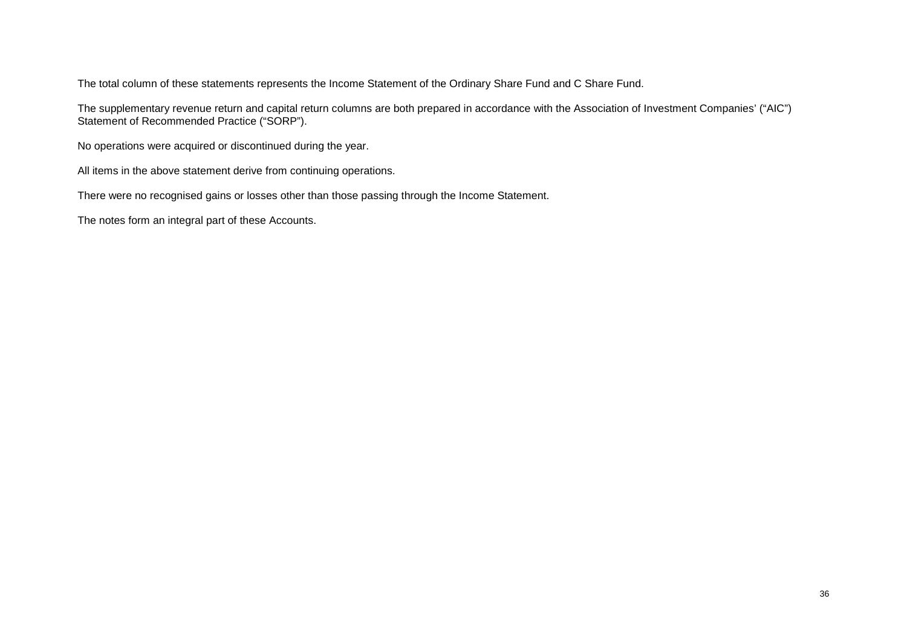The total column of these statements represents the Income Statement of the Ordinary Share Fund and C Share Fund.

The supplementary revenue return and capital return columns are both prepared in accordance with the Association of Investment Companies' ("AIC") Statement of Recommended Practice ("SORP").

No operations were acquired or discontinued during the year.

All items in the above statement derive from continuing operations.

There were no recognised gains or losses other than those passing through the Income Statement.

The notes form an integral part of these Accounts.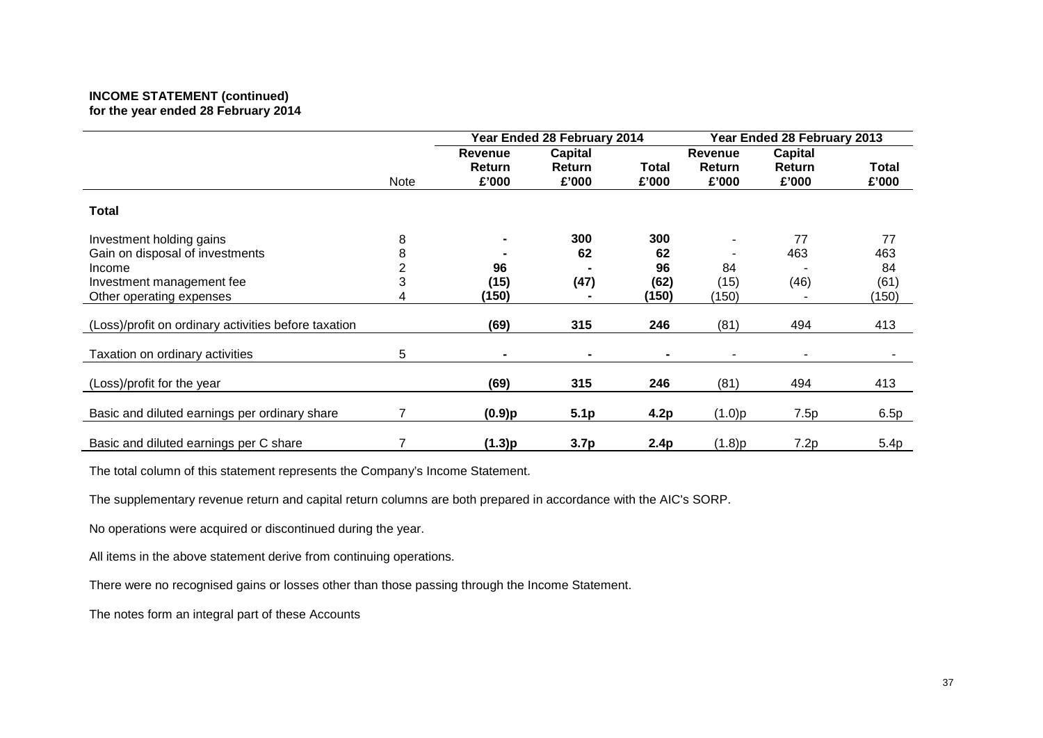**INCOME STATEMENT (continued)**
**for the year ended 28 February 2014**

| | | Year Ended 28 February 2014 | | | Year Ended 28 February 2013 | | |
|---|---|---|---|---|---|---|---|
| | Note | Revenue Return £'000 | Capital Return £'000 | Total £'000 | Revenue Return £'000 | Capital Return £'000 | Total £'000 |
| **Total** | | | | | | | |
| Investment holding gains | 8 | **-** | **300** | **300** | - | 77 | 77 |
| Gain on disposal of investments | 8 | **-** | **62** | **62** | - | 463 | 463 |
| Income | 2 | **96** | **-** | **96** | 84 | - | 84 |
| Investment management fee | 3 | **(15)** | **(47)** | **(62)** | (15) | (46) | (61) |
| Other operating expenses | 4 | **(150)** | **-** | **(150)** | (150) | - | (150) |
| (Loss)/profit on ordinary activities before taxation | | **(69)** | **315** | **246** | (81) | 494 | 413 |
| Taxation on ordinary activities | 5 | **-** | **-** | **-** | - | - | - |
| (Loss)/profit for the year | | **(69)** | **315** | **246** | (81) | 494 | 413 |
| Basic and diluted earnings per ordinary share | 7 | **(0.9)p** | **5.1p** | **4.2p** | (1.0)p | 7.5p | 6.5p |
| Basic and diluted earnings per C share | 7 | **(1.3)p** | **3.7p** | **2.4p** | (1.8)p | 7.2p | 5.4p |

The total column of this statement represents the Company's Income Statement.

The supplementary revenue return and capital return columns are both prepared in accordance with the AIC's SORP.

No operations were acquired or discontinued during the year.

All items in the above statement derive from continuing operations.

There were no recognised gains or losses other than those passing through the Income Statement.

The notes form an integral part of these Accounts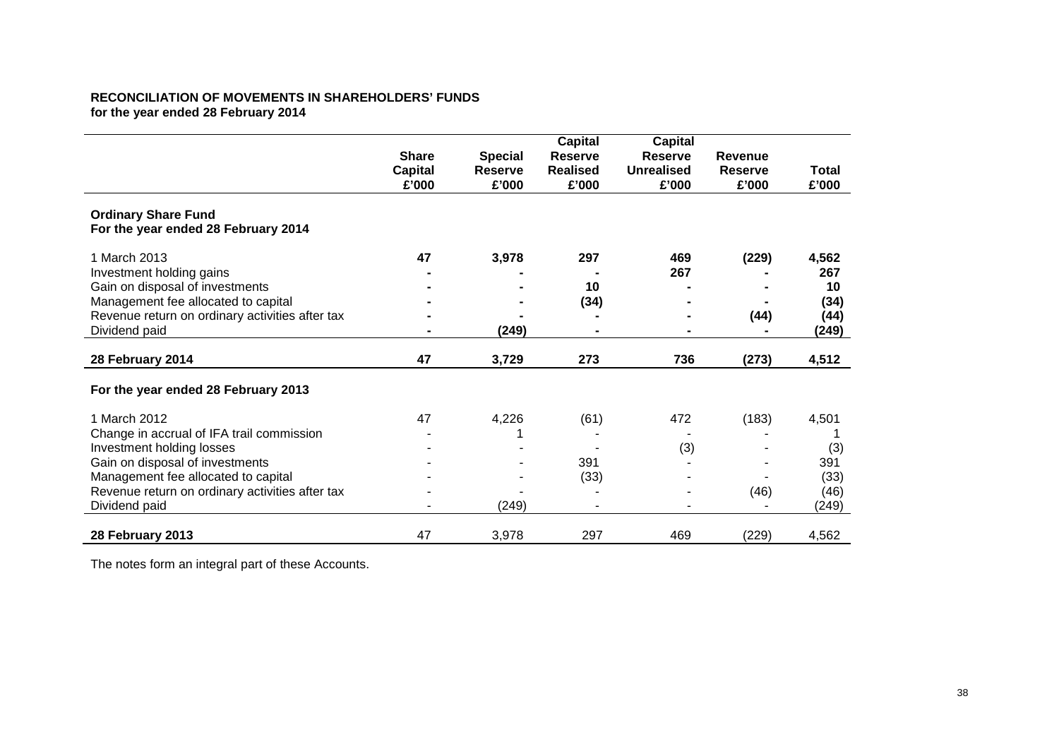**RECONCILIATION OF MOVEMENTS IN SHAREHOLDERS' FUNDS**
**for the year ended 28 February 2014**

| | Share Capital £'000 | Special Reserve £'000 | Capital Reserve Realised £'000 | Capital Reserve Unrealised £'000 | Revenue Reserve £'000 | Total £'000 |
|---|---|---|---|---|---|---|
| **Ordinary Share Fund** | | | | | | |
| **For the year ended 28 February 2014** | | | | | | |
| 1 March 2013 | **47** | **3,978** | **297** | **469** | **(229)** | **4,562** |
| Investment holding gains | **-** | **-** | **-** | **267** | **-** | **267** |
| Gain on disposal of investments | **-** | **-** | **10** | **-** | **-** | **10** |
| Management fee allocated to capital | **-** | **-** | **(34)** | **-** | **-** | **(34)** |
| Revenue return on ordinary activities after tax | **-** | **-** | **-** | **-** | **(44)** | **(44)** |
| Dividend paid | **-** | **(249)** | **-** | **-** | **-** | **(249)** |
| **28 February 2014** | **47** | **3,729** | **273** | **736** | **(273)** | **4,512** |
| **For the year ended 28 February 2013** | | | | | | |
| 1 March 2012 | 47 | 4,226 | (61) | 472 | (183) | 4,501 |
| Change in accrual of IFA trail commission | - | 1 | - | - | - | 1 |
| Investment holding losses | - | - | - | (3) | - | (3) |
| Gain on disposal of investments | - | - | 391 | - | - | 391 |
| Management fee allocated to capital | - | - | (33) | - | - | (33) |
| Revenue return on ordinary activities after tax | - | - | - | - | (46) | (46) |
| Dividend paid | - | (249) | - | - | - | (249) |
| **28 February 2013** | 47 | 3,978 | 297 | 469 | (229) | 4,562 |

The notes form an integral part of these Accounts.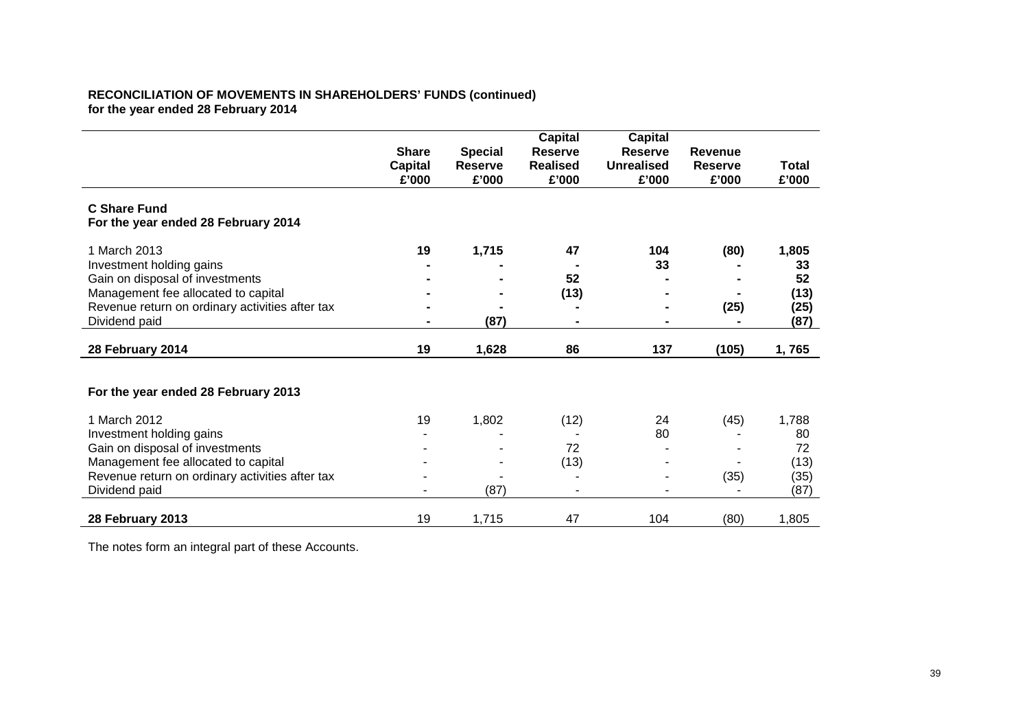**RECONCILIATION OF MOVEMENTS IN SHAREHOLDERS' FUNDS (continued)**
**for the year ended 28 February 2014**

| | Share Capital £'000 | Special Reserve £'000 | Capital Reserve Realised £'000 | Capital Reserve Unrealised £'000 | Revenue Reserve £'000 | Total £'000 |
|---|---|---|---|---|---|---|
| **C Share Fund** | | | | | | |
| **For the year ended 28 February 2014** | | | | | | |
| 1 March 2013 | **19** | **1,715** | **47** | **104** | **(80)** | **1,805** |
| Investment holding gains | **-** | **-** | **-** | **33** | **-** | **33** |
| Gain on disposal of investments | **-** | **-** | **52** | **-** | **-** | **52** |
| Management fee allocated to capital | **-** | **-** | **(13)** | **-** | **-** | **(13)** |
| Revenue return on ordinary activities after tax | **-** | **-** | **-** | **-** | **(25)** | **(25)** |
| Dividend paid | **-** | **(87)** | **-** | **-** | **-** | **(87)** |
| **28 February 2014** | **19** | **1,628** | **86** | **137** | **(105)** | **1, 765** |
| | | | | | | |
| **For the year ended 28 February 2013** | | | | | | |
| 1 March 2012 | 19 | 1,802 | (12) | 24 | (45) | 1,788 |
| Investment holding gains | - | - | - | 80 | - | 80 |
| Gain on disposal of investments | - | - | 72 | - | - | 72 |
| Management fee allocated to capital | - | - | (13) | - | - | (13) |
| Revenue return on ordinary activities after tax | - | - | - | - | (35) | (35) |
| Dividend paid | - | (87) | - | - | - | (87) |
| **28 February 2013** | 19 | 1,715 | 47 | 104 | (80) | 1,805 |

The notes form an integral part of these Accounts.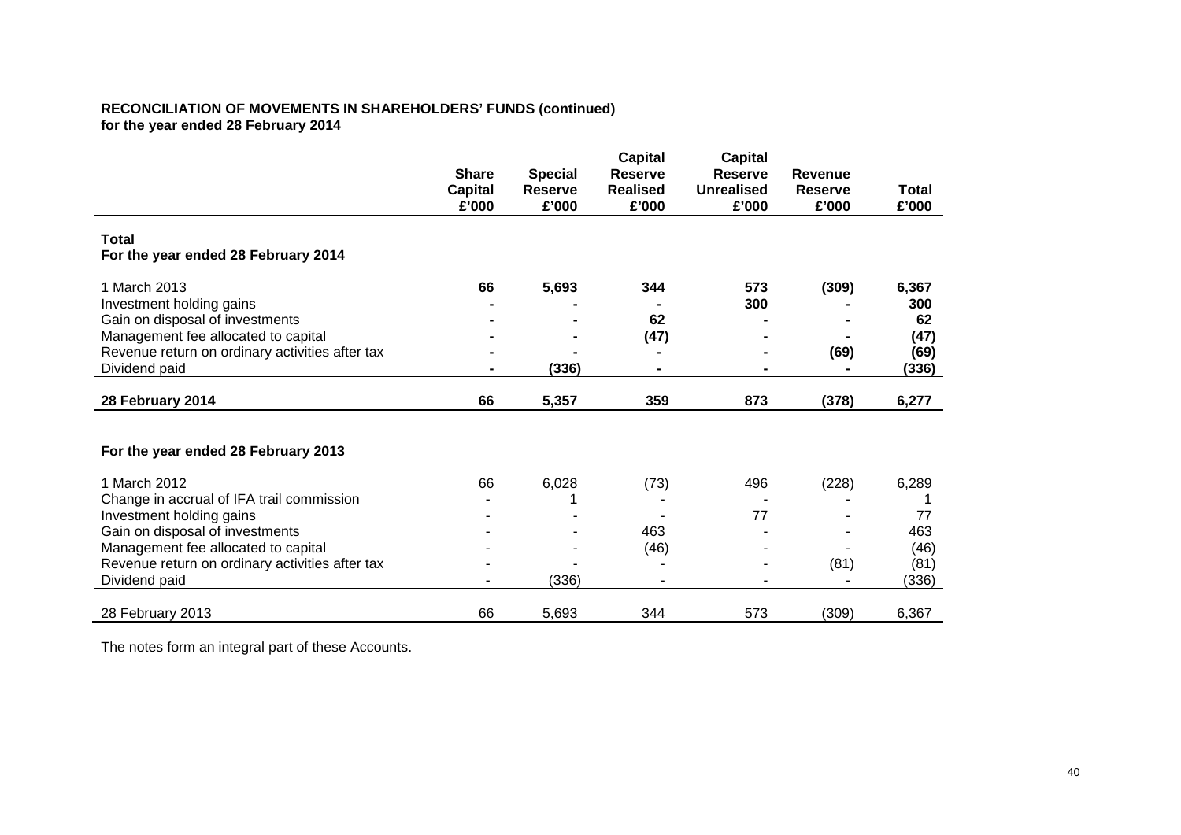**RECONCILIATION OF MOVEMENTS IN SHAREHOLDERS' FUNDS (continued)**
**for the year ended 28 February 2014**

| | Share Capital £'000 | Special Reserve £'000 | Capital Reserve Realised £'000 | Capital Reserve Unrealised £'000 | Revenue Reserve £'000 | Total £'000 |
|---|---|---|---|---|---|---|
| **Total** | | | | | | |
| **For the year ended 28 February 2014** | | | | | | |
| 1 March 2013 | **66** | **5,693** | **344** | **573** | **(309)** | **6,367** |
| Investment holding gains | **-** | **-** | **-** | **300** | **-** | **300** |
| Gain on disposal of investments | **-** | **-** | **62** | **-** | **-** | **62** |
| Management fee allocated to capital | **-** | **-** | **(47)** | **-** | **-** | **(47)** |
| Revenue return on ordinary activities after tax | **-** | **-** | **-** | **-** | **(69)** | **(69)** |
| Dividend paid | **-** | **(336)** | **-** | **-** | **-** | **(336)** |
| **28 February 2014** | **66** | **5,357** | **359** | **873** | **(378)** | **6,277** |
| | | | | | | |
| **For the year ended 28 February 2013** | | | | | | |
| 1 March 2012 | 66 | 6,028 | (73) | 496 | (228) | 6,289 |
| Change in accrual of IFA trail commission | - | 1 | - | - | - | 1 |
| Investment holding gains | - | - | - | 77 | - | 77 |
| Gain on disposal of investments | - | - | 463 | - | - | 463 |
| Management fee allocated to capital | - | - | (46) | - | - | (46) |
| Revenue return on ordinary activities after tax | - | - | - | - | (81) | (81) |
| Dividend paid | - | (336) | - | - | - | (336) |
| 28 February 2013 | 66 | 5,693 | 344 | 573 | (309) | 6,367 |

The notes form an integral part of these Accounts.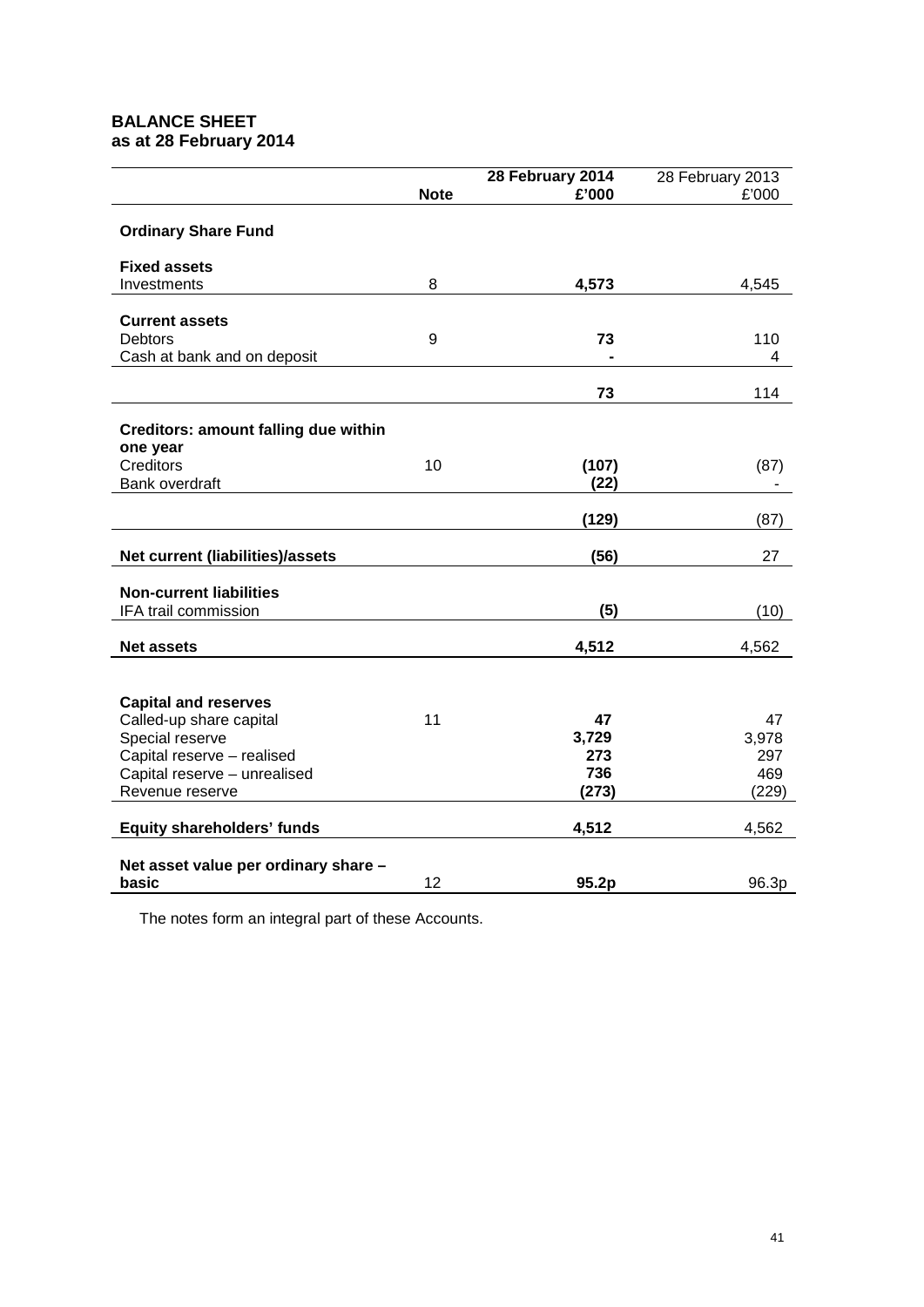## BALANCE SHEET
### as at 28 February 2014

| | Note | 28 February 2014 £'000 | 28 February 2013 £'000 |
|---|---|---|---|
| **Ordinary Share Fund** | | | |
| **Fixed assets** | | | |
| Investments | 8 | **4,573** | 4,545 |
| **Current assets** | | | |
| Debtors | 9 | **73** | 110 |
| Cash at bank and on deposit | | **-** | 4 |
| | | **73** | 114 |
| **Creditors: amount falling due within one year** | | | |
| Creditors | 10 | **(107)** | (87) |
| Bank overdraft | | **(22)** | - |
| | | **(129)** | (87) |
| **Net current (liabilities)/assets** | | **(56)** | 27 |
| **Non-current liabilities** | | | |
| IFA trail commission | | **(5)** | (10) |
| **Net assets** | | **4,512** | 4,562 |
| **Capital and reserves** | | | |
| Called-up share capital | 11 | **47** | 47 |
| Special reserve | | **3,729** | 3,978 |
| Capital reserve – realised | | **273** | 297 |
| Capital reserve – unrealised | | **736** | 469 |
| Revenue reserve | | **(273)** | (229) |
| **Equity shareholders' funds** | | **4,512** | 4,562 |
| **Net asset value per ordinary share – basic** | 12 | **95.2p** | 96.3p |

The notes form an integral part of these Accounts.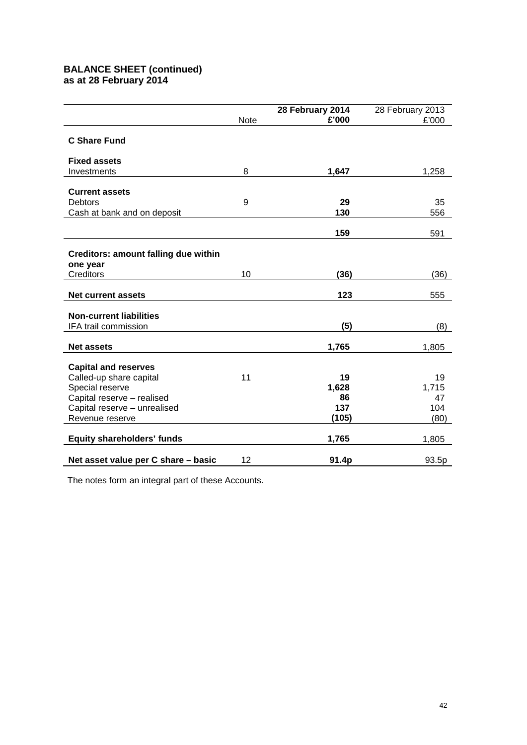**BALANCE SHEET (continued)**
**as at 28 February 2014**

| | Note | **28 February 2014 £'000** | 28 February 2013 £'000 |
|---|---|---|---|
| **C Share Fund** | | | |
| **Fixed assets** | | | |
| Investments | 8 | **1,647** | 1,258 |
| **Current assets** | | | |
| Debtors | 9 | **29** | 35 |
| Cash at bank and on deposit | | **130** | 556 |
| | | **159** | 591 |
| **Creditors: amount falling due within one year** | | | |
| Creditors | 10 | **(36)** | (36) |
| **Net current assets** | | **123** | 555 |
| **Non-current liabilities** | | | |
| IFA trail commission | | **(5)** | (8) |
| **Net assets** | | **1,765** | 1,805 |
| **Capital and reserves** | | | |
| Called-up share capital | 11 | **19** | 19 |
| Special reserve | | **1,628** | 1,715 |
| Capital reserve – realised | | **86** | 47 |
| Capital reserve – unrealised | | **137** | 104 |
| Revenue reserve | | **(105)** | (80) |
| **Equity shareholders' funds** | | **1,765** | 1,805 |
| **Net asset value per C share – basic** | 12 | **91.4p** | 93.5p |

The notes form an integral part of these Accounts.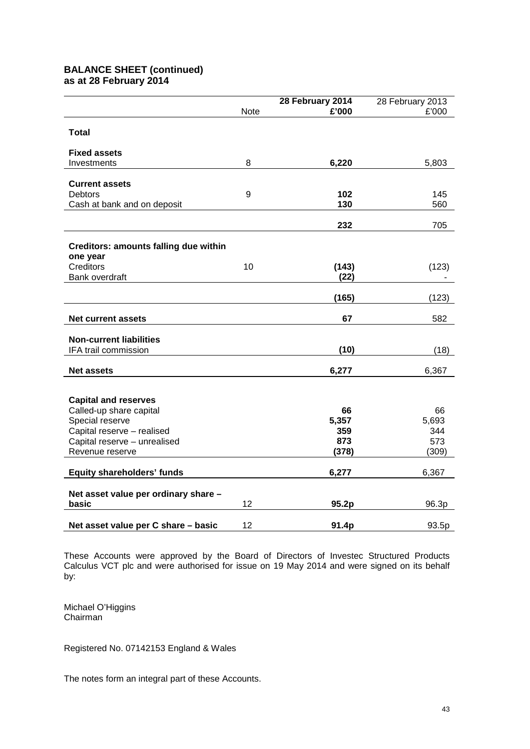## BALANCE SHEET (continued)
## as at 28 February 2014

| | Note | **28 February 2014 £'000** | 28 February 2013 £'000 |
|---|---|---|---|
| **Total** | | | |
| **Fixed assets** | | | |
| Investments | 8 | **6,220** | 5,803 |
| **Current assets** | | | |
| Debtors | 9 | **102** | 145 |
| Cash at bank and on deposit | | **130** | 560 |
| | | **232** | 705 |
| **Creditors: amounts falling due within one year** | | | |
| Creditors | 10 | **(143)** | (123) |
| Bank overdraft | | **(22)** | - |
| | | **(165)** | (123) |
| **Net current assets** | | **67** | 582 |
| **Non-current liabilities** | | | |
| IFA trail commission | | **(10)** | (18) |
| **Net assets** | | **6,277** | 6,367 |
| **Capital and reserves** | | | |
| Called-up share capital | | **66** | 66 |
| Special reserve | | **5,357** | 5,693 |
| Capital reserve – realised | | **359** | 344 |
| Capital reserve – unrealised | | **873** | 573 |
| Revenue reserve | | **(378)** | (309) |
| **Equity shareholders' funds** | | **6,277** | 6,367 |
| **Net asset value per ordinary share – basic** | 12 | **95.2p** | 96.3p |
| **Net asset value per C share – basic** | 12 | **91.4p** | 93.5p |

These Accounts were approved by the Board of Directors of Investec Structured Products Calculus VCT plc and were authorised for issue on 19 May 2014 and were signed on its behalf by:

Michael O'Higgins
Chairman

Registered No. 07142153 England & Wales

The notes form an integral part of these Accounts.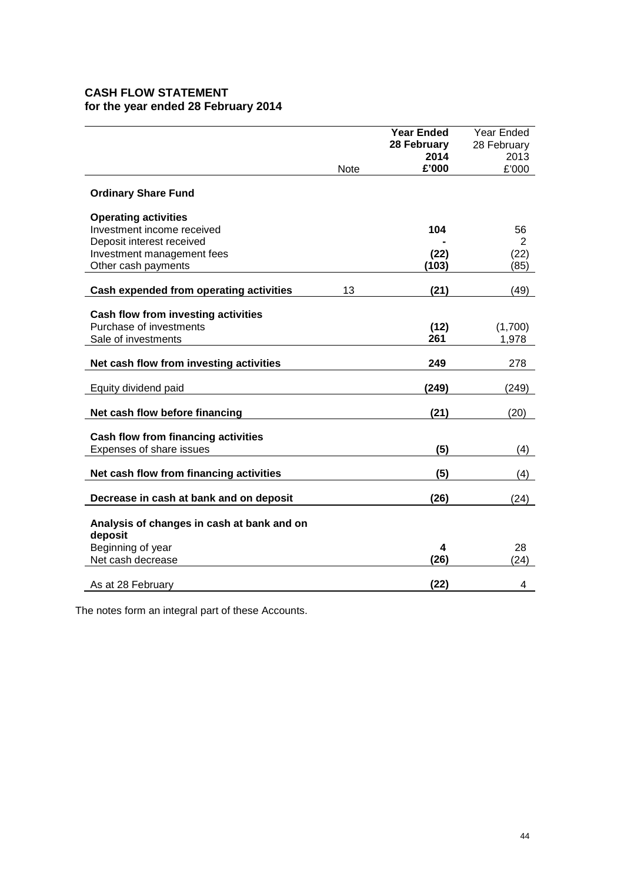## CASH FLOW STATEMENT
### for the year ended 28 February 2014

| | Note | Year Ended 28 February 2014 £'000 | Year Ended 28 February 2013 £'000 |
|---|---|---|---|
| **Ordinary Share Fund** | | | |
| **Operating activities** | | | |
| Investment income received | | **104** | 56 |
| Deposit interest received | | **-** | 2 |
| Investment management fees | | **(22)** | (22) |
| Other cash payments | | **(103)** | (85) |
| **Cash expended from operating activities** | 13 | **(21)** | (49) |
| **Cash flow from investing activities** | | | |
| Purchase of investments | | **(12)** | (1,700) |
| Sale of investments | | **261** | 1,978 |
| **Net cash flow from investing activities** | | **249** | 278 |
| Equity dividend paid | | **(249)** | (249) |
| **Net cash flow before financing** | | **(21)** | (20) |
| **Cash flow from financing activities** | | | |
| Expenses of share issues | | **(5)** | (4) |
| **Net cash flow from financing activities** | | **(5)** | (4) |
| **Decrease in cash at bank and on deposit** | | **(26)** | (24) |
| **Analysis of changes in cash at bank and on deposit** | | | |
| Beginning of year | | **4** | 28 |
| Net cash decrease | | **(26)** | (24) |
| As at 28 February | | **(22)** | 4 |

The notes form an integral part of these Accounts.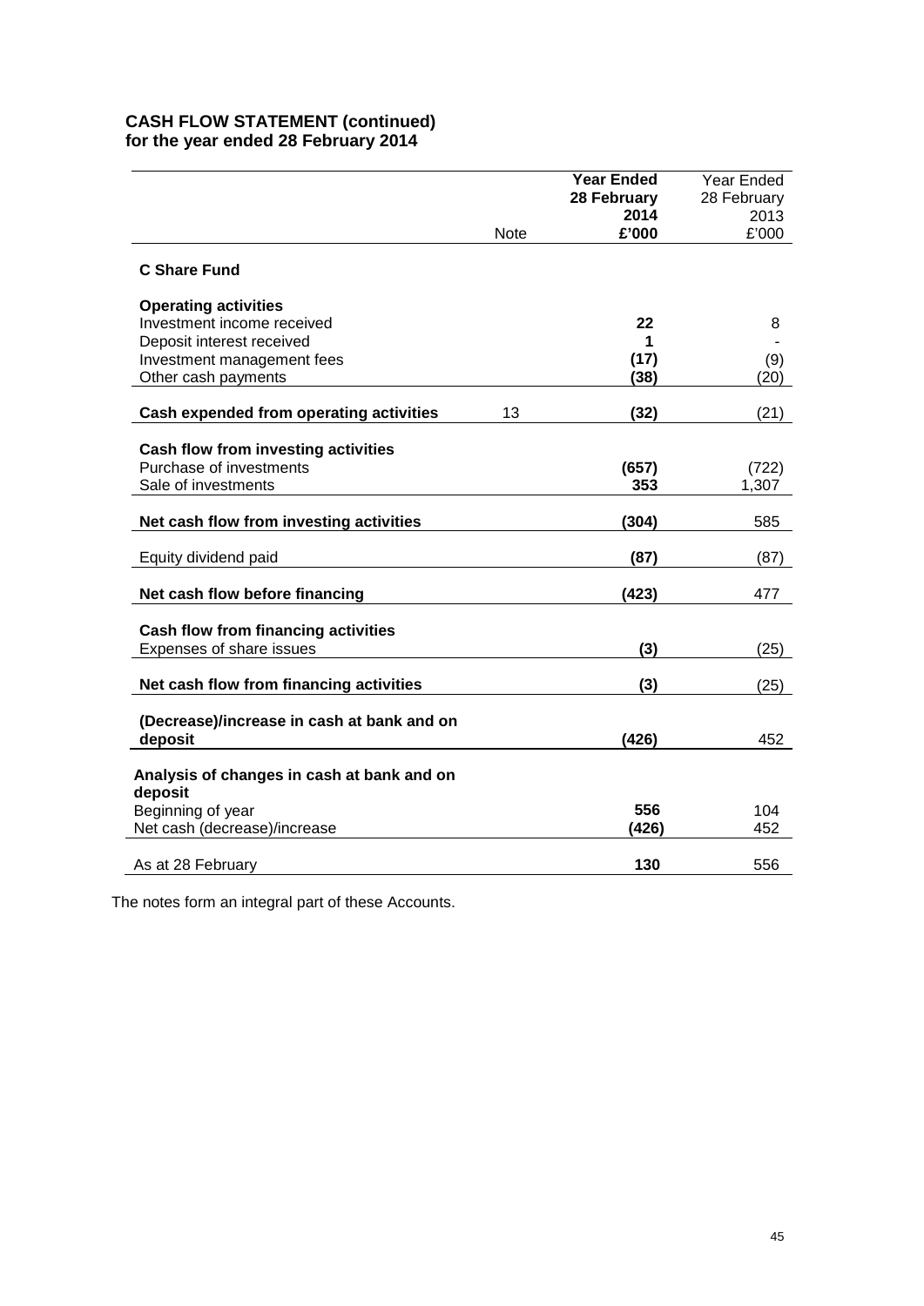## CASH FLOW STATEMENT (continued)
**for the year ended 28 February 2014**

| | Note | **Year Ended 28 February 2014 £'000** | Year Ended 28 February 2013 £'000 |
|---|---|---|---|
| **C Share Fund** | | | |
| **Operating activities** | | | |
| Investment income received | | **22** | 8 |
| Deposit interest received | | **1** | - |
| Investment management fees | | **(17)** | (9) |
| Other cash payments | | **(38)** | (20) |
| **Cash expended from operating activities** | 13 | **(32)** | (21) |
| **Cash flow from investing activities** | | | |
| Purchase of investments | | **(657)** | (722) |
| Sale of investments | | **353** | 1,307 |
| **Net cash flow from investing activities** | | **(304)** | 585 |
| Equity dividend paid | | **(87)** | (87) |
| **Net cash flow before financing** | | **(423)** | 477 |
| **Cash flow from financing activities** | | | |
| Expenses of share issues | | **(3)** | (25) |
| **Net cash flow from financing activities** | | **(3)** | (25) |
| **(Decrease)/increase in cash at bank and on deposit** | | **(426)** | 452 |
| **Analysis of changes in cash at bank and on deposit** | | | |
| Beginning of year | | **556** | 104 |
| Net cash (decrease)/increase | | **(426)** | 452 |
| As at 28 February | | **130** | 556 |

The notes form an integral part of these Accounts.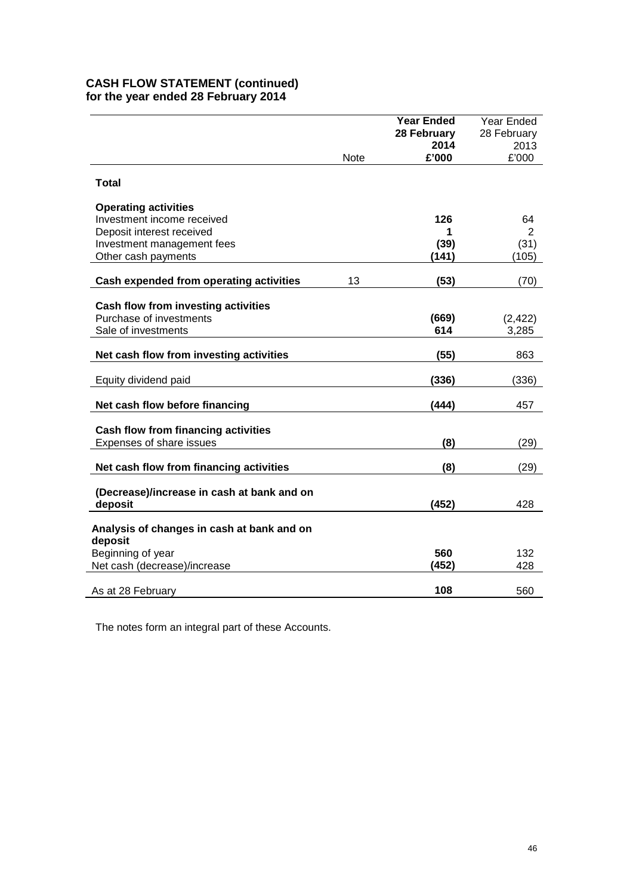## CASH FLOW STATEMENT (continued)
**for the year ended 28 February 2014**

| | Note | **Year Ended 28 February 2014 £'000** | Year Ended 28 February 2013 £'000 |
|---|---|---|---|
| **Total** | | | |
| **Operating activities** | | | |
| Investment income received | | **126** | 64 |
| Deposit interest received | | **1** | 2 |
| Investment management fees | | **(39)** | (31) |
| Other cash payments | | **(141)** | (105) |
| **Cash expended from operating activities** | 13 | **(53)** | (70) |
| **Cash flow from investing activities** | | | |
| Purchase of investments | | **(669)** | (2,422) |
| Sale of investments | | **614** | 3,285 |
| **Net cash flow from investing activities** | | **(55)** | 863 |
| Equity dividend paid | | **(336)** | (336) |
| **Net cash flow before financing** | | **(444)** | 457 |
| **Cash flow from financing activities** | | | |
| Expenses of share issues | | **(8)** | (29) |
| **Net cash flow from financing activities** | | **(8)** | (29) |
| **(Decrease)/increase in cash at bank and on deposit** | | **(452)** | 428 |
| **Analysis of changes in cash at bank and on deposit** | | | |
| Beginning of year | | **560** | 132 |
| Net cash (decrease)/increase | | **(452)** | 428 |
| As at 28 February | | **108** | 560 |

The notes form an integral part of these Accounts.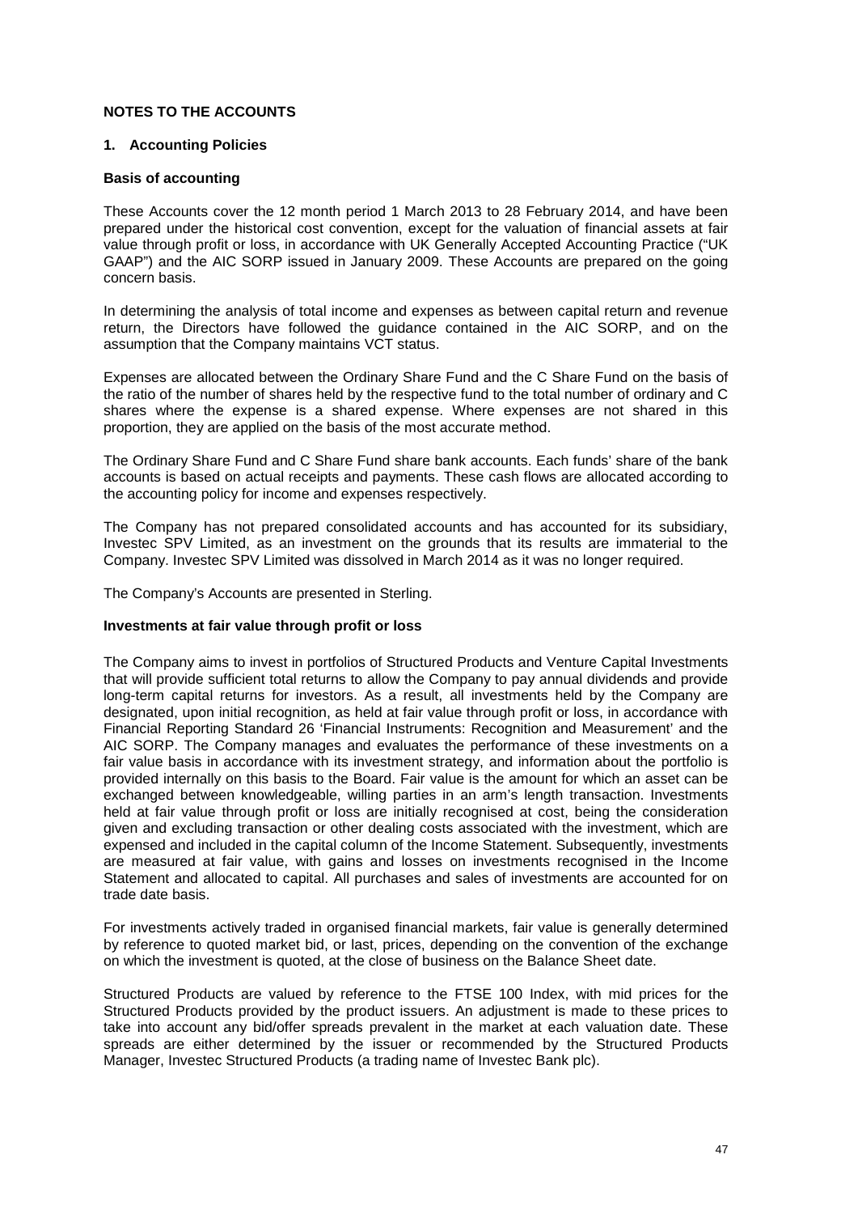## NOTES TO THE ACCOUNTS

### 1. Accounting Policies

#### Basis of accounting

These Accounts cover the 12 month period 1 March 2013 to 28 February 2014, and have been prepared under the historical cost convention, except for the valuation of financial assets at fair value through profit or loss, in accordance with UK Generally Accepted Accounting Practice ("UK GAAP") and the AIC SORP issued in January 2009. These Accounts are prepared on the going concern basis.

In determining the analysis of total income and expenses as between capital return and revenue return, the Directors have followed the guidance contained in the AIC SORP, and on the assumption that the Company maintains VCT status.

Expenses are allocated between the Ordinary Share Fund and the C Share Fund on the basis of the ratio of the number of shares held by the respective fund to the total number of ordinary and C shares where the expense is a shared expense. Where expenses are not shared in this proportion, they are applied on the basis of the most accurate method.

The Ordinary Share Fund and C Share Fund share bank accounts. Each funds' share of the bank accounts is based on actual receipts and payments. These cash flows are allocated according to the accounting policy for income and expenses respectively.

The Company has not prepared consolidated accounts and has accounted for its subsidiary, Investec SPV Limited, as an investment on the grounds that its results are immaterial to the Company. Investec SPV Limited was dissolved in March 2014 as it was no longer required.

The Company's Accounts are presented in Sterling.

#### Investments at fair value through profit or loss

The Company aims to invest in portfolios of Structured Products and Venture Capital Investments that will provide sufficient total returns to allow the Company to pay annual dividends and provide long-term capital returns for investors. As a result, all investments held by the Company are designated, upon initial recognition, as held at fair value through profit or loss, in accordance with Financial Reporting Standard 26 'Financial Instruments: Recognition and Measurement' and the AIC SORP. The Company manages and evaluates the performance of these investments on a fair value basis in accordance with its investment strategy, and information about the portfolio is provided internally on this basis to the Board. Fair value is the amount for which an asset can be exchanged between knowledgeable, willing parties in an arm's length transaction. Investments held at fair value through profit or loss are initially recognised at cost, being the consideration given and excluding transaction or other dealing costs associated with the investment, which are expensed and included in the capital column of the Income Statement. Subsequently, investments are measured at fair value, with gains and losses on investments recognised in the Income Statement and allocated to capital. All purchases and sales of investments are accounted for on trade date basis.

For investments actively traded in organised financial markets, fair value is generally determined by reference to quoted market bid, or last, prices, depending on the convention of the exchange on which the investment is quoted, at the close of business on the Balance Sheet date.

Structured Products are valued by reference to the FTSE 100 Index, with mid prices for the Structured Products provided by the product issuers. An adjustment is made to these prices to take into account any bid/offer spreads prevalent in the market at each valuation date. These spreads are either determined by the issuer or recommended by the Structured Products Manager, Investec Structured Products (a trading name of Investec Bank plc).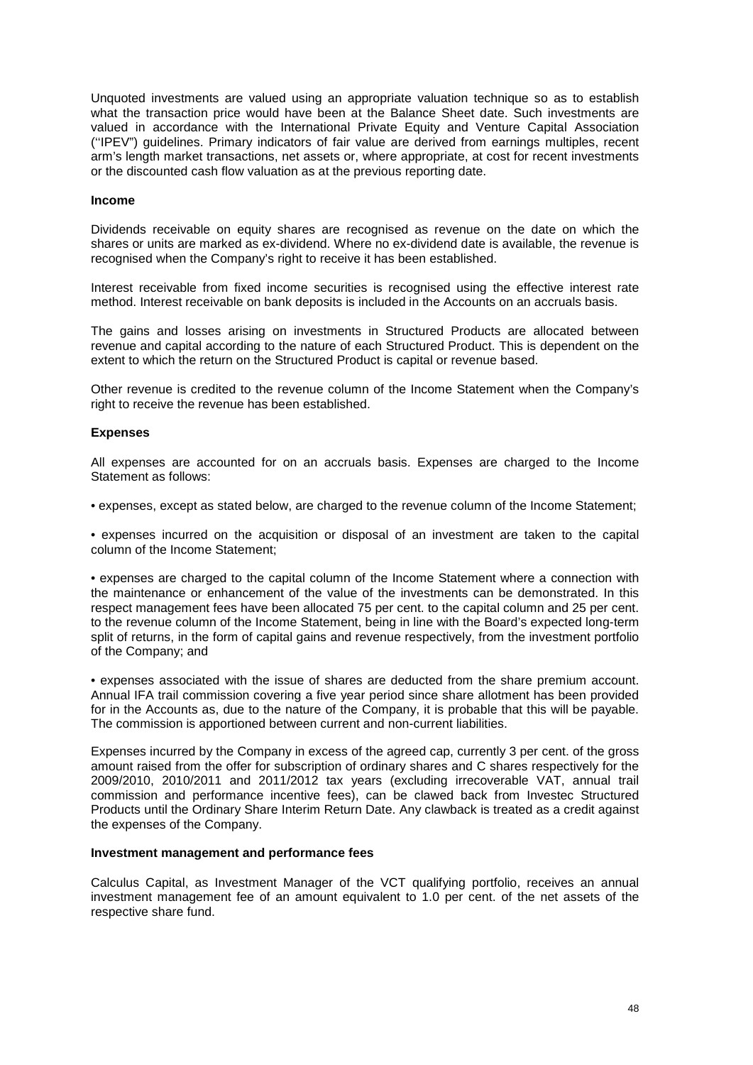Unquoted investments are valued using an appropriate valuation technique so as to establish what the transaction price would have been at the Balance Sheet date. Such investments are valued in accordance with the International Private Equity and Venture Capital Association (''IPEV") guidelines. Primary indicators of fair value are derived from earnings multiples, recent arm's length market transactions, net assets or, where appropriate, at cost for recent investments or the discounted cash flow valuation as at the previous reporting date.

**Income**

Dividends receivable on equity shares are recognised as revenue on the date on which the shares or units are marked as ex-dividend. Where no ex-dividend date is available, the revenue is recognised when the Company's right to receive it has been established.

Interest receivable from fixed income securities is recognised using the effective interest rate method. Interest receivable on bank deposits is included in the Accounts on an accruals basis.

The gains and losses arising on investments in Structured Products are allocated between revenue and capital according to the nature of each Structured Product. This is dependent on the extent to which the return on the Structured Product is capital or revenue based.

Other revenue is credited to the revenue column of the Income Statement when the Company's right to receive the revenue has been established.

**Expenses**

All expenses are accounted for on an accruals basis. Expenses are charged to the Income Statement as follows:

• expenses, except as stated below, are charged to the revenue column of the Income Statement;

• expenses incurred on the acquisition or disposal of an investment are taken to the capital column of the Income Statement;

• expenses are charged to the capital column of the Income Statement where a connection with the maintenance or enhancement of the value of the investments can be demonstrated. In this respect management fees have been allocated 75 per cent. to the capital column and 25 per cent. to the revenue column of the Income Statement, being in line with the Board's expected long-term split of returns, in the form of capital gains and revenue respectively, from the investment portfolio of the Company; and

• expenses associated with the issue of shares are deducted from the share premium account. Annual IFA trail commission covering a five year period since share allotment has been provided for in the Accounts as, due to the nature of the Company, it is probable that this will be payable. The commission is apportioned between current and non-current liabilities.

Expenses incurred by the Company in excess of the agreed cap, currently 3 per cent. of the gross amount raised from the offer for subscription of ordinary shares and C shares respectively for the 2009/2010, 2010/2011 and 2011/2012 tax years (excluding irrecoverable VAT, annual trail commission and performance incentive fees), can be clawed back from Investec Structured Products until the Ordinary Share Interim Return Date. Any clawback is treated as a credit against the expenses of the Company.

**Investment management and performance fees**

Calculus Capital, as Investment Manager of the VCT qualifying portfolio, receives an annual investment management fee of an amount equivalent to 1.0 per cent. of the net assets of the respective share fund.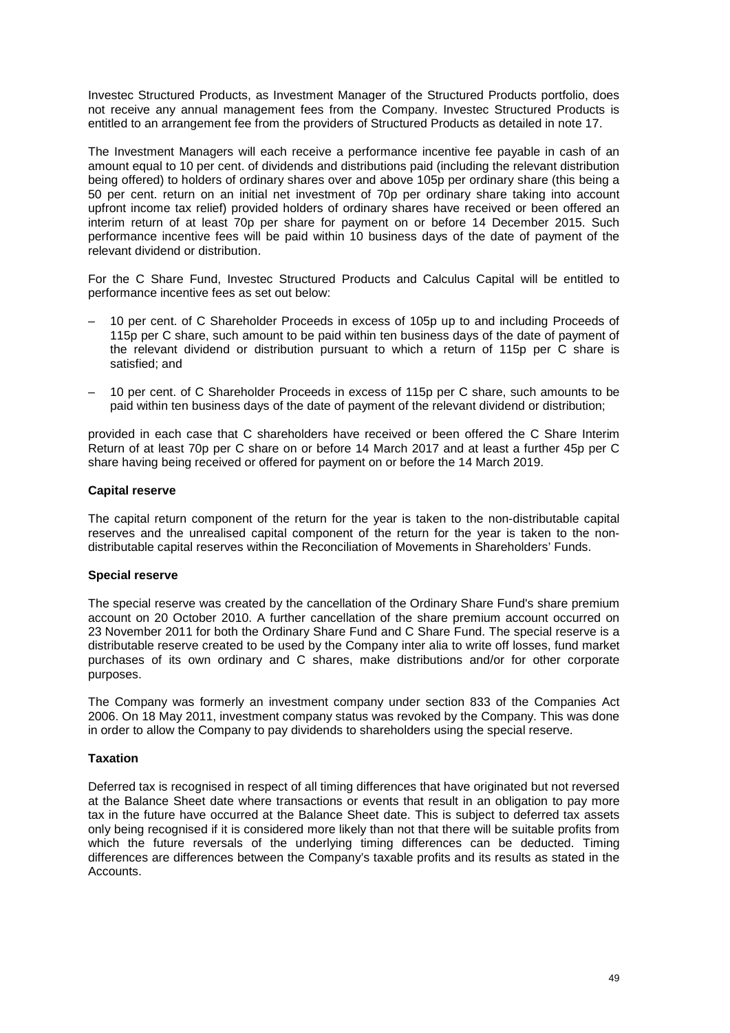Investec Structured Products, as Investment Manager of the Structured Products portfolio, does not receive any annual management fees from the Company. Investec Structured Products is entitled to an arrangement fee from the providers of Structured Products as detailed in note 17.

The Investment Managers will each receive a performance incentive fee payable in cash of an amount equal to 10 per cent. of dividends and distributions paid (including the relevant distribution being offered) to holders of ordinary shares over and above 105p per ordinary share (this being a 50 per cent. return on an initial net investment of 70p per ordinary share taking into account upfront income tax relief) provided holders of ordinary shares have received or been offered an interim return of at least 70p per share for payment on or before 14 December 2015. Such performance incentive fees will be paid within 10 business days of the date of payment of the relevant dividend or distribution.

For the C Share Fund, Investec Structured Products and Calculus Capital will be entitled to performance incentive fees as set out below:

– 10 per cent. of C Shareholder Proceeds in excess of 105p up to and including Proceeds of 115p per C share, such amount to be paid within ten business days of the date of payment of the relevant dividend or distribution pursuant to which a return of 115p per C share is satisfied; and

– 10 per cent. of C Shareholder Proceeds in excess of 115p per C share, such amounts to be paid within ten business days of the date of payment of the relevant dividend or distribution;

provided in each case that C shareholders have received or been offered the C Share Interim Return of at least 70p per C share on or before 14 March 2017 and at least a further 45p per C share having being received or offered for payment on or before the 14 March 2019.

**Capital reserve**

The capital return component of the return for the year is taken to the non-distributable capital reserves and the unrealised capital component of the return for the year is taken to the non-distributable capital reserves within the Reconciliation of Movements in Shareholders' Funds.

**Special reserve**

The special reserve was created by the cancellation of the Ordinary Share Fund's share premium account on 20 October 2010. A further cancellation of the share premium account occurred on 23 November 2011 for both the Ordinary Share Fund and C Share Fund. The special reserve is a distributable reserve created to be used by the Company inter alia to write off losses, fund market purchases of its own ordinary and C shares, make distributions and/or for other corporate purposes.

The Company was formerly an investment company under section 833 of the Companies Act 2006. On 18 May 2011, investment company status was revoked by the Company. This was done in order to allow the Company to pay dividends to shareholders using the special reserve.

**Taxation**

Deferred tax is recognised in respect of all timing differences that have originated but not reversed at the Balance Sheet date where transactions or events that result in an obligation to pay more tax in the future have occurred at the Balance Sheet date. This is subject to deferred tax assets only being recognised if it is considered more likely than not that there will be suitable profits from which the future reversals of the underlying timing differences can be deducted. Timing differences are differences between the Company's taxable profits and its results as stated in the Accounts.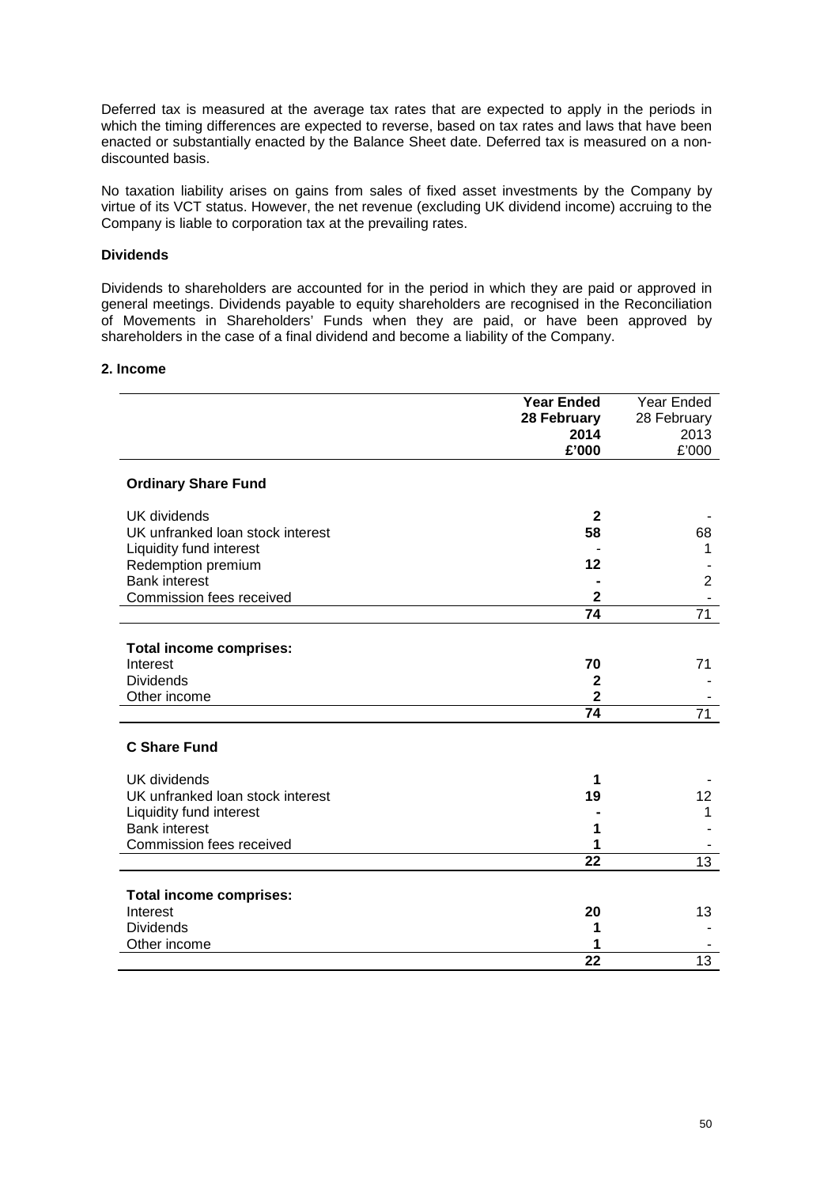Deferred tax is measured at the average tax rates that are expected to apply in the periods in which the timing differences are expected to reverse, based on tax rates and laws that have been enacted or substantially enacted by the Balance Sheet date. Deferred tax is measured on a non-discounted basis.

No taxation liability arises on gains from sales of fixed asset investments by the Company by virtue of its VCT status. However, the net revenue (excluding UK dividend income) accruing to the Company is liable to corporation tax at the prevailing rates.

**Dividends**

Dividends to shareholders are accounted for in the period in which they are paid or approved in general meetings. Dividends payable to equity shareholders are recognised in the Reconciliation of Movements in Shareholders' Funds when they are paid, or have been approved by shareholders in the case of a final dividend and become a liability of the Company.

**2. Income**

| | **Year Ended 28 February 2014 £'000** | Year Ended 28 February 2013 £'000 |
|---|---|---|
| **Ordinary Share Fund** | | |
| UK dividends | **2** | - |
| UK unfranked loan stock interest | **58** | 68 |
| Liquidity fund interest | - | 1 |
| Redemption premium | **12** | - |
| Bank interest | **-** | 2 |
| Commission fees received | **2** | - |
| | **74** | 71 |
| **Total income comprises:** | | |
| Interest | **70** | 71 |
| Dividends | **2** | - |
| Other income | **2** | - |
| | **74** | 71 |
| **C Share Fund** | | |
| UK dividends | **1** | - |
| UK unfranked loan stock interest | **19** | 12 |
| Liquidity fund interest | **-** | 1 |
| Bank interest | **1** | - |
| Commission fees received | **1** | - |
| | **22** | 13 |
| **Total income comprises:** | | |
| Interest | **20** | 13 |
| Dividends | **1** | - |
| Other income | **1** | - |
| | **22** | 13 |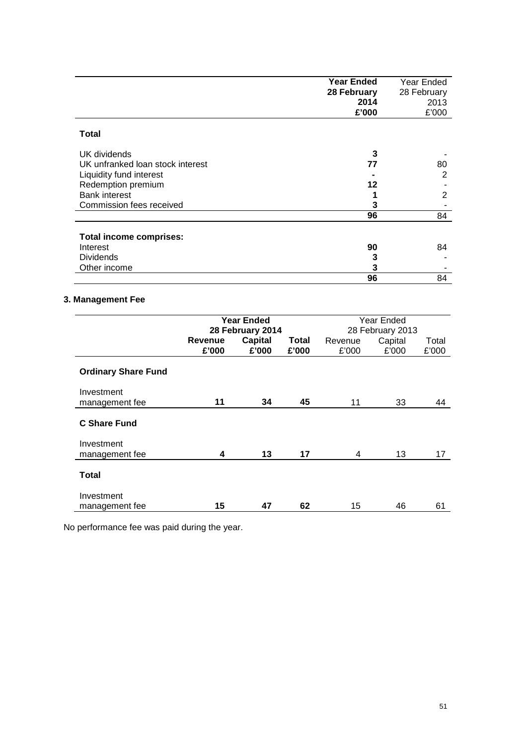| | Year Ended 28 February 2014 £'000 | Year Ended 28 February 2013 £'000 |
|---|---|---|
| **Total** | | |
| UK dividends | **3** | - |
| UK unfranked loan stock interest | **77** | 80 |
| Liquidity fund interest | **-** | 2 |
| Redemption premium | **12** | - |
| Bank interest | **1** | 2 |
| Commission fees received | **3** | - |
| | **96** | 84 |
| **Total income comprises:** | | |
| Interest | **90** | 84 |
| Dividends | **3** | - |
| Other income | **3** | - |
| | **96** | 84 |

### 3. Management Fee

| | Year Ended 28 February 2014 | | | Year Ended 28 February 2013 | | |
|---|---|---|---|---|---|---|
| | Revenue £'000 | Capital £'000 | Total £'000 | Revenue £'000 | Capital £'000 | Total £'000 |
| **Ordinary Share Fund** | | | | | | |
| Investment management fee | **11** | **34** | **45** | 11 | 33 | 44 |
| **C Share Fund** | | | | | | |
| Investment management fee | **4** | **13** | **17** | 4 | 13 | 17 |
| **Total** | | | | | | |
| Investment management fee | **15** | **47** | **62** | 15 | 46 | 61 |

No performance fee was paid during the year.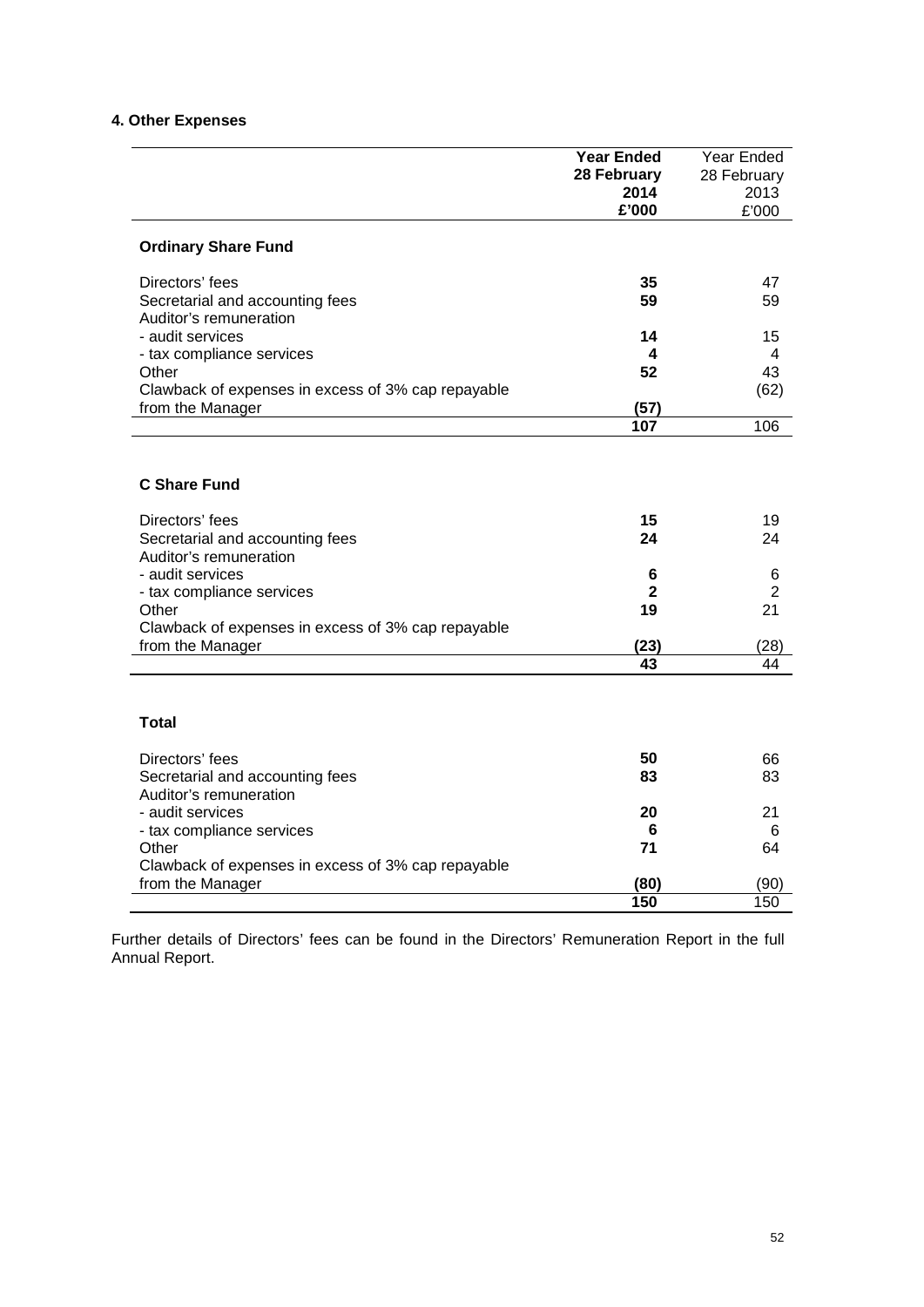#### 4. Other Expenses

| | **Year Ended 28 February 2014 £'000** | Year Ended 28 February 2013 £'000 |
|---|---|---|
| **Ordinary Share Fund** | | |
| Directors' fees | **35** | 47 |
| Secretarial and accounting fees | **59** | 59 |
| Auditor's remuneration | | |
| - audit services | **14** | 15 |
| - tax compliance services | **4** | 4 |
| Other | **52** | 43 |
| Clawback of expenses in excess of 3% cap repayable from the Manager | **(57)** | (62) |
| | **107** | 106 |
| **C Share Fund** | | |
| Directors' fees | **15** | 19 |
| Secretarial and accounting fees | **24** | 24 |
| Auditor's remuneration | | |
| - audit services | **6** | 6 |
| - tax compliance services | **2** | 2 |
| Other | **19** | 21 |
| Clawback of expenses in excess of 3% cap repayable from the Manager | **(23)** | (28) |
| | **43** | 44 |
| **Total** | | |
| Directors' fees | **50** | 66 |
| Secretarial and accounting fees | **83** | 83 |
| Auditor's remuneration | | |
| - audit services | **20** | 21 |
| - tax compliance services | **6** | 6 |
| Other | **71** | 64 |
| Clawback of expenses in excess of 3% cap repayable from the Manager | **(80)** | (90) |
| | **150** | 150 |

Further details of Directors' fees can be found in the Directors' Remuneration Report in the full Annual Report.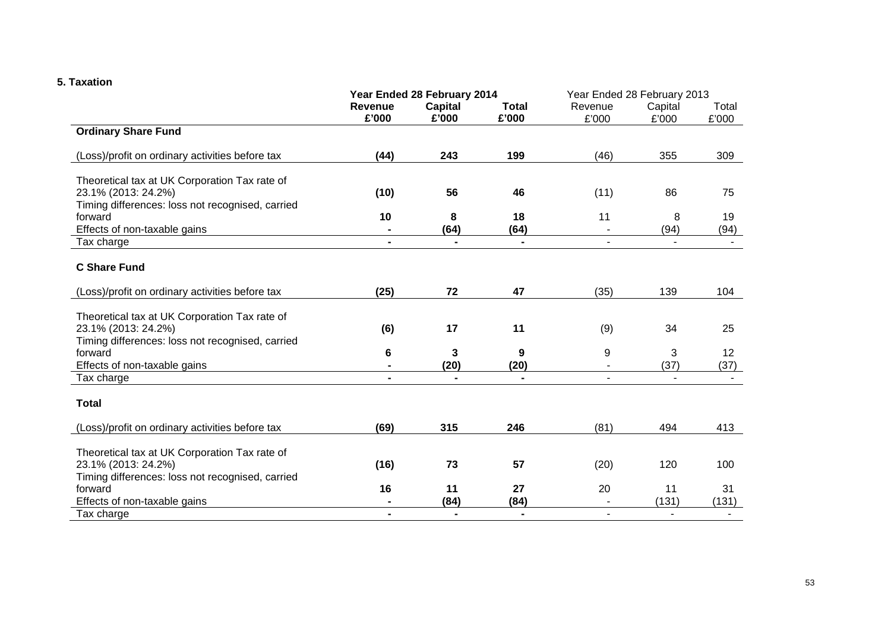### 5. Taxation

| | Year Ended 28 February 2014 | | | Year Ended 28 February 2013 | | |
|---|---|---|---|---|---|---|
| | **Revenue £'000** | **Capital £'000** | **Total £'000** | Revenue £'000 | Capital £'000 | Total £'000 |
| **Ordinary Share Fund** | | | | | | |
| (Loss)/profit on ordinary activities before tax | **(44)** | **243** | **199** | (46) | 355 | 309 |
| Theoretical tax at UK Corporation Tax rate of 23.1% (2013: 24.2%) | **(10)** | **56** | **46** | (11) | 86 | 75 |
| Timing differences: loss not recognised, carried forward | **10** | **8** | **18** | 11 | 8 | 19 |
| Effects of non-taxable gains | **-** | **(64)** | **(64)** | - | (94) | (94) |
| Tax charge | **-** | **-** | **-** | - | - | - |
| **C Share Fund** | | | | | | |
| (Loss)/profit on ordinary activities before tax | **(25)** | **72** | **47** | (35) | 139 | 104 |
| Theoretical tax at UK Corporation Tax rate of 23.1% (2013: 24.2%) | **(6)** | **17** | **11** | (9) | 34 | 25 |
| Timing differences: loss not recognised, carried forward | **6** | **3** | **9** | 9 | 3 | 12 |
| Effects of non-taxable gains | **-** | **(20)** | **(20)** | - | (37) | (37) |
| Tax charge | **-** | **-** | **-** | - | - | - |
| **Total** | | | | | | |
| (Loss)/profit on ordinary activities before tax | **(69)** | **315** | **246** | (81) | 494 | 413 |
| Theoretical tax at UK Corporation Tax rate of 23.1% (2013: 24.2%) | **(16)** | **73** | **57** | (20) | 120 | 100 |
| Timing differences: loss not recognised, carried forward | **16** | **11** | **27** | 20 | 11 | 31 |
| Effects of non-taxable gains | **-** | **(84)** | **(84)** | - | (131) | (131) |
| Tax charge | **-** | **-** | **-** | - | - | - |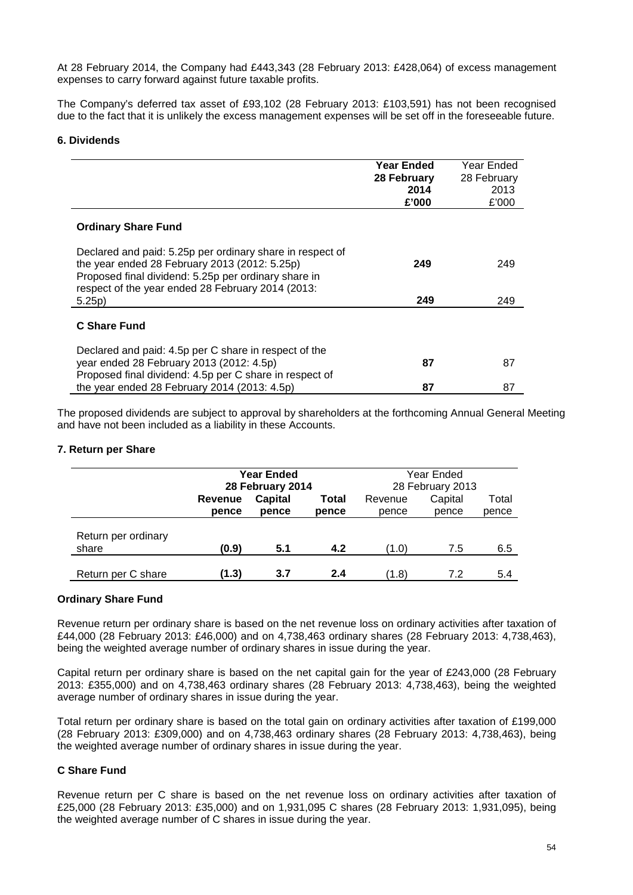At 28 February 2014, the Company had £443,343 (28 February 2013: £428,064) of excess management expenses to carry forward against future taxable profits.

The Company's deferred tax asset of £93,102 (28 February 2013: £103,591) has not been recognised due to the fact that it is unlikely the excess management expenses will be set off in the foreseeable future.

### 6. Dividends

| | **Year Ended 28 February 2014 £'000** | Year Ended 28 February 2013 £'000 |
|---|---|---|
| **Ordinary Share Fund** | | |
| Declared and paid: 5.25p per ordinary share in respect of the year ended 28 February 2013 (2012: 5.25p) | **249** | 249 |
| Proposed final dividend: 5.25p per ordinary share in respect of the year ended 28 February 2014 (2013: 5.25p) | **249** | 249 |
| **C Share Fund** | | |
| Declared and paid: 4.5p per C share in respect of the year ended 28 February 2013 (2012: 4.5p) | **87** | 87 |
| Proposed final dividend: 4.5p per C share in respect of the year ended 28 February 2014 (2013: 4.5p) | **87** | 87 |

The proposed dividends are subject to approval by shareholders at the forthcoming Annual General Meeting and have not been included as a liability in these Accounts.

### 7. Return per Share

| | **Year Ended 28 February 2014** | | | Year Ended 28 February 2013 | | |
|---|---|---|---|---|---|---|
| | **Revenue pence** | **Capital pence** | **Total pence** | Revenue pence | Capital pence | Total pence |
| Return per ordinary share | **(0.9)** | **5.1** | **4.2** | (1.0) | 7.5 | 6.5 |
| Return per C share | **(1.3)** | **3.7** | **2.4** | (1.8) | 7.2 | 5.4 |

**Ordinary Share Fund**

Revenue return per ordinary share is based on the net revenue loss on ordinary activities after taxation of £44,000 (28 February 2013: £46,000) and on 4,738,463 ordinary shares (28 February 2013: 4,738,463), being the weighted average number of ordinary shares in issue during the year.

Capital return per ordinary share is based on the net capital gain for the year of £243,000 (28 February 2013: £355,000) and on 4,738,463 ordinary shares (28 February 2013: 4,738,463), being the weighted average number of ordinary shares in issue during the year.

Total return per ordinary share is based on the total gain on ordinary activities after taxation of £199,000 (28 February 2013: £309,000) and on 4,738,463 ordinary shares (28 February 2013: 4,738,463), being the weighted average number of ordinary shares in issue during the year.

**C Share Fund**

Revenue return per C share is based on the net revenue loss on ordinary activities after taxation of £25,000 (28 February 2013: £35,000) and on 1,931,095 C shares (28 February 2013: 1,931,095), being the weighted average number of C shares in issue during the year.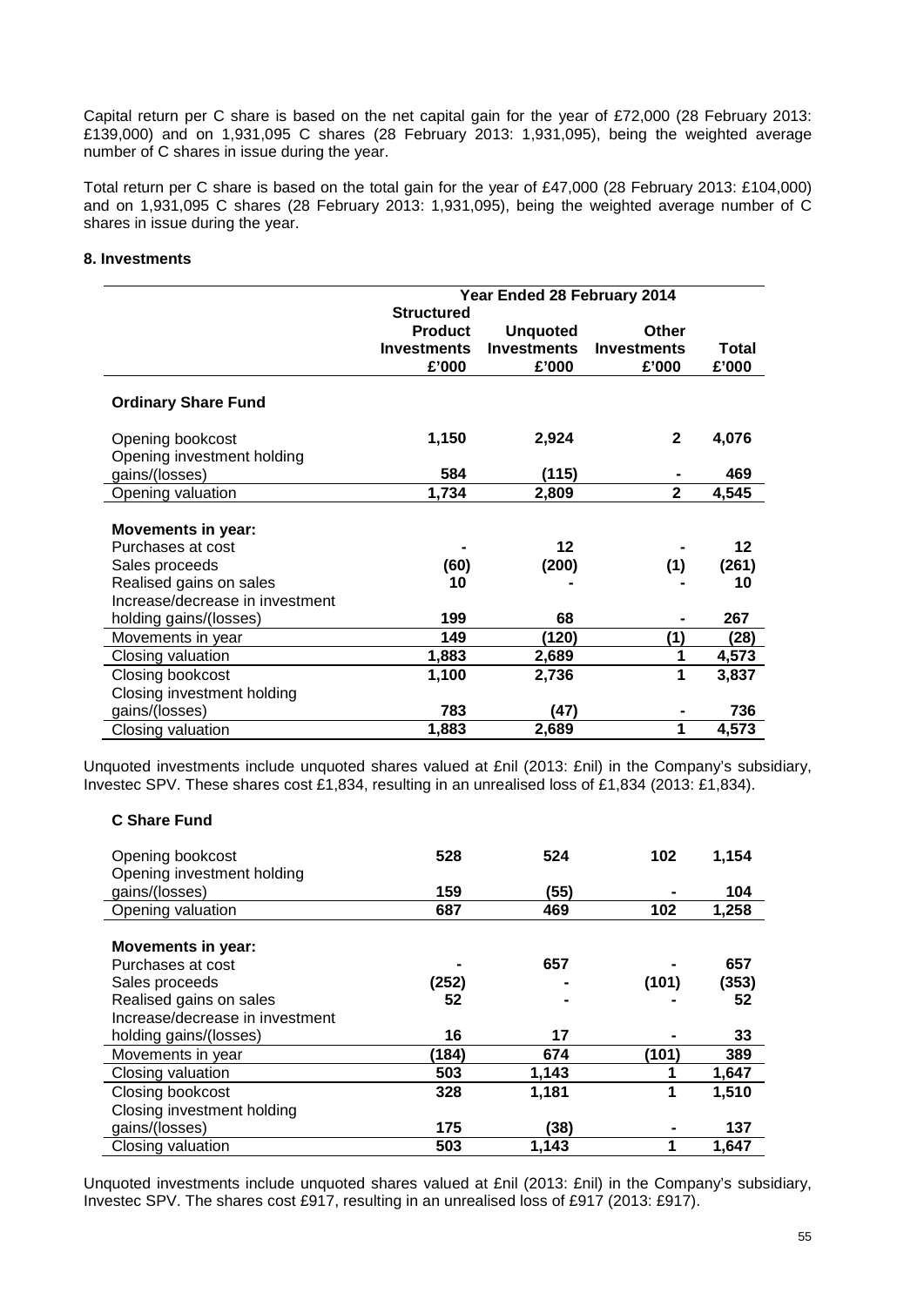Capital return per C share is based on the net capital gain for the year of £72,000 (28 February 2013: £139,000) and on 1,931,095 C shares (28 February 2013: 1,931,095), being the weighted average number of C shares in issue during the year.

Total return per C share is based on the total gain for the year of £47,000 (28 February 2013: £104,000) and on 1,931,095 C shares (28 February 2013: 1,931,095), being the weighted average number of C shares in issue during the year.

### 8. Investments

| | Year Ended 28 February 2014 | | | |
|---|---|---|---|---|
| | **Structured Product Investments £'000** | **Unquoted Investments £'000** | **Other Investments £'000** | **Total £'000** |
| **Ordinary Share Fund** | | | | |
| Opening bookcost | **1,150** | **2,924** | **2** | **4,076** |
| Opening investment holding gains/(losses) | **584** | **(115)** | **-** | **469** |
| Opening valuation | **1,734** | **2,809** | **2** | **4,545** |
| **Movements in year:** | | | | |
| Purchases at cost | **-** | **12** | **-** | **12** |
| Sales proceeds | **(60)** | **(200)** | **(1)** | **(261)** |
| Realised gains on sales | **10** | **-** | **-** | **10** |
| Increase/decrease in investment holding gains/(losses) | **199** | **68** | **-** | **267** |
| Movements in year | **149** | **(120)** | **(1)** | **(28)** |
| Closing valuation | **1,883** | **2,689** | **1** | **4,573** |
| Closing bookcost | **1,100** | **2,736** | **1** | **3,837** |
| Closing investment holding gains/(losses) | **783** | **(47)** | **-** | **736** |
| Closing valuation | **1,883** | **2,689** | **1** | **4,573** |

Unquoted investments include unquoted shares valued at £nil (2013: £nil) in the Company's subsidiary, Investec SPV. These shares cost £1,834, resulting in an unrealised loss of £1,834 (2013: £1,834).

| **C Share Fund** | | | | |
|---|---|---|---|---|
| Opening bookcost | **528** | **524** | **102** | **1,154** |
| Opening investment holding gains/(losses) | **159** | **(55)** | **-** | **104** |
| Opening valuation | **687** | **469** | **102** | **1,258** |
| **Movements in year:** | | | | |
| Purchases at cost | **-** | **657** | **-** | **657** |
| Sales proceeds | **(252)** | **-** | **(101)** | **(353)** |
| Realised gains on sales | **52** | **-** | **-** | **52** |
| Increase/decrease in investment holding gains/(losses) | **16** | **17** | **-** | **33** |
| Movements in year | **(184)** | **674** | **(101)** | **389** |
| Closing valuation | **503** | **1,143** | **1** | **1,647** |
| Closing bookcost | **328** | **1,181** | **1** | **1,510** |
| Closing investment holding gains/(losses) | **175** | **(38)** | **-** | **137** |
| Closing valuation | **503** | **1,143** | **1** | **1,647** |

Unquoted investments include unquoted shares valued at £nil (2013: £nil) in the Company's subsidiary, Investec SPV. The shares cost £917, resulting in an unrealised loss of £917 (2013: £917).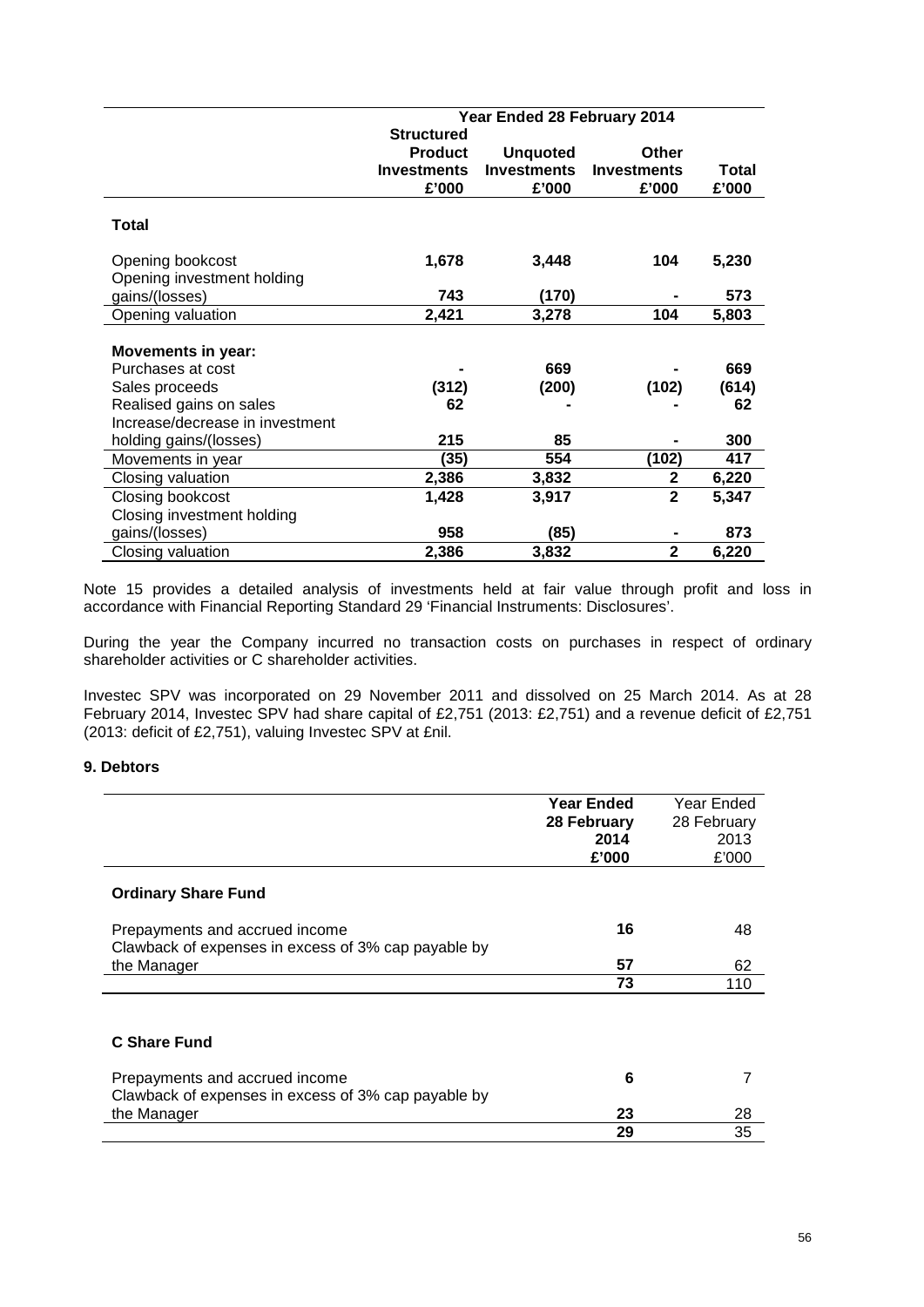| | Year Ended 28 February 2014 | | | |
|---|---|---|---|---|
| | **Structured Product Investments £'000** | **Unquoted Investments £'000** | **Other Investments £'000** | **Total £'000** |
| **Total** | | | | |
| Opening bookcost | **1,678** | **3,448** | **104** | **5,230** |
| Opening investment holding gains/(losses) | **743** | **(170)** | **-** | **573** |
| Opening valuation | **2,421** | **3,278** | **104** | **5,803** |
| **Movements in year:** | | | | |
| Purchases at cost | **-** | **669** | **-** | **669** |
| Sales proceeds | **(312)** | **(200)** | **(102)** | **(614)** |
| Realised gains on sales | **62** | **-** | **-** | **62** |
| Increase/decrease in investment holding gains/(losses) | **215** | **85** | **-** | **300** |
| Movements in year | **(35)** | **554** | **(102)** | **417** |
| Closing valuation | **2,386** | **3,832** | **2** | **6,220** |
| Closing bookcost | **1,428** | **3,917** | **2** | **5,347** |
| Closing investment holding gains/(losses) | **958** | **(85)** | **-** | **873** |
| Closing valuation | **2,386** | **3,832** | **2** | **6,220** |

Note 15 provides a detailed analysis of investments held at fair value through profit and loss in accordance with Financial Reporting Standard 29 'Financial Instruments: Disclosures'.

During the year the Company incurred no transaction costs on purchases in respect of ordinary shareholder activities or C shareholder activities.

Investec SPV was incorporated on 29 November 2011 and dissolved on 25 March 2014. As at 28 February 2014, Investec SPV had share capital of £2,751 (2013: £2,751) and a revenue deficit of £2,751 (2013: deficit of £2,751), valuing Investec SPV at £nil.

### 9. Debtors

| | **Year Ended 28 February 2014 £'000** | Year Ended 28 February 2013 £'000 |
|---|---|---|
| **Ordinary Share Fund** | | |
| Prepayments and accrued income | **16** | 48 |
| Clawback of expenses in excess of 3% cap payable by the Manager | **57** | 62 |
| | **73** | 110 |
| **C Share Fund** | | |
| Prepayments and accrued income | **6** | 7 |
| Clawback of expenses in excess of 3% cap payable by the Manager | **23** | 28 |
| | **29** | 35 |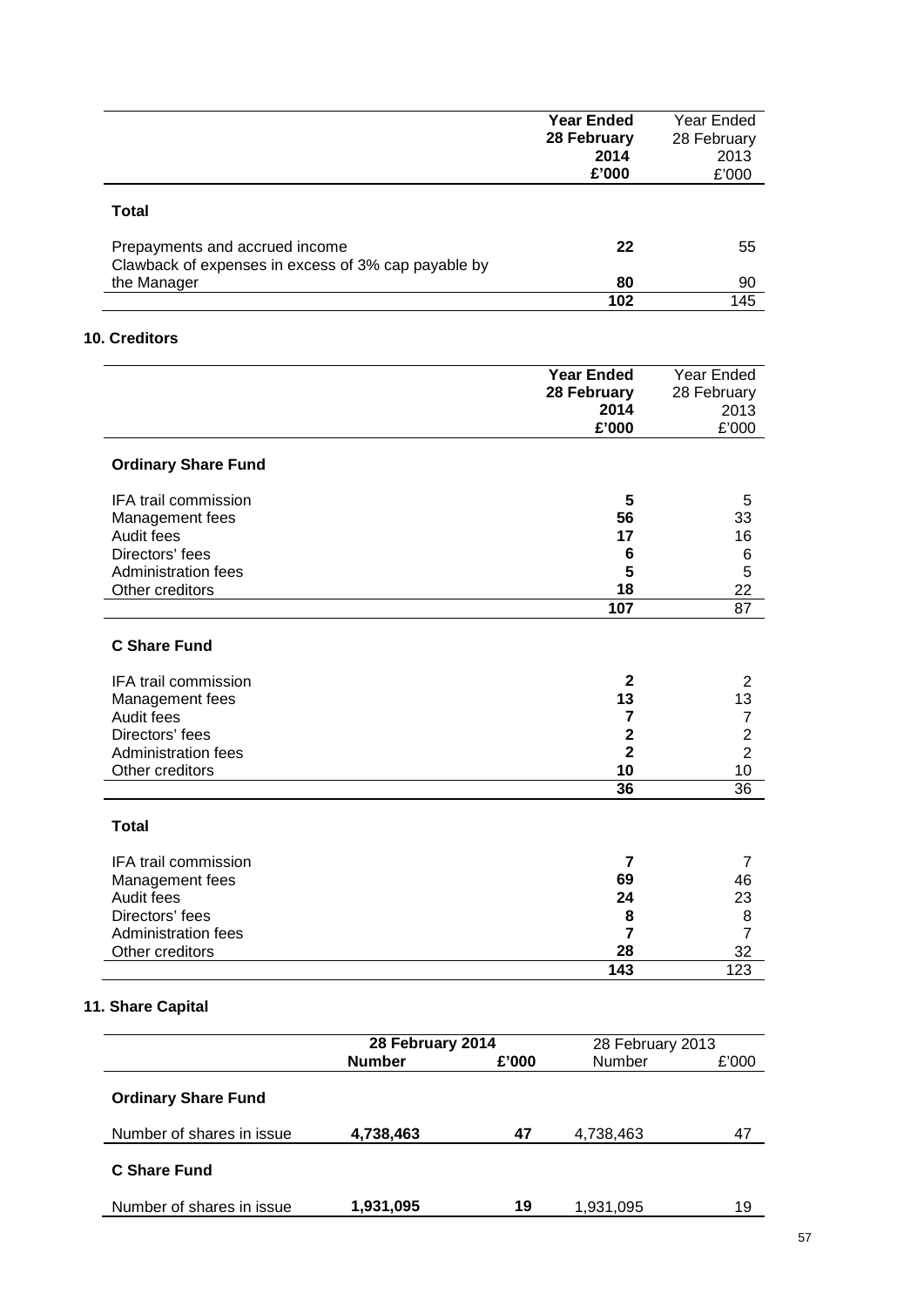| | Year Ended 28 February 2014 £'000 | Year Ended 28 February 2013 £'000 |
|---|---|---|
| **Total** | | |
| Prepayments and accrued income | **22** | 55 |
| Clawback of expenses in excess of 3% cap payable by the Manager | **80** | 90 |
| | **102** | 145 |

## 10. Creditors

| | Year Ended 28 February 2014 £'000 | Year Ended 28 February 2013 £'000 |
|---|---|---|
| **Ordinary Share Fund** | | |
| IFA trail commission | **5** | 5 |
| Management fees | **56** | 33 |
| Audit fees | **17** | 16 |
| Directors' fees | **6** | 6 |
| Administration fees | **5** | 5 |
| Other creditors | **18** | 22 |
| | **107** | 87 |
| **C Share Fund** | | |
| IFA trail commission | **2** | 2 |
| Management fees | **13** | 13 |
| Audit fees | **7** | 7 |
| Directors' fees | **2** | 2 |
| Administration fees | **2** | 2 |
| Other creditors | **10** | 10 |
| | **36** | 36 |
| **Total** | | |
| IFA trail commission | **7** | 7 |
| Management fees | **69** | 46 |
| Audit fees | **24** | 23 |
| Directors' fees | **8** | 8 |
| Administration fees | **7** | 7 |
| Other creditors | **28** | 32 |
| | **143** | 123 |

## 11. Share Capital

| | 28 February 2014 | | 28 February 2013 | |
|---|---|---|---|---|
| | **Number** | **£'000** | Number | £'000 |
| **Ordinary Share Fund** | | | | |
| Number of shares in issue | **4,738,463** | **47** | 4,738,463 | 47 |
| **C Share Fund** | | | | |
| Number of shares in issue | **1,931,095** | **19** | 1,931,095 | 19 |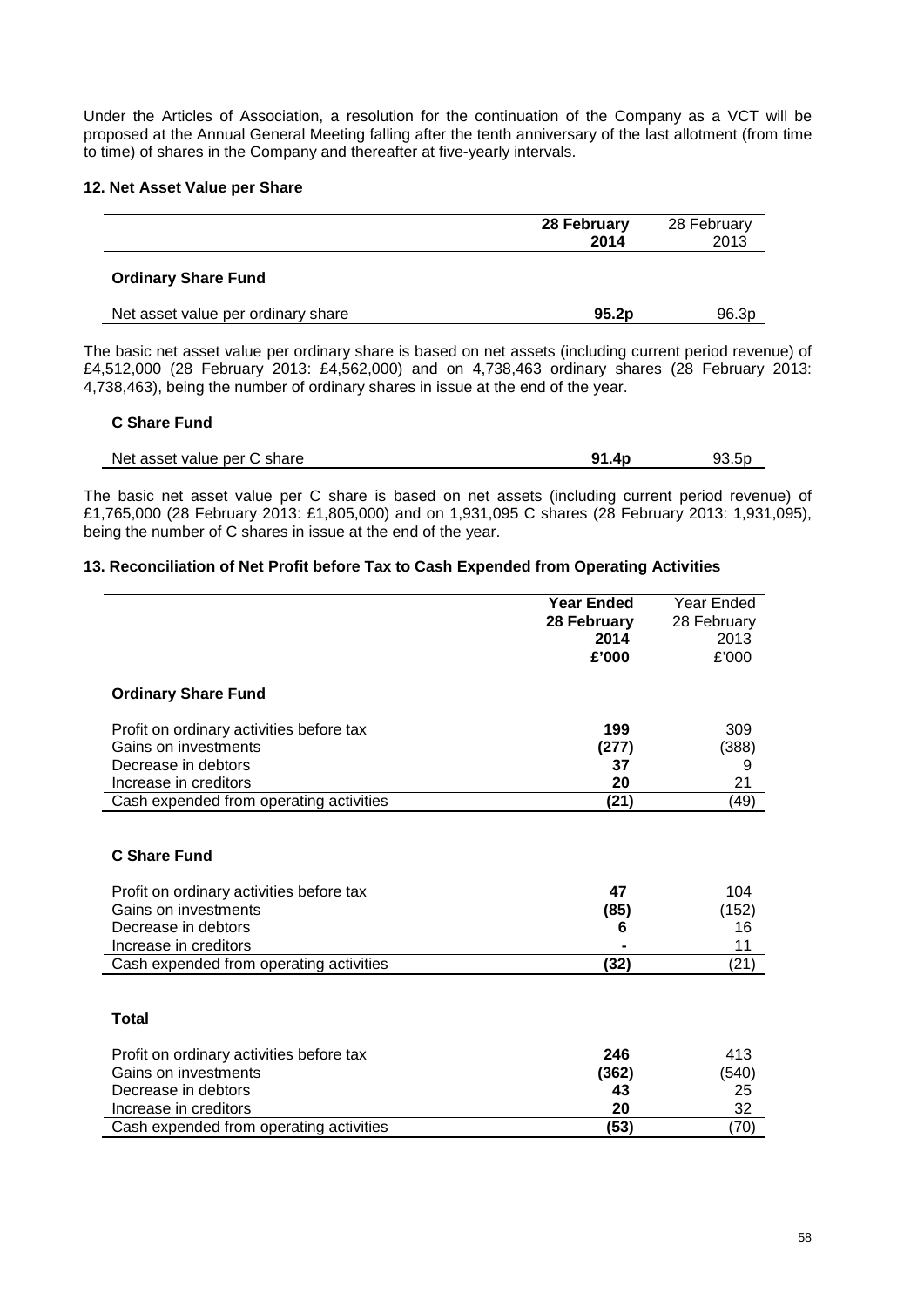Under the Articles of Association, a resolution for the continuation of the Company as a VCT will be proposed at the Annual General Meeting falling after the tenth anniversary of the last allotment (from time to time) of shares in the Company and thereafter at five-yearly intervals.

### 12. Net Asset Value per Share

| | **28 February 2014** | 28 February 2013 |
|---|---|---|
| **Ordinary Share Fund** | | |
| Net asset value per ordinary share | **95.2p** | 96.3p |

The basic net asset value per ordinary share is based on net assets (including current period revenue) of £4,512,000 (28 February 2013: £4,562,000) and on 4,738,463 ordinary shares (28 February 2013: 4,738,463), being the number of ordinary shares in issue at the end of the year.

| | | |
|---|---|---|
| **C Share Fund** | | |
| Net asset value per C share | **91.4p** | 93.5p |

The basic net asset value per C share is based on net assets (including current period revenue) of £1,765,000 (28 February 2013: £1,805,000) and on 1,931,095 C shares (28 February 2013: 1,931,095), being the number of C shares in issue at the end of the year.

### 13. Reconciliation of Net Profit before Tax to Cash Expended from Operating Activities

| | **Year Ended 28 February 2014 £'000** | Year Ended 28 February 2013 £'000 |
|---|---|---|
| **Ordinary Share Fund** | | |
| Profit on ordinary activities before tax | **199** | 309 |
| Gains on investments | **(277)** | (388) |
| Decrease in debtors | **37** | 9 |
| Increase in creditors | **20** | 21 |
| Cash expended from operating activities | **(21)** | (49) |
| **C Share Fund** | | |
| Profit on ordinary activities before tax | **47** | 104 |
| Gains on investments | **(85)** | (152) |
| Decrease in debtors | **6** | 16 |
| Increase in creditors | **-** | 11 |
| Cash expended from operating activities | **(32)** | (21) |
| **Total** | | |
| Profit on ordinary activities before tax | **246** | 413 |
| Gains on investments | **(362)** | (540) |
| Decrease in debtors | **43** | 25 |
| Increase in creditors | **20** | 32 |
| Cash expended from operating activities | **(53)** | (70) |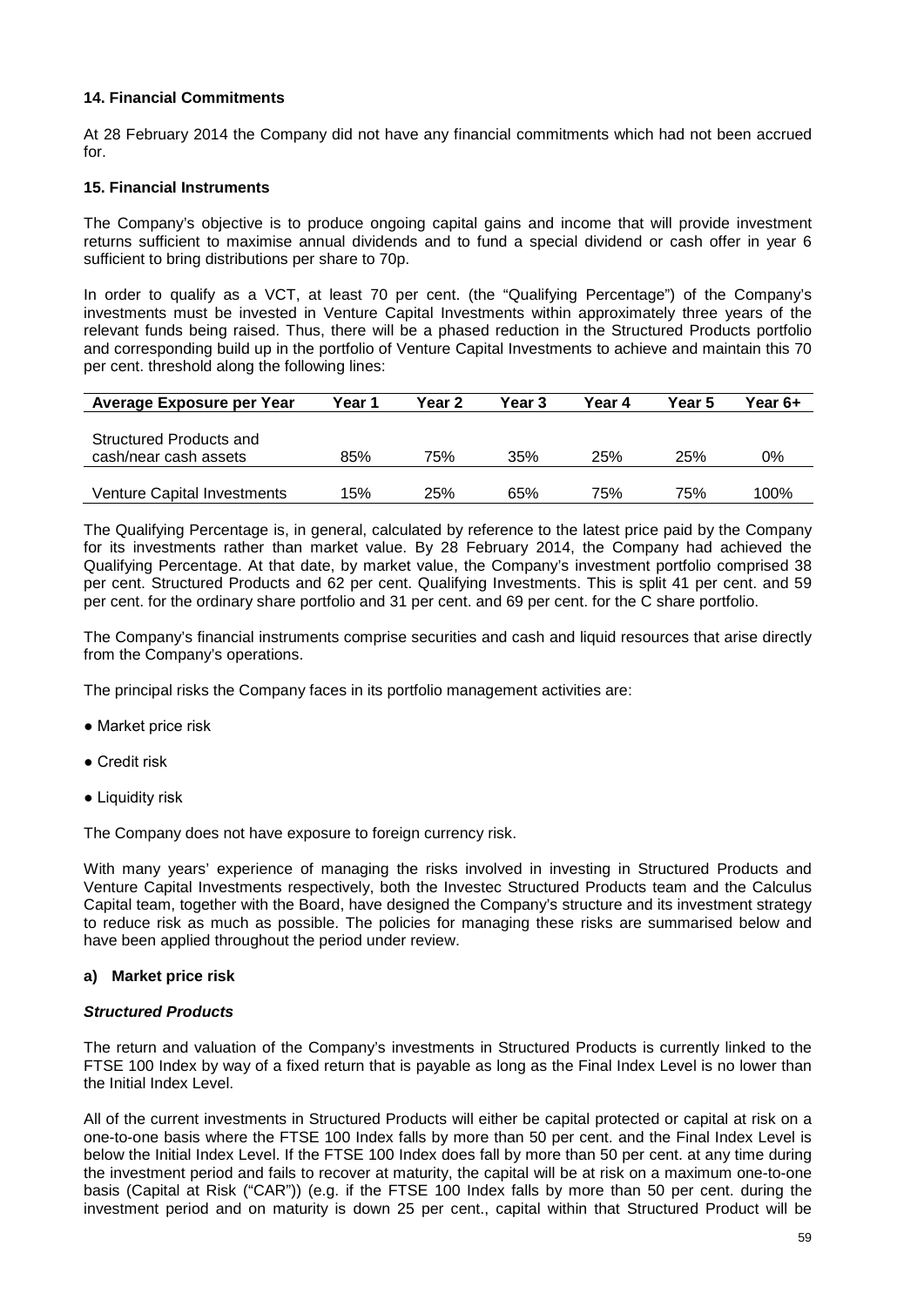### 14. Financial Commitments

At 28 February 2014 the Company did not have any financial commitments which had not been accrued for.

### 15. Financial Instruments

The Company's objective is to produce ongoing capital gains and income that will provide investment returns sufficient to maximise annual dividends and to fund a special dividend or cash offer in year 6 sufficient to bring distributions per share to 70p.

In order to qualify as a VCT, at least 70 per cent. (the "Qualifying Percentage") of the Company's investments must be invested in Venture Capital Investments within approximately three years of the relevant funds being raised. Thus, there will be a phased reduction in the Structured Products portfolio and corresponding build up in the portfolio of Venture Capital Investments to achieve and maintain this 70 per cent. threshold along the following lines:

| Average Exposure per Year | Year 1 | Year 2 | Year 3 | Year 4 | Year 5 | Year 6+ |
|---|---|---|---|---|---|---|
| Structured Products and cash/near cash assets | 85% | 75% | 35% | 25% | 25% | 0% |
| Venture Capital Investments | 15% | 25% | 65% | 75% | 75% | 100% |

The Qualifying Percentage is, in general, calculated by reference to the latest price paid by the Company for its investments rather than market value. By 28 February 2014, the Company had achieved the Qualifying Percentage. At that date, by market value, the Company's investment portfolio comprised 38 per cent. Structured Products and 62 per cent. Qualifying Investments. This is split 41 per cent. and 59 per cent. for the ordinary share portfolio and 31 per cent. and 69 per cent. for the C share portfolio.

The Company's financial instruments comprise securities and cash and liquid resources that arise directly from the Company's operations.

The principal risks the Company faces in its portfolio management activities are:

- Market price risk
- Credit risk
- Liquidity risk

The Company does not have exposure to foreign currency risk.

With many years' experience of managing the risks involved in investing in Structured Products and Venture Capital Investments respectively, both the Investec Structured Products team and the Calculus Capital team, together with the Board, have designed the Company's structure and its investment strategy to reduce risk as much as possible. The policies for managing these risks are summarised below and have been applied throughout the period under review.

#### a) Market price risk

***Structured Products***

The return and valuation of the Company's investments in Structured Products is currently linked to the FTSE 100 Index by way of a fixed return that is payable as long as the Final Index Level is no lower than the Initial Index Level.

All of the current investments in Structured Products will either be capital protected or capital at risk on a one-to-one basis where the FTSE 100 Index falls by more than 50 per cent. and the Final Index Level is below the Initial Index Level. If the FTSE 100 Index does fall by more than 50 per cent. at any time during the investment period and fails to recover at maturity, the capital will be at risk on a maximum one-to-one basis (Capital at Risk ("CAR")) (e.g. if the FTSE 100 Index falls by more than 50 per cent. during the investment period and on maturity is down 25 per cent., capital within that Structured Product will be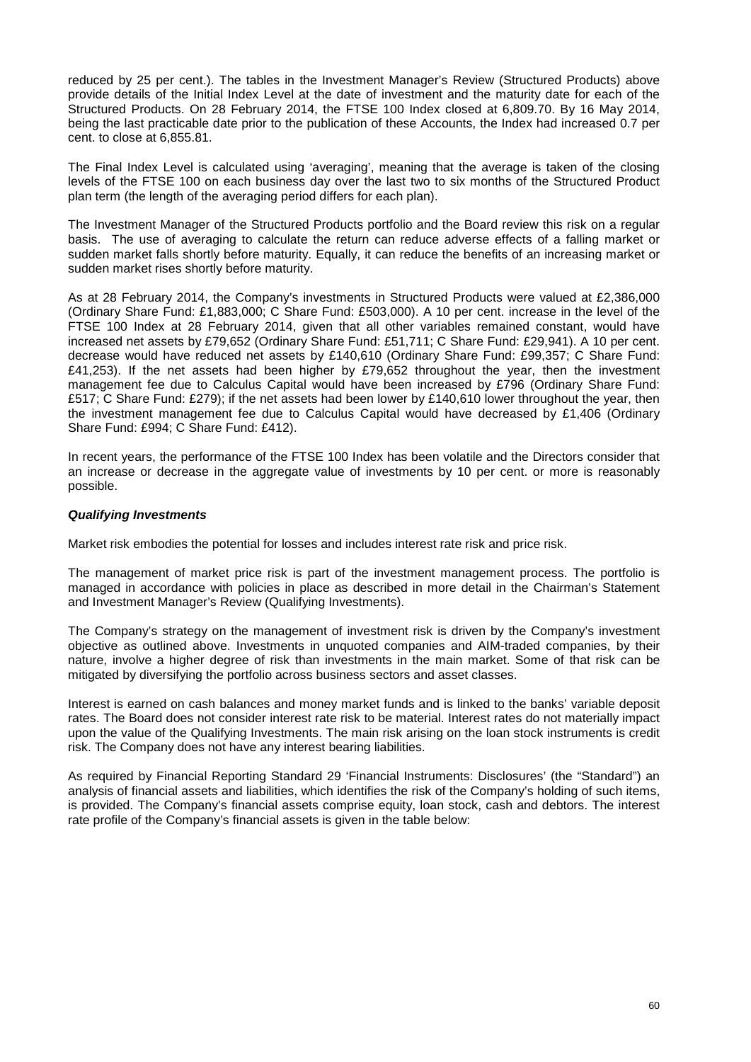reduced by 25 per cent.). The tables in the Investment Manager's Review (Structured Products) above provide details of the Initial Index Level at the date of investment and the maturity date for each of the Structured Products. On 28 February 2014, the FTSE 100 Index closed at 6,809.70. By 16 May 2014, being the last practicable date prior to the publication of these Accounts, the Index had increased 0.7 per cent. to close at 6,855.81.

The Final Index Level is calculated using 'averaging', meaning that the average is taken of the closing levels of the FTSE 100 on each business day over the last two to six months of the Structured Product plan term (the length of the averaging period differs for each plan).

The Investment Manager of the Structured Products portfolio and the Board review this risk on a regular basis. The use of averaging to calculate the return can reduce adverse effects of a falling market or sudden market falls shortly before maturity. Equally, it can reduce the benefits of an increasing market or sudden market rises shortly before maturity.

As at 28 February 2014, the Company's investments in Structured Products were valued at £2,386,000 (Ordinary Share Fund: £1,883,000; C Share Fund: £503,000). A 10 per cent. increase in the level of the FTSE 100 Index at 28 February 2014, given that all other variables remained constant, would have increased net assets by £79,652 (Ordinary Share Fund: £51,711; C Share Fund: £29,941). A 10 per cent. decrease would have reduced net assets by £140,610 (Ordinary Share Fund: £99,357; C Share Fund: £41,253). If the net assets had been higher by £79,652 throughout the year, then the investment management fee due to Calculus Capital would have been increased by £796 (Ordinary Share Fund: £517; C Share Fund: £279); if the net assets had been lower by £140,610 lower throughout the year, then the investment management fee due to Calculus Capital would have decreased by £1,406 (Ordinary Share Fund: £994; C Share Fund: £412).

In recent years, the performance of the FTSE 100 Index has been volatile and the Directors consider that an increase or decrease in the aggregate value of investments by 10 per cent. or more is reasonably possible.

***Qualifying Investments***

Market risk embodies the potential for losses and includes interest rate risk and price risk.

The management of market price risk is part of the investment management process. The portfolio is managed in accordance with policies in place as described in more detail in the Chairman's Statement and Investment Manager's Review (Qualifying Investments).

The Company's strategy on the management of investment risk is driven by the Company's investment objective as outlined above. Investments in unquoted companies and AIM-traded companies, by their nature, involve a higher degree of risk than investments in the main market. Some of that risk can be mitigated by diversifying the portfolio across business sectors and asset classes.

Interest is earned on cash balances and money market funds and is linked to the banks' variable deposit rates. The Board does not consider interest rate risk to be material. Interest rates do not materially impact upon the value of the Qualifying Investments. The main risk arising on the loan stock instruments is credit risk. The Company does not have any interest bearing liabilities.

As required by Financial Reporting Standard 29 'Financial Instruments: Disclosures' (the "Standard") an analysis of financial assets and liabilities, which identifies the risk of the Company's holding of such items, is provided. The Company's financial assets comprise equity, loan stock, cash and debtors. The interest rate profile of the Company's financial assets is given in the table below: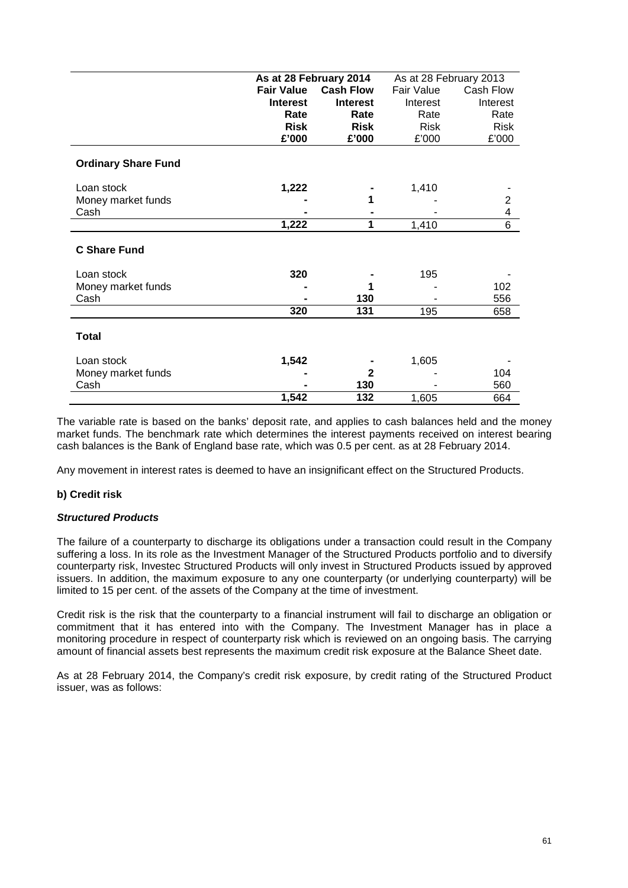| | As at 28 February 2014 | | As at 28 February 2013 | |
|---|---|---|---|---|
| | **Fair Value Interest Rate Risk £'000** | **Cash Flow Interest Rate Risk £'000** | Fair Value Interest Rate Risk £'000 | Cash Flow Interest Rate Risk £'000 |
| **Ordinary Share Fund** | | | | |
| Loan stock | **1,222** | **-** | 1,410 | - |
| Money market funds | **-** | **1** | - | 2 |
| Cash | **-** | **-** | - | 4 |
| | **1,222** | **1** | 1,410 | 6 |
| **C Share Fund** | | | | |
| Loan stock | **320** | **-** | 195 | - |
| Money market funds | **-** | **1** | - | 102 |
| Cash | **-** | **130** | - | 556 |
| | **320** | **131** | 195 | 658 |
| **Total** | | | | |
| Loan stock | **1,542** | **-** | 1,605 | - |
| Money market funds | **-** | **2** | - | 104 |
| Cash | **-** | **130** | - | 560 |
| | **1,542** | **132** | 1,605 | 664 |

The variable rate is based on the banks' deposit rate, and applies to cash balances held and the money market funds. The benchmark rate which determines the interest payments received on interest bearing cash balances is the Bank of England base rate, which was 0.5 per cent. as at 28 February 2014.

Any movement in interest rates is deemed to have an insignificant effect on the Structured Products.

**b) Credit risk**

***Structured Products***

The failure of a counterparty to discharge its obligations under a transaction could result in the Company suffering a loss. In its role as the Investment Manager of the Structured Products portfolio and to diversify counterparty risk, Investec Structured Products will only invest in Structured Products issued by approved issuers. In addition, the maximum exposure to any one counterparty (or underlying counterparty) will be limited to 15 per cent. of the assets of the Company at the time of investment.

Credit risk is the risk that the counterparty to a financial instrument will fail to discharge an obligation or commitment that it has entered into with the Company. The Investment Manager has in place a monitoring procedure in respect of counterparty risk which is reviewed on an ongoing basis. The carrying amount of financial assets best represents the maximum credit risk exposure at the Balance Sheet date.

As at 28 February 2014, the Company's credit risk exposure, by credit rating of the Structured Product issuer, was as follows: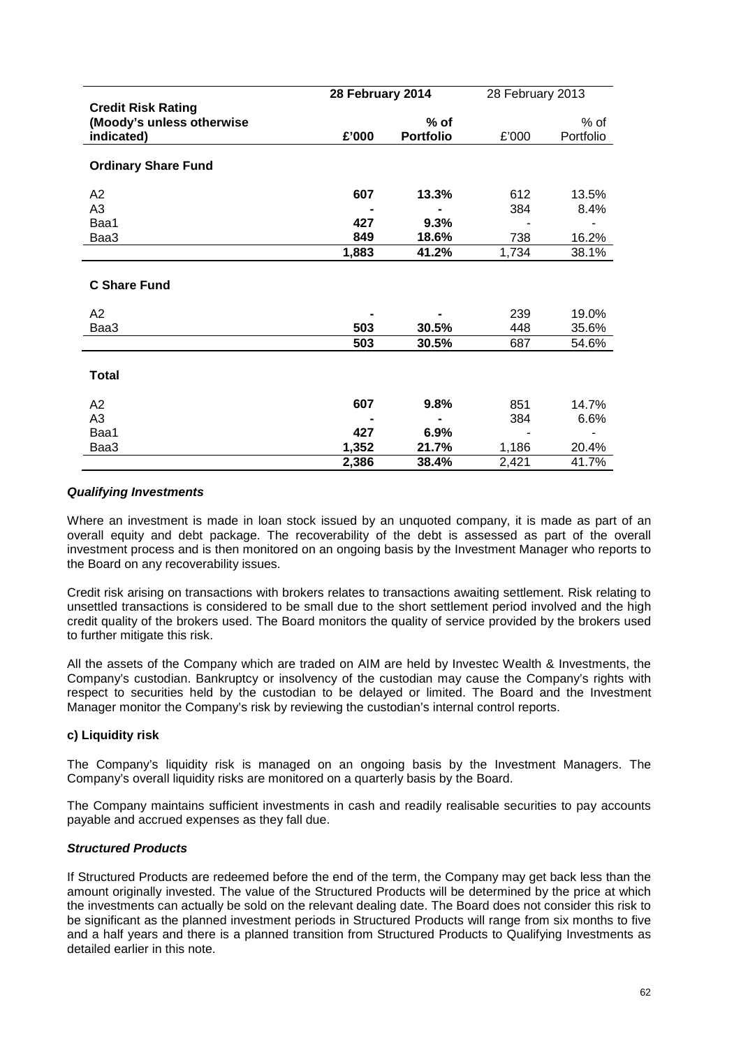| Credit Risk Rating (Moody's unless otherwise indicated) | 28 February 2014 | | 28 February 2013 | |
|---|---|---|---|---|
| | **£'000** | **% of Portfolio** | £'000 | % of Portfolio |
| **Ordinary Share Fund** | | | | |
| A2 | **607** | **13.3%** | 612 | 13.5% |
| A3 | **-** | **-** | 384 | 8.4% |
| Baa1 | **427** | **9.3%** | - | - |
| Baa3 | **849** | **18.6%** | 738 | 16.2% |
| | **1,883** | **41.2%** | 1,734 | 38.1% |
| **C Share Fund** | | | | |
| A2 | **-** | **-** | 239 | 19.0% |
| Baa3 | **503** | **30.5%** | 448 | 35.6% |
| | **503** | **30.5%** | 687 | 54.6% |
| **Total** | | | | |
| A2 | **607** | **9.8%** | 851 | 14.7% |
| A3 | **-** | **-** | 384 | 6.6% |
| Baa1 | **427** | **6.9%** | - | - |
| Baa3 | **1,352** | **21.7%** | 1,186 | 20.4% |
| | **2,386** | **38.4%** | 2,421 | 41.7% |

***Qualifying Investments***

Where an investment is made in loan stock issued by an unquoted company, it is made as part of an overall equity and debt package. The recoverability of the debt is assessed as part of the overall investment process and is then monitored on an ongoing basis by the Investment Manager who reports to the Board on any recoverability issues.

Credit risk arising on transactions with brokers relates to transactions awaiting settlement. Risk relating to unsettled transactions is considered to be small due to the short settlement period involved and the high credit quality of the brokers used. The Board monitors the quality of service provided by the brokers used to further mitigate this risk.

All the assets of the Company which are traded on AIM are held by Investec Wealth & Investments, the Company's custodian. Bankruptcy or insolvency of the custodian may cause the Company's rights with respect to securities held by the custodian to be delayed or limited. The Board and the Investment Manager monitor the Company's risk by reviewing the custodian's internal control reports.

**c) Liquidity risk**

The Company's liquidity risk is managed on an ongoing basis by the Investment Managers. The Company's overall liquidity risks are monitored on a quarterly basis by the Board.

The Company maintains sufficient investments in cash and readily realisable securities to pay accounts payable and accrued expenses as they fall due.

***Structured Products***

If Structured Products are redeemed before the end of the term, the Company may get back less than the amount originally invested. The value of the Structured Products will be determined by the price at which the investments can actually be sold on the relevant dealing date. The Board does not consider this risk to be significant as the planned investment periods in Structured Products will range from six months to five and a half years and there is a planned transition from Structured Products to Qualifying Investments as detailed earlier in this note.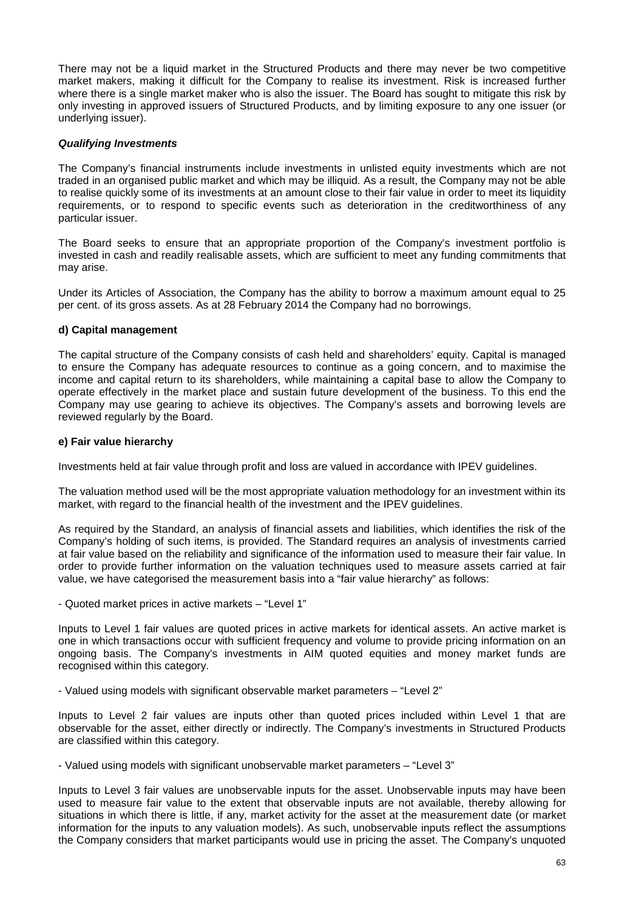There may not be a liquid market in the Structured Products and there may never be two competitive market makers, making it difficult for the Company to realise its investment. Risk is increased further where there is a single market maker who is also the issuer. The Board has sought to mitigate this risk by only investing in approved issuers of Structured Products, and by limiting exposure to any one issuer (or underlying issuer).

***Qualifying Investments***

The Company's financial instruments include investments in unlisted equity investments which are not traded in an organised public market and which may be illiquid. As a result, the Company may not be able to realise quickly some of its investments at an amount close to their fair value in order to meet its liquidity requirements, or to respond to specific events such as deterioration in the creditworthiness of any particular issuer.

The Board seeks to ensure that an appropriate proportion of the Company's investment portfolio is invested in cash and readily realisable assets, which are sufficient to meet any funding commitments that may arise.

Under its Articles of Association, the Company has the ability to borrow a maximum amount equal to 25 per cent. of its gross assets. As at 28 February 2014 the Company had no borrowings.

**d) Capital management**

The capital structure of the Company consists of cash held and shareholders' equity. Capital is managed to ensure the Company has adequate resources to continue as a going concern, and to maximise the income and capital return to its shareholders, while maintaining a capital base to allow the Company to operate effectively in the market place and sustain future development of the business. To this end the Company may use gearing to achieve its objectives. The Company's assets and borrowing levels are reviewed regularly by the Board.

**e) Fair value hierarchy**

Investments held at fair value through profit and loss are valued in accordance with IPEV guidelines.

The valuation method used will be the most appropriate valuation methodology for an investment within its market, with regard to the financial health of the investment and the IPEV guidelines.

As required by the Standard, an analysis of financial assets and liabilities, which identifies the risk of the Company's holding of such items, is provided. The Standard requires an analysis of investments carried at fair value based on the reliability and significance of the information used to measure their fair value. In order to provide further information on the valuation techniques used to measure assets carried at fair value, we have categorised the measurement basis into a "fair value hierarchy" as follows:

- Quoted market prices in active markets – "Level 1"

Inputs to Level 1 fair values are quoted prices in active markets for identical assets. An active market is one in which transactions occur with sufficient frequency and volume to provide pricing information on an ongoing basis. The Company's investments in AIM quoted equities and money market funds are recognised within this category.

- Valued using models with significant observable market parameters – "Level 2"

Inputs to Level 2 fair values are inputs other than quoted prices included within Level 1 that are observable for the asset, either directly or indirectly. The Company's investments in Structured Products are classified within this category.

- Valued using models with significant unobservable market parameters – "Level 3"

Inputs to Level 3 fair values are unobservable inputs for the asset. Unobservable inputs may have been used to measure fair value to the extent that observable inputs are not available, thereby allowing for situations in which there is little, if any, market activity for the asset at the measurement date (or market information for the inputs to any valuation models). As such, unobservable inputs reflect the assumptions the Company considers that market participants would use in pricing the asset. The Company's unquoted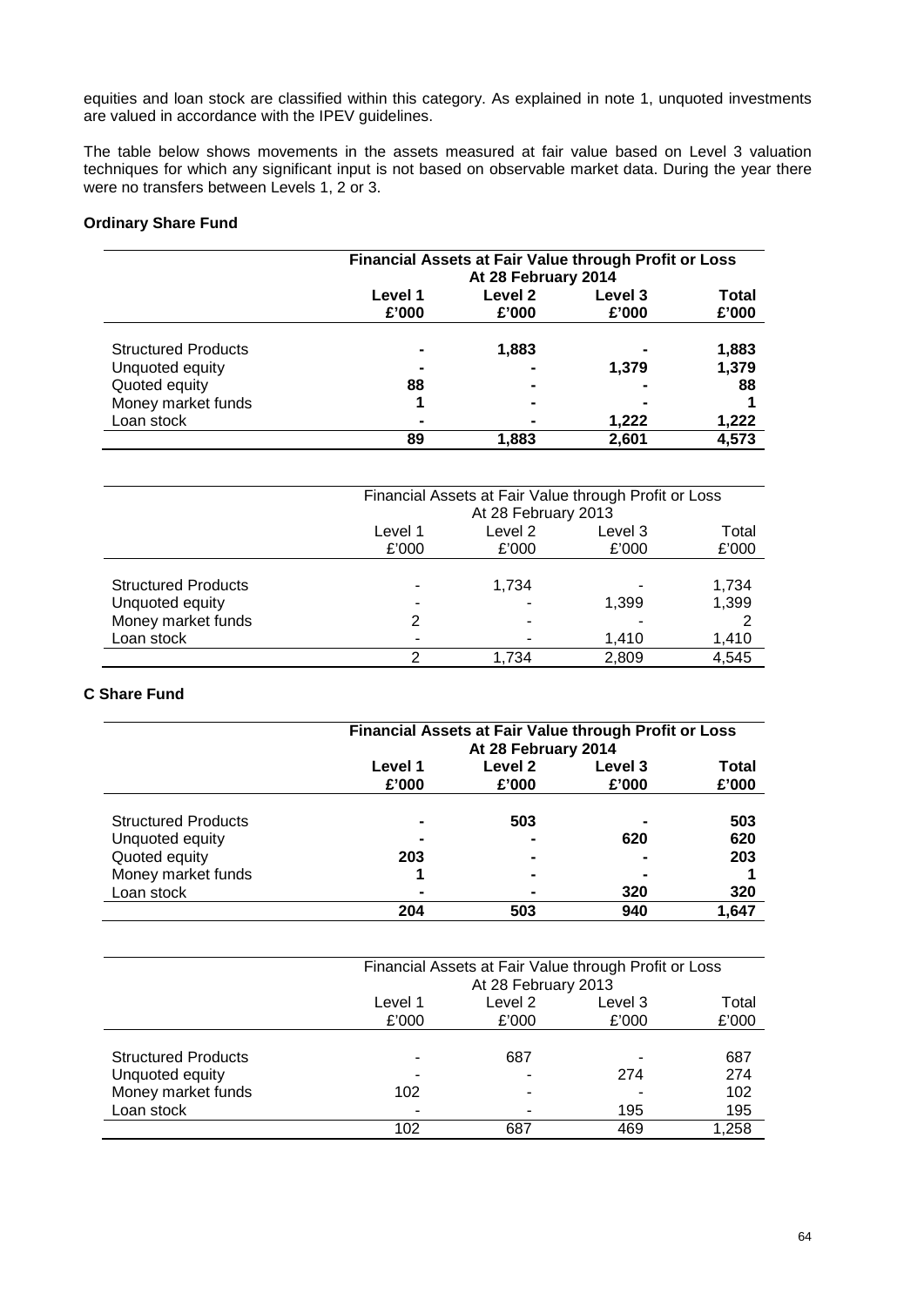equities and loan stock are classified within this category. As explained in note 1, unquoted investments are valued in accordance with the IPEV guidelines.

The table below shows movements in the assets measured at fair value based on Level 3 valuation techniques for which any significant input is not based on observable market data. During the year there were no transfers between Levels 1, 2 or 3.

**Ordinary Share Fund**

| | **Financial Assets at Fair Value through Profit or Loss At 28 February 2014** | | | |
|---|---|---|---|---|
| | **Level 1 £'000** | **Level 2 £'000** | **Level 3 £'000** | **Total £'000** |
| Structured Products | **-** | **1,883** | **-** | **1,883** |
| Unquoted equity | **-** | **-** | **1,379** | **1,379** |
| Quoted equity | **88** | **-** | **-** | **88** |
| Money market funds | **1** | **-** | **-** | **1** |
| Loan stock | **-** | **-** | **1,222** | **1,222** |
| | **89** | **1,883** | **2,601** | **4,573** |

| | Financial Assets at Fair Value through Profit or Loss At 28 February 2013 | | | |
|---|---|---|---|---|
| | Level 1 £'000 | Level 2 £'000 | Level 3 £'000 | Total £'000 |
| Structured Products | - | 1,734 | - | 1,734 |
| Unquoted equity | - | - | 1,399 | 1,399 |
| Money market funds | 2 | - | - | 2 |
| Loan stock | - | - | 1,410 | 1,410 |
| | 2 | 1,734 | 2,809 | 4,545 |

**C Share Fund**

| | **Financial Assets at Fair Value through Profit or Loss At 28 February 2014** | | | |
|---|---|---|---|---|
| | **Level 1 £'000** | **Level 2 £'000** | **Level 3 £'000** | **Total £'000** |
| Structured Products | **-** | **503** | **-** | **503** |
| Unquoted equity | **-** | **-** | **620** | **620** |
| Quoted equity | **203** | **-** | **-** | **203** |
| Money market funds | **1** | **-** | **-** | **1** |
| Loan stock | **-** | **-** | **320** | **320** |
| | **204** | **503** | **940** | **1,647** |

| | Financial Assets at Fair Value through Profit or Loss At 28 February 2013 | | | |
|---|---|---|---|---|
| | Level 1 £'000 | Level 2 £'000 | Level 3 £'000 | Total £'000 |
| Structured Products | - | 687 | - | 687 |
| Unquoted equity | - | - | 274 | 274 |
| Money market funds | 102 | - | - | 102 |
| Loan stock | - | - | 195 | 195 |
| | 102 | 687 | 469 | 1,258 |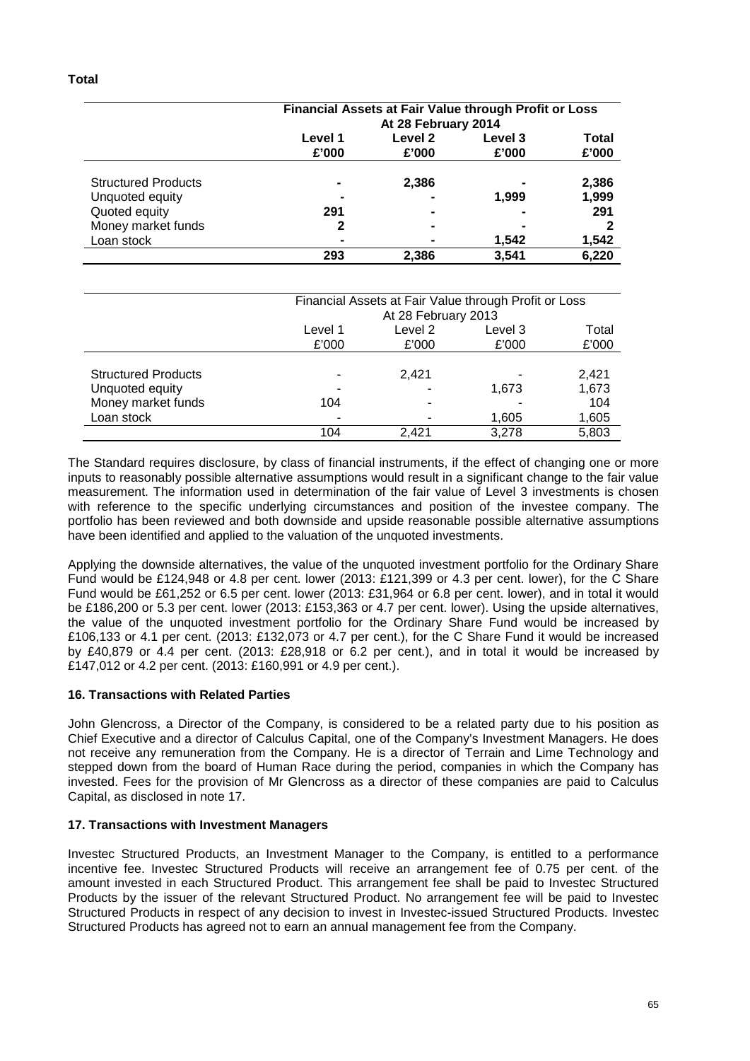**Total**

| | Financial Assets at Fair Value through Profit or Loss At 28 February 2014 | | | |
|---|---|---|---|---|
| | **Level 1 £'000** | **Level 2 £'000** | **Level 3 £'000** | **Total £'000** |
| Structured Products | **-** | **2,386** | **-** | **2,386** |
| Unquoted equity | **-** | **-** | **1,999** | **1,999** |
| Quoted equity | **291** | **-** | **-** | **291** |
| Money market funds | **2** | **-** | **-** | **2** |
| Loan stock | **-** | **-** | **1,542** | **1,542** |
| | **293** | **2,386** | **3,541** | **6,220** |

| | Financial Assets at Fair Value through Profit or Loss At 28 February 2013 | | | |
|---|---|---|---|---|
| | Level 1 £'000 | Level 2 £'000 | Level 3 £'000 | Total £'000 |
| Structured Products | - | 2,421 | - | 2,421 |
| Unquoted equity | - | - | 1,673 | 1,673 |
| Money market funds | 104 | - | - | 104 |
| Loan stock | - | - | 1,605 | 1,605 |
| | 104 | 2,421 | 3,278 | 5,803 |

The Standard requires disclosure, by class of financial instruments, if the effect of changing one or more inputs to reasonably possible alternative assumptions would result in a significant change to the fair value measurement. The information used in determination of the fair value of Level 3 investments is chosen with reference to the specific underlying circumstances and position of the investee company. The portfolio has been reviewed and both downside and upside reasonable possible alternative assumptions have been identified and applied to the valuation of the unquoted investments.

Applying the downside alternatives, the value of the unquoted investment portfolio for the Ordinary Share Fund would be £124,948 or 4.8 per cent. lower (2013: £121,399 or 4.3 per cent. lower), for the C Share Fund would be £61,252 or 6.5 per cent. lower (2013: £31,964 or 6.8 per cent. lower), and in total it would be £186,200 or 5.3 per cent. lower (2013: £153,363 or 4.7 per cent. lower). Using the upside alternatives, the value of the unquoted investment portfolio for the Ordinary Share Fund would be increased by £106,133 or 4.1 per cent. (2013: £132,073 or 4.7 per cent.), for the C Share Fund it would be increased by £40,879 or 4.4 per cent. (2013: £28,918 or 6.2 per cent.), and in total it would be increased by £147,012 or 4.2 per cent. (2013: £160,991 or 4.9 per cent.).

**16. Transactions with Related Parties**

John Glencross, a Director of the Company, is considered to be a related party due to his position as Chief Executive and a director of Calculus Capital, one of the Company's Investment Managers. He does not receive any remuneration from the Company. He is a director of Terrain and Lime Technology and stepped down from the board of Human Race during the period, companies in which the Company has invested. Fees for the provision of Mr Glencross as a director of these companies are paid to Calculus Capital, as disclosed in note 17.

**17. Transactions with Investment Managers**

Investec Structured Products, an Investment Manager to the Company, is entitled to a performance incentive fee. Investec Structured Products will receive an arrangement fee of 0.75 per cent. of the amount invested in each Structured Product. This arrangement fee shall be paid to Investec Structured Products by the issuer of the relevant Structured Product. No arrangement fee will be paid to Investec Structured Products in respect of any decision to invest in Investec-issued Structured Products. Investec Structured Products has agreed not to earn an annual management fee from the Company.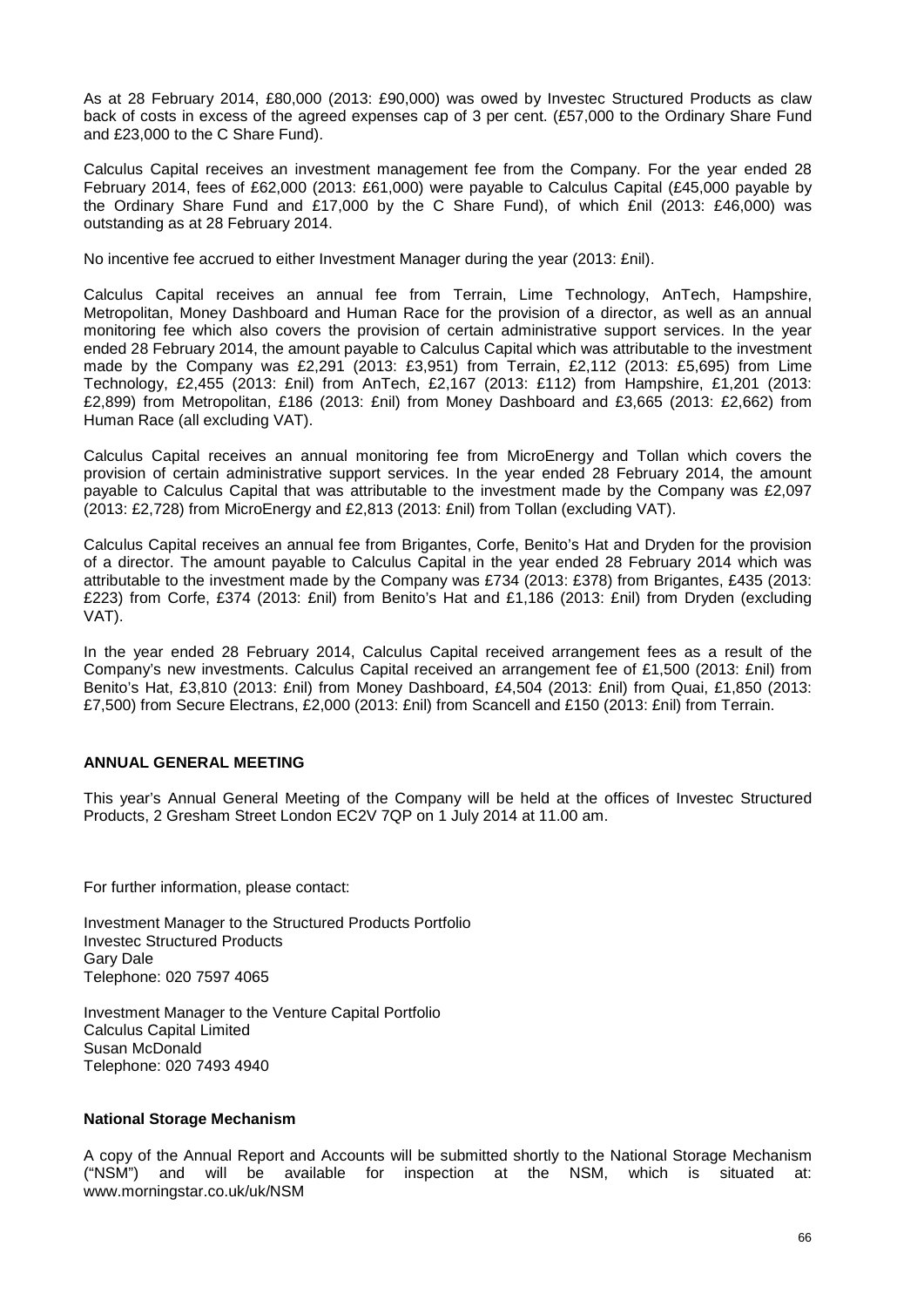As at 28 February 2014, £80,000 (2013: £90,000) was owed by Investec Structured Products as claw back of costs in excess of the agreed expenses cap of 3 per cent. (£57,000 to the Ordinary Share Fund and £23,000 to the C Share Fund).

Calculus Capital receives an investment management fee from the Company. For the year ended 28 February 2014, fees of £62,000 (2013: £61,000) were payable to Calculus Capital (£45,000 payable by the Ordinary Share Fund and £17,000 by the C Share Fund), of which £nil (2013: £46,000) was outstanding as at 28 February 2014.

No incentive fee accrued to either Investment Manager during the year (2013: £nil).

Calculus Capital receives an annual fee from Terrain, Lime Technology, AnTech, Hampshire, Metropolitan, Money Dashboard and Human Race for the provision of a director, as well as an annual monitoring fee which also covers the provision of certain administrative support services. In the year ended 28 February 2014, the amount payable to Calculus Capital which was attributable to the investment made by the Company was £2,291 (2013: £3,951) from Terrain, £2,112 (2013: £5,695) from Lime Technology, £2,455 (2013: £nil) from AnTech, £2,167 (2013: £112) from Hampshire, £1,201 (2013: £2,899) from Metropolitan, £186 (2013: £nil) from Money Dashboard and £3,665 (2013: £2,662) from Human Race (all excluding VAT).

Calculus Capital receives an annual monitoring fee from MicroEnergy and Tollan which covers the provision of certain administrative support services. In the year ended 28 February 2014, the amount payable to Calculus Capital that was attributable to the investment made by the Company was £2,097 (2013: £2,728) from MicroEnergy and £2,813 (2013: £nil) from Tollan (excluding VAT).

Calculus Capital receives an annual fee from Brigantes, Corfe, Benito's Hat and Dryden for the provision of a director. The amount payable to Calculus Capital in the year ended 28 February 2014 which was attributable to the investment made by the Company was £734 (2013: £378) from Brigantes, £435 (2013: £223) from Corfe, £374 (2013: £nil) from Benito's Hat and £1,186 (2013: £nil) from Dryden (excluding VAT).

In the year ended 28 February 2014, Calculus Capital received arrangement fees as a result of the Company's new investments. Calculus Capital received an arrangement fee of £1,500 (2013: £nil) from Benito's Hat, £3,810 (2013: £nil) from Money Dashboard, £4,504 (2013: £nil) from Quai, £1,850 (2013: £7,500) from Secure Electrans, £2,000 (2013: £nil) from Scancell and £150 (2013: £nil) from Terrain.

**ANNUAL GENERAL MEETING**

This year's Annual General Meeting of the Company will be held at the offices of Investec Structured Products, 2 Gresham Street London EC2V 7QP on 1 July 2014 at 11.00 am.

For further information, please contact:

Investment Manager to the Structured Products Portfolio
Investec Structured Products
Gary Dale
Telephone: 020 7597 4065

Investment Manager to the Venture Capital Portfolio
Calculus Capital Limited
Susan McDonald
Telephone: 020 7493 4940

**National Storage Mechanism**

A copy of the Annual Report and Accounts will be submitted shortly to the National Storage Mechanism ("NSM") and will be available for inspection at the NSM, which is situated at: www.morningstar.co.uk/uk/NSM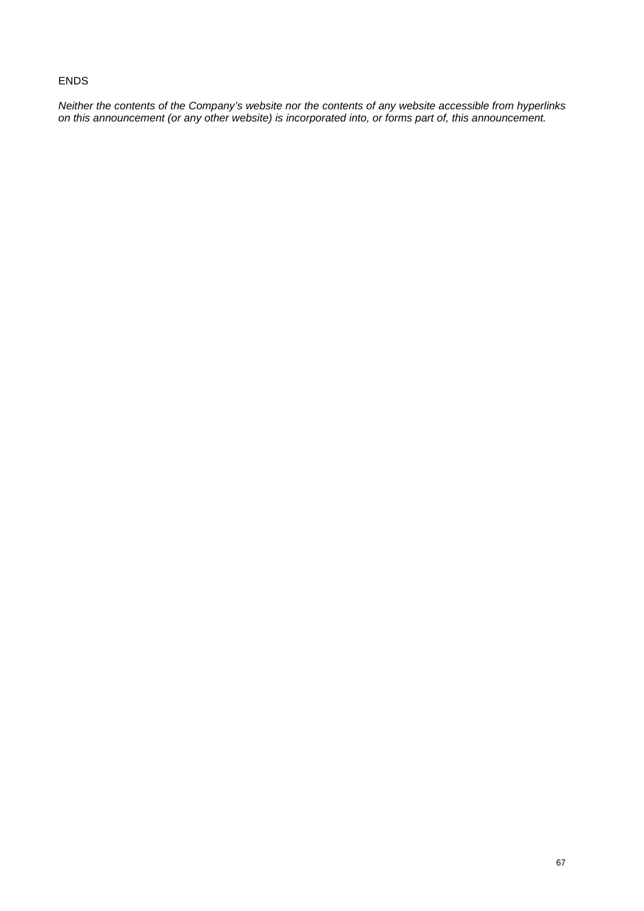ENDS

*Neither the contents of the Company's website nor the contents of any website accessible from hyperlinks on this announcement (or any other website) is incorporated into, or forms part of, this announcement.*